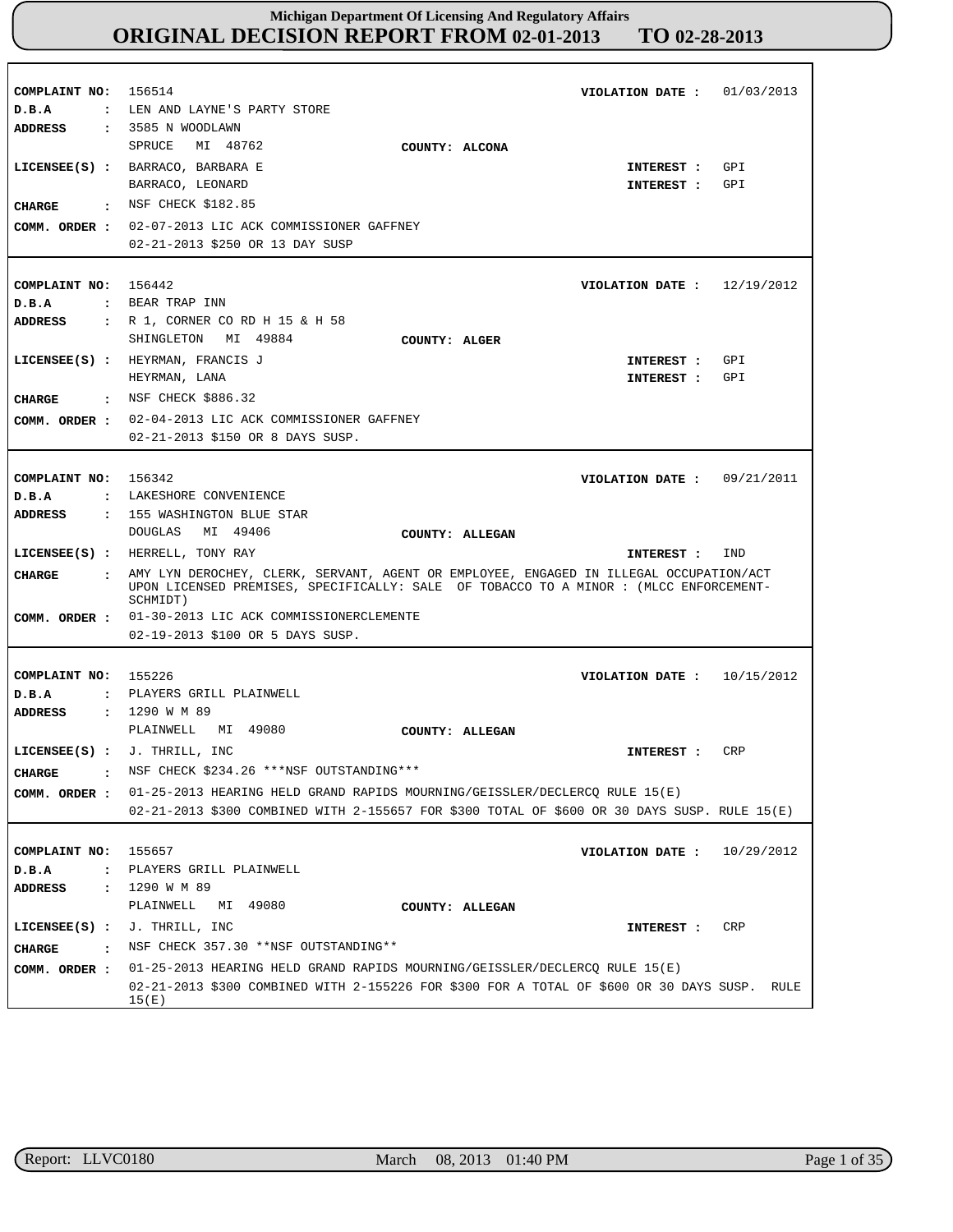**Michigan Department Of Licensing And Regulatory Affairs**

# ORIGINAL DECISION REPORT FROM 02-01-2013 TO 02-28-2013

---

**COMPLAINT NO:** 156514  
**VIOLATION DATE :** 01/03/2013  
**D.B.A :** LEN AND LAYNE'S PARTY STORE  
**ADDRESS :** 3585 N WOODLAWN  
SPRUCE MI 48762  
**COUNTY:** ALCONA  
**LICENSEE(S) :** BARRACO, BARBARA E — **INTEREST :** GPI  
BARRACO, LEONARD — **INTEREST :** GPI  
**CHARGE :** NSF CHECK $182.85  
**COMM. ORDER :** 02-07-2013 LIC ACK COMMISSIONER GAFFNEY  
02-21-2013 $250 OR 13 DAY SUSP

---

**COMPLAINT NO:** 156442  
**VIOLATION DATE :** 12/19/2012  
**D.B.A :** BEAR TRAP INN  
**ADDRESS :** R 1, CORNER CO RD H 15 & H 58  
SHINGLETON MI 49884  
**COUNTY:** ALGER  
**LICENSEE(S) :** HEYRMAN, FRANCIS J — **INTEREST :** GPI  
HEYRMAN, LANA — **INTEREST :** GPI  
**CHARGE :** NSF CHECK $886.32  
**COMM. ORDER :** 02-04-2013 LIC ACK COMMISSIONER GAFFNEY  
02-21-2013 $150 OR 8 DAYS SUSP.

---

**COMPLAINT NO:** 156342  
**VIOLATION DATE :** 09/21/2011  
**D.B.A :** LAKESHORE CONVENIENCE  
**ADDRESS :** 155 WASHINGTON BLUE STAR  
DOUGLAS MI 49406  
**COUNTY:** ALLEGAN  
**LICENSEE(S) :** HERRELL, TONY RAY — **INTEREST :** IND  
**CHARGE :** AMY LYN DEROCHEY, CLERK, SERVANT, AGENT OR EMPLOYEE, ENGAGED IN ILLEGAL OCCUPATION/ACT UPON LICENSED PREMISES, SPECIFICALLY: SALE OF TOBACCO TO A MINOR : (MLCC ENFORCEMENT-SCHMIDT)  
**COMM. ORDER :** 01-30-2013 LIC ACK COMMISSIONERCLEMENTE  
02-19-2013 $100 OR 5 DAYS SUSP.

---

**COMPLAINT NO:** 155226  
**VIOLATION DATE :** 10/15/2012  
**D.B.A :** PLAYERS GRILL PLAINWELL  
**ADDRESS :** 1290 W M 89  
PLAINWELL MI 49080  
**COUNTY:** ALLEGAN  
**LICENSEE(S) :** J. THRILL, INC — **INTEREST :** CRP  
**CHARGE :** NSF CHECK $234.26 ***NSF OUTSTANDING***  
**COMM. ORDER :** 01-25-2013 HEARING HELD GRAND RAPIDS MOURNING/GEISSLER/DECLERCQ RULE 15(E)  
02-21-2013 $300 COMBINED WITH 2-155657 FOR $300 TOTAL OF $600 OR 30 DAYS SUSP. RULE 15(E)

---

**COMPLAINT NO:** 155657  
**VIOLATION DATE :** 10/29/2012  
**D.B.A :** PLAYERS GRILL PLAINWELL  
**ADDRESS :** 1290 W M 89  
PLAINWELL MI 49080  
**COUNTY:** ALLEGAN  
**LICENSEE(S) :** J. THRILL, INC — **INTEREST :** CRP  
**CHARGE :** NSF CHECK 357.30 **NSF OUTSTANDING**  
**COMM. ORDER :** 01-25-2013 HEARING HELD GRAND RAPIDS MOURNING/GEISSLER/DECLERCQ RULE 15(E)  
02-21-2013 $300 COMBINED WITH 2-155226 FOR $300 FOR A TOTAL OF $600 OR 30 DAYS SUSP. RULE 15(E)

---

Report: LLVC0180 — March 08, 2013 01:40 PM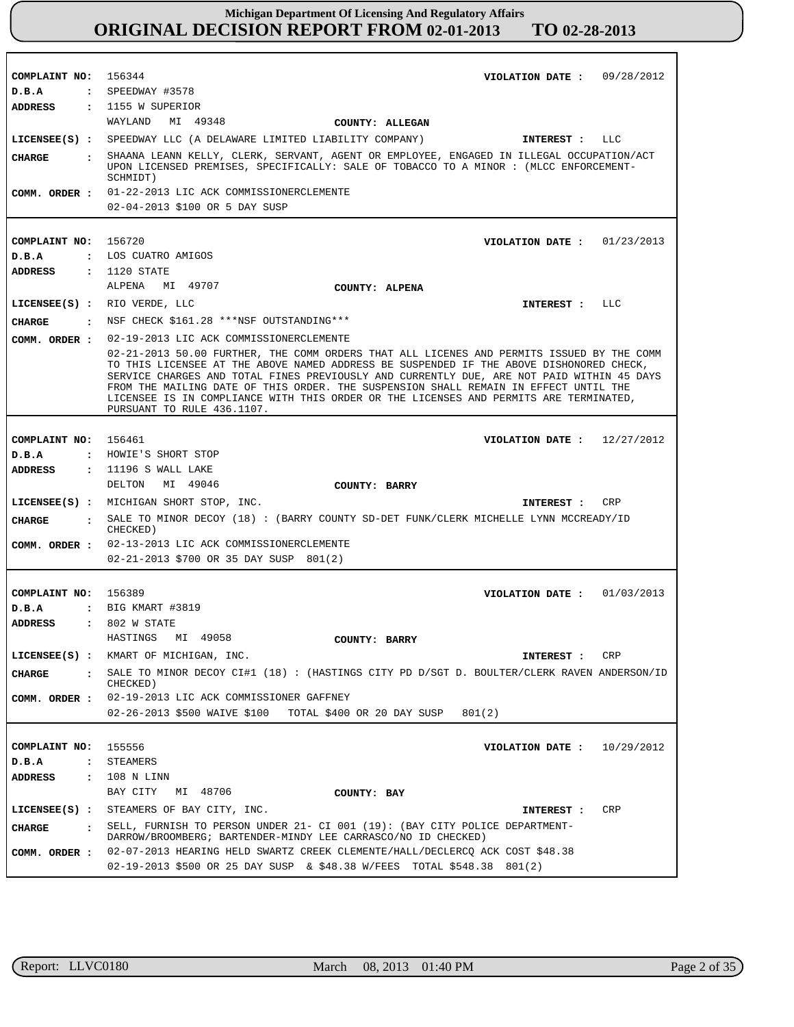# Michigan Department Of Licensing And Regulatory Affairs

## ORIGINAL DECISION REPORT FROM 02-01-2013 TO 02-28-2013

---

**COMPLAINT NO:** 156344 **VIOLATION DATE :** 09/28/2012

**D.B.A :** SPEEDWAY #3578

**ADDRESS :** 1155 W SUPERIOR
WAYLAND MI 49348 **COUNTY: ALLEGAN**

**LICENSEE(S) :** SPEEDWAY LLC (A DELAWARE LIMITED LIABILITY COMPANY) **INTEREST :** LLC

**CHARGE :** SHAANA LEANN KELLY, CLERK, SERVANT, AGENT OR EMPLOYEE, ENGAGED IN ILLEGAL OCCUPATION/ACT UPON LICENSED PREMISES, SPECIFICALLY: SALE OF TOBACCO TO A MINOR : (MLCC ENFORCEMENT-SCHMIDT)

**COMM. ORDER :** 01-22-2013 LIC ACK COMMISSIONERCLEMENTE
02-04-2013 $100 OR 5 DAY SUSP

---

**COMPLAINT NO:** 156720 **VIOLATION DATE :** 01/23/2013

**D.B.A :** LOS CUATRO AMIGOS

**ADDRESS :** 1120 STATE
ALPENA MI 49707 **COUNTY: ALPENA**

**LICENSEE(S) :** RIO VERDE, LLC **INTEREST :** LLC

**CHARGE :** NSF CHECK $161.28 ***NSF OUTSTANDING***

**COMM. ORDER :** 02-19-2013 LIC ACK COMMISSIONERCLEMENTE
02-21-2013 50.00 FURTHER, THE COMM ORDERS THAT ALL LICENES AND PERMITS ISSUED BY THE COMM TO THIS LICENSEE AT THE ABOVE NAMED ADDRESS BE SUSPENDED IF THE ABOVE DISHONORED CHECK, SERVICE CHARGES AND TOTAL FINES PREVIOUSLY AND CURRENTLY DUE, ARE NOT PAID WITHIN 45 DAYS FROM THE MAILING DATE OF THIS ORDER. THE SUSPENSION SHALL REMAIN IN EFFECT UNTIL THE LICENSEE IS IN COMPLIANCE WITH THIS ORDER OR THE LICENSES AND PERMITS ARE TERMINATED, PURSUANT TO RULE 436.1107.

---

**COMPLAINT NO:** 156461 **VIOLATION DATE :** 12/27/2012

**D.B.A :** HOWIE'S SHORT STOP

**ADDRESS :** 11196 S WALL LAKE
DELTON MI 49046 **COUNTY: BARRY**

**LICENSEE(S) :** MICHIGAN SHORT STOP, INC. **INTEREST :** CRP

**CHARGE :** SALE TO MINOR DECOY (18) : (BARRY COUNTY SD-DET FUNK/CLERK MICHELLE LYNN MCCREADY/ID CHECKED)

**COMM. ORDER :** 02-13-2013 LIC ACK COMMISSIONERCLEMENTE
02-21-2013 $700 OR 35 DAY SUSP 801(2)

---

**COMPLAINT NO:** 156389 **VIOLATION DATE :** 01/03/2013

**D.B.A :** BIG KMART #3819

**ADDRESS :** 802 W STATE
HASTINGS MI 49058 **COUNTY: BARRY**

**LICENSEE(S) :** KMART OF MICHIGAN, INC. **INTEREST :** CRP

**CHARGE :** SALE TO MINOR DECOY CI#1 (18) : (HASTINGS CITY PD D/SGT D. BOULTER/CLERK RAVEN ANDERSON/ID CHECKED)

**COMM. ORDER :** 02-19-2013 LIC ACK COMMISSIONER GAFFNEY
02-26-2013 $500 WAIVE $100 TOTAL $400 OR 20 DAY SUSP 801(2)

---

**COMPLAINT NO:** 155556 **VIOLATION DATE :** 10/29/2012

**D.B.A :** STEAMERS

**ADDRESS :** 108 N LINN
BAY CITY MI 48706 **COUNTY: BAY**

**LICENSEE(S) :** STEAMERS OF BAY CITY, INC. **INTEREST :** CRP

**CHARGE :** SELL, FURNISH TO PERSON UNDER 21- CI 001 (19): (BAY CITY POLICE DEPARTMENT-DARROW/BROOMBERG; BARTENDER-MINDY LEE CARRASCO/NO ID CHECKED)

**COMM. ORDER :** 02-07-2013 HEARING HELD SWARTZ CREEK CLEMENTE/HALL/DECLERCQ ACK COST $48.38
02-19-2013 $500 OR 25 DAY SUSP & $48.38 W/FEES TOTAL $548.38 801(2)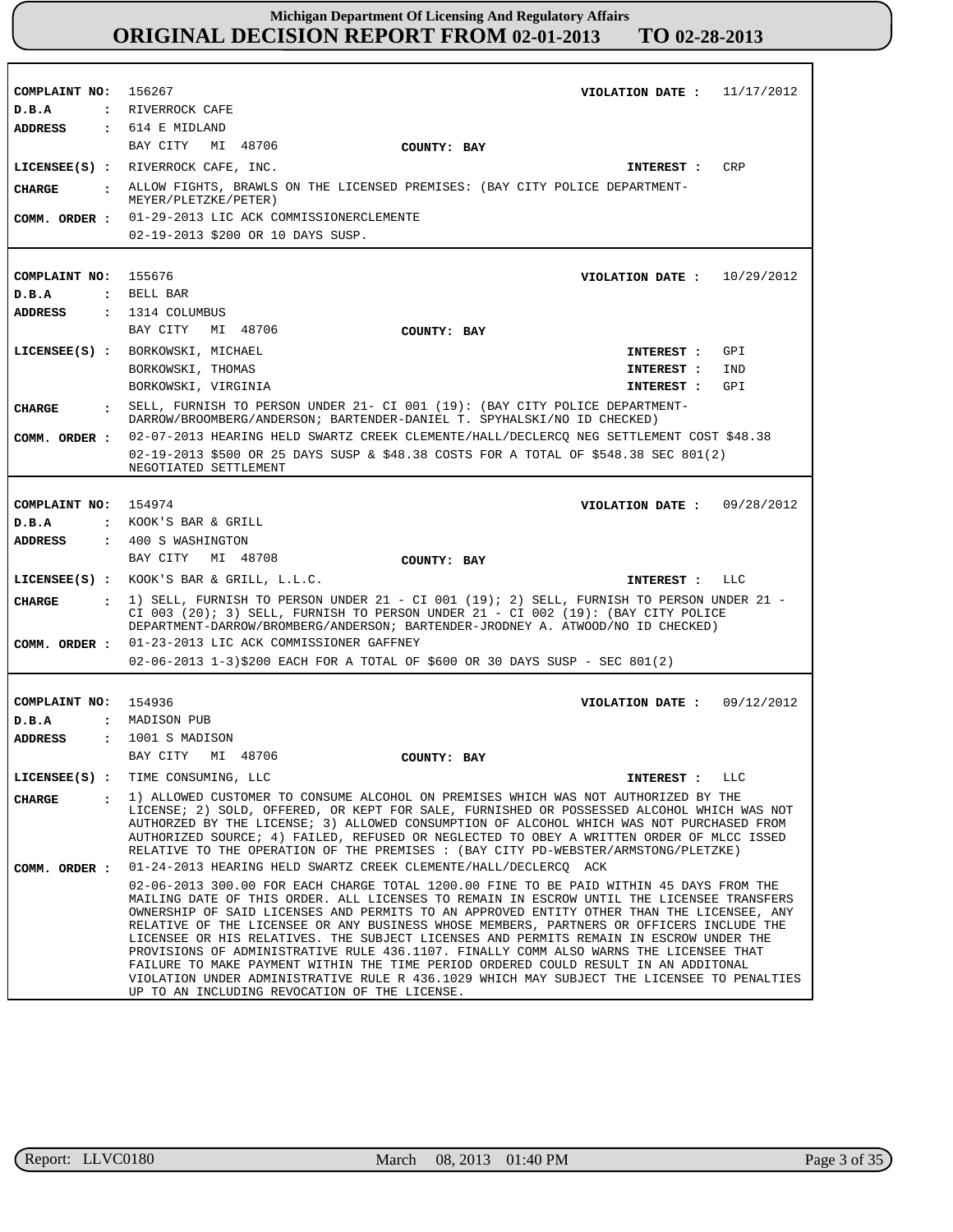**Michigan Department Of Licensing And Regulatory Affairs**
**ORIGINAL DECISION REPORT FROM 02-01-2013 TO 02-28-2013**

---

**COMPLAINT NO:** 156267 **VIOLATION DATE :** 11/17/2012
**D.B.A :** RIVERROCK CAFE
**ADDRESS :** 614 E MIDLAND
BAY CITY MI 48706 **COUNTY: BAY**
**LICENSEE(S) :** RIVERROCK CAFE, INC. **INTEREST :** CRP
**CHARGE :** ALLOW FIGHTS, BRAWLS ON THE LICENSED PREMISES: (BAY CITY POLICE DEPARTMENT-MEYER/PLETZKE/PETER)
**COMM. ORDER :** 01-29-2013 LIC ACK COMMISSIONERCLEMENTE
02-19-2013 $200 OR 10 DAYS SUSP.

---

**COMPLAINT NO:** 155676 **VIOLATION DATE :** 10/29/2012
**D.B.A :** BELL BAR
**ADDRESS :** 1314 COLUMBUS
BAY CITY MI 48706 **COUNTY: BAY**
**LICENSEE(S) :** BORKOWSKI, MICHAEL **INTEREST :** GPI
BORKOWSKI, THOMAS **INTEREST :** IND
BORKOWSKI, VIRGINIA **INTEREST :** GPI
**CHARGE :** SELL, FURNISH TO PERSON UNDER 21- CI 001 (19): (BAY CITY POLICE DEPARTMENT-DARROW/BROOMBERG/ANDERSON; BARTENDER-DANIEL T. SPYHALSKI/NO ID CHECKED)
**COMM. ORDER :** 02-07-2013 HEARING HELD SWARTZ CREEK CLEMENTE/HALL/DECLERCQ NEG SETTLEMENT COST $48.38
02-19-2013 $500 OR 25 DAYS SUSP & $48.38 COSTS FOR A TOTAL OF $548.38 SEC 801(2) NEGOTIATED SETTLEMENT

---

**COMPLAINT NO:** 154974 **VIOLATION DATE :** 09/28/2012
**D.B.A :** KOOK'S BAR & GRILL
**ADDRESS :** 400 S WASHINGTON
BAY CITY MI 48708 **COUNTY: BAY**
**LICENSEE(S) :** KOOK'S BAR & GRILL, L.L.C. **INTEREST :** LLC
**CHARGE :** 1) SELL, FURNISH TO PERSON UNDER 21 - CI 001 (19); 2) SELL, FURNISH TO PERSON UNDER 21 - CI 003 (20); 3) SELL, FURNISH TO PERSON UNDER 21 - CI 002 (19): (BAY CITY POLICE DEPARTMENT-DARROW/BROMBERG/ANDERSON; BARTENDER-JRODNEY A. ATWOOD/NO ID CHECKED)
**COMM. ORDER :** 01-23-2013 LIC ACK COMMISSIONER GAFFNEY
02-06-2013 1-3)$200 EACH FOR A TOTAL OF $600 OR 30 DAYS SUSP - SEC 801(2)

---

**COMPLAINT NO:** 154936 **VIOLATION DATE :** 09/12/2012
**D.B.A :** MADISON PUB
**ADDRESS :** 1001 S MADISON
BAY CITY MI 48706 **COUNTY: BAY**
**LICENSEE(S) :** TIME CONSUMING, LLC **INTEREST :** LLC
**CHARGE :** 1) ALLOWED CUSTOMER TO CONSUME ALCOHOL ON PREMISES WHICH WAS NOT AUTHORIZED BY THE LICENSE; 2) SOLD, OFFERED, OR KEPT FOR SALE, FURNISHED OR POSSESSED ALCOHOL WHICH WAS NOT AUTHORZED BY THE LICENSE; 3) ALLOWED CONSUMPTION OF ALCOHOL WHICH WAS NOT PURCHASED FROM AUTHORIZED SOURCE; 4) FAILED, REFUSED OR NEGLECTED TO OBEY A WRITTEN ORDER OF MLCC ISSED RELATIVE TO THE OPERATION OF THE PREMISES : (BAY CITY PD-WEBSTER/ARMSTONG/PLETZKE)
**COMM. ORDER :** 01-24-2013 HEARING HELD SWARTZ CREEK CLEMENTE/HALL/DECLERCQ ACK
02-06-2013 300.00 FOR EACH CHARGE TOTAL 1200.00 FINE TO BE PAID WITHIN 45 DAYS FROM THE MAILING DATE OF THIS ORDER. ALL LICENSES TO REMAIN IN ESCROW UNTIL THE LICENSEE TRANSFERS OWNERSHIP OF SAID LICENSES AND PERMITS TO AN APPROVED ENTITY OTHER THAN THE LICENSEE, ANY RELATIVE OF THE LICENSEE OR ANY BUSINESS WHOSE MEMBERS, PARTNERS OR OFFICERS INCLUDE THE LICENSEE OR HIS RELATIVES. THE SUBJECT LICENSES AND PERMITS REMAIN IN ESCROW UNDER THE PROVISIONS OF ADMINISTRATIVE RULE 436.1107. FINALLY COMM ALSO WARNS THE LICENSEE THAT FAILURE TO MAKE PAYMENT WITHIN THE TIME PERIOD ORDERED COULD RESULT IN AN ADDITONAL VIOLATION UNDER ADMINISTRATIVE RULE R 436.1029 WHICH MAY SUBJECT THE LICENSEE TO PENALTIES UP TO AN INCLUDING REVOCATION OF THE LICENSE.

---

Report: LLVC0180 March 08, 2013 01:40 PM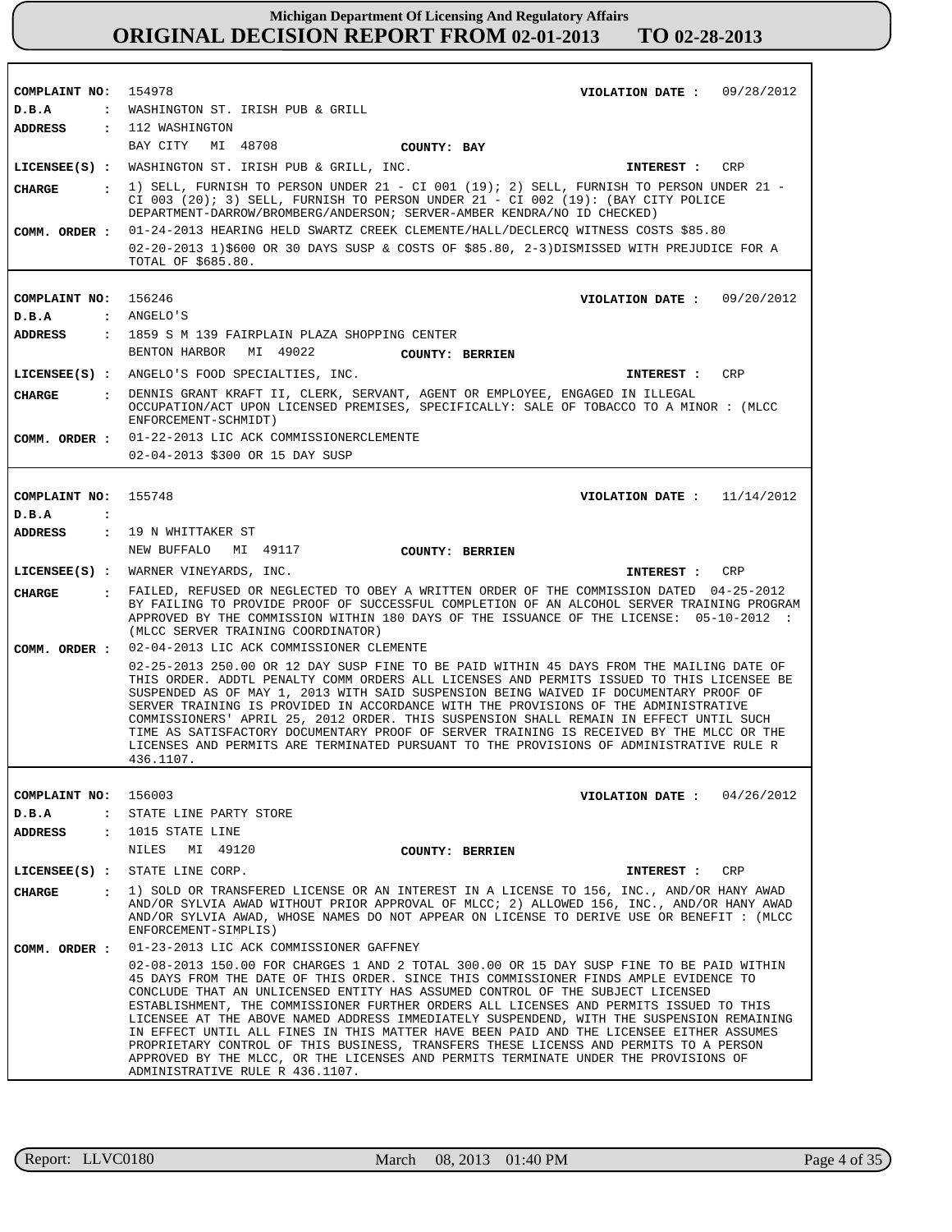# Michigan Department Of Licensing And Regulatory Affairs

# ORIGINAL DECISION REPORT FROM 02-01-2013 TO 02-28-2013

**COMPLAINT NO:** 154978 **VIOLATION DATE :** 09/28/2012

**D.B.A :** WASHINGTON ST. IRISH PUB & GRILL

**ADDRESS :** 112 WASHINGTON
BAY CITY MI 48708 **COUNTY: BAY**

**LICENSEE(S) :** WASHINGTON ST. IRISH PUB & GRILL, INC. **INTEREST :** CRP

**CHARGE :** 1) SELL, FURNISH TO PERSON UNDER 21 - CI 001 (19); 2) SELL, FURNISH TO PERSON UNDER 21 - CI 003 (20); 3) SELL, FURNISH TO PERSON UNDER 21 - CI 002 (19): (BAY CITY POLICE DEPARTMENT-DARROW/BROMBERG/ANDERSON; SERVER-AMBER KENDRA/NO ID CHECKED)

**COMM. ORDER :** 01-24-2013 HEARING HELD SWARTZ CREEK CLEMENTE/HALL/DECLERCQ WITNESS COSTS $85.80

02-20-2013 1)$600 OR 30 DAYS SUSP & COSTS OF $85.80, 2-3)DISMISSED WITH PREJUDICE FOR A TOTAL OF $685.80.

---

**COMPLAINT NO:** 156246 **VIOLATION DATE :** 09/20/2012

**D.B.A :** ANGELO'S

**ADDRESS :** 1859 S M 139 FAIRPLAIN PLAZA SHOPPING CENTER
BENTON HARBOR MI 49022 **COUNTY: BERRIEN**

**LICENSEE(S) :** ANGELO'S FOOD SPECIALTIES, INC. **INTEREST :** CRP

**CHARGE :** DENNIS GRANT KRAFT II, CLERK, SERVANT, AGENT OR EMPLOYEE, ENGAGED IN ILLEGAL OCCUPATION/ACT UPON LICENSED PREMISES, SPECIFICALLY: SALE OF TOBACCO TO A MINOR : (MLCC ENFORCEMENT-SCHMIDT)

**COMM. ORDER :** 01-22-2013 LIC ACK COMMISSIONERCLEMENTE

02-04-2013 $300 OR 15 DAY SUSP

---

**COMPLAINT NO:** 155748 **VIOLATION DATE :** 11/14/2012

**D.B.A :**

**ADDRESS :** 19 N WHITTAKER ST
NEW BUFFALO MI 49117 **COUNTY: BERRIEN**

**LICENSEE(S) :** WARNER VINEYARDS, INC. **INTEREST :** CRP

**CHARGE :** FAILED, REFUSED OR NEGLECTED TO OBEY A WRITTEN ORDER OF THE COMMISSION DATED 04-25-2012 BY FAILING TO PROVIDE PROOF OF SUCCESSFUL COMPLETION OF AN ALCOHOL SERVER TRAINING PROGRAM APPROVED BY THE COMMISSION WITHIN 180 DAYS OF THE ISSUANCE OF THE LICENSE: 05-10-2012 : (MLCC SERVER TRAINING COORDINATOR)

**COMM. ORDER :** 02-04-2013 LIC ACK COMMISSIONER CLEMENTE

02-25-2013 250.00 OR 12 DAY SUSP FINE TO BE PAID WITHIN 45 DAYS FROM THE MAILING DATE OF THIS ORDER. ADDTL PENALTY COMM ORDERS ALL LICENSES AND PERMITS ISSUED TO THIS LICENSEE BE SUSPENDED AS OF MAY 1, 2013 WITH SAID SUSPENSION BEING WAIVED IF DOCUMENTARY PROOF OF SERVER TRAINING IS PROVIDED IN ACCORDANCE WITH THE PROVISIONS OF THE ADMINISTRATIVE COMMISSIONERS' APRIL 25, 2012 ORDER. THIS SUSPENSION SHALL REMAIN IN EFFECT UNTIL SUCH TIME AS SATISFACTORY DOCUMENTARY PROOF OF SERVER TRAINING IS RECEIVED BY THE MLCC OR THE LICENSES AND PERMITS ARE TERMINATED PURSUANT TO THE PROVISIONS OF ADMINISTRATIVE RULE R 436.1107.

---

**COMPLAINT NO:** 156003 **VIOLATION DATE :** 04/26/2012

**D.B.A :** STATE LINE PARTY STORE

**ADDRESS :** 1015 STATE LINE
NILES MI 49120 **COUNTY: BERRIEN**

**LICENSEE(S) :** STATE LINE CORP. **INTEREST :** CRP

**CHARGE :** 1) SOLD OR TRANSFERED LICENSE OR AN INTEREST IN A LICENSE TO 156, INC., AND/OR HANY AWAD AND/OR SYLVIA AWAD WITHOUT PRIOR APPROVAL OF MLCC; 2) ALLOWED 156, INC., AND/OR HANY AWAD AND/OR SYLVIA AWAD, WHOSE NAMES DO NOT APPEAR ON LICENSE TO DERIVE USE OR BENEFIT : (MLCC ENFORCEMENT-SIMPLIS)

**COMM. ORDER :** 01-23-2013 LIC ACK COMMISSIONER GAFFNEY

02-08-2013 150.00 FOR CHARGES 1 AND 2 TOTAL 300.00 OR 15 DAY SUSP FINE TO BE PAID WITHIN 45 DAYS FROM THE DATE OF THIS ORDER. SINCE THIS COMMISSIONER FINDS AMPLE EVIDENCE TO CONCLUDE THAT AN UNLICENSED ENTITY HAS ASSUMED CONTROL OF THE SUBJECT LICENSED ESTABLISHMENT, THE COMMISSIONER FURTHER ORDERS ALL LICENSES AND PERMITS ISSUED TO THIS LICENSEE AT THE ABOVE NAMED ADDRESS IMMEDIATELY SUSPENDEND, WITH THE SUSPENSION REMAINING IN EFFECT UNTIL ALL FINES IN THIS MATTER HAVE BEEN PAID AND THE LICENSEE EITHER ASSUMES PROPRIETARY CONTROL OF THIS BUSINESS, TRANSFERS THESE LICENSS AND PERMITS TO A PERSON APPROVED BY THE MLCC, OR THE LICENSES AND PERMITS TERMINATE UNDER THE PROVISIONS OF ADMINISTRATIVE RULE R 436.1107.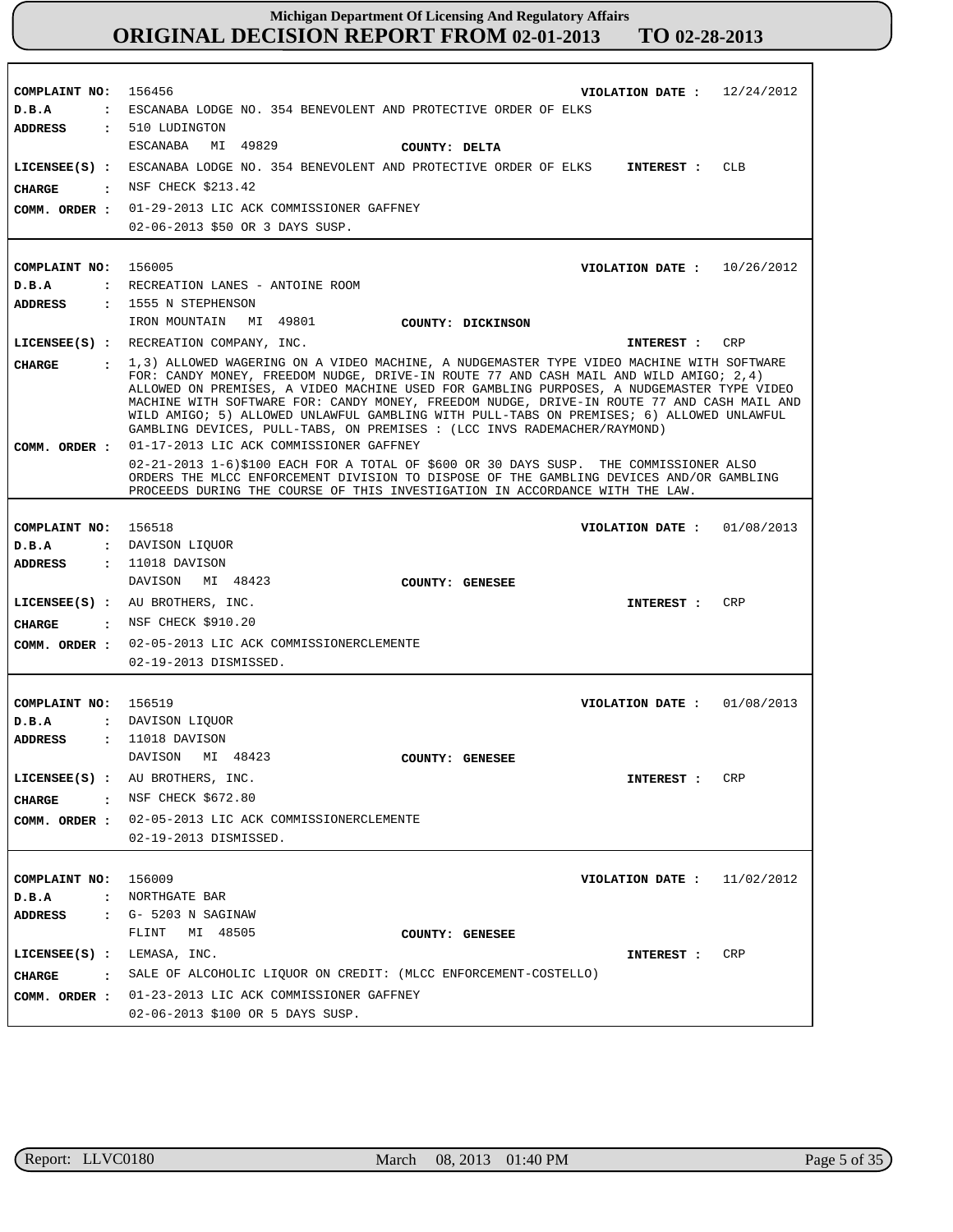# Michigan Department Of Licensing And Regulatory Affairs

# ORIGINAL DECISION REPORT FROM 02-01-2013 TO 02-28-2013

**COMPLAINT NO:** 156456 **VIOLATION DATE :** 12/24/2012
**D.B.A :** ESCANABA LODGE NO. 354 BENEVOLENT AND PROTECTIVE ORDER OF ELKS
**ADDRESS :** 510 LUDINGTON
ESCANABA MI 49829 **COUNTY: DELTA**
**LICENSEE(S) :** ESCANABA LODGE NO. 354 BENEVOLENT AND PROTECTIVE ORDER OF ELKS **INTEREST :** CLB
**CHARGE :** NSF CHECK $213.42
**COMM. ORDER :** 01-29-2013 LIC ACK COMMISSIONER GAFFNEY
02-06-2013 $50 OR 3 DAYS SUSP.

---

**COMPLAINT NO:** 156005 **VIOLATION DATE :** 10/26/2012
**D.B.A :** RECREATION LANES - ANTOINE ROOM
**ADDRESS :** 1555 N STEPHENSON
IRON MOUNTAIN MI 49801 **COUNTY: DICKINSON**
**LICENSEE(S) :** RECREATION COMPANY, INC. **INTEREST :** CRP
**CHARGE :** 1,3) ALLOWED WAGERING ON A VIDEO MACHINE, A NUDGEMASTER TYPE VIDEO MACHINE WITH SOFTWARE FOR: CANDY MONEY, FREEDOM NUDGE, DRIVE-IN ROUTE 77 AND CASH MAIL AND WILD AMIGO; 2,4) ALLOWED ON PREMISES, A VIDEO MACHINE USED FOR GAMBLING PURPOSES, A NUDGEMASTER TYPE VIDEO MACHINE WITH SOFTWARE FOR: CANDY MONEY, FREEDOM NUDGE, DRIVE-IN ROUTE 77 AND CASH MAIL AND WILD AMIGO; 5) ALLOWED UNLAWFUL GAMBLING WITH PULL-TABS ON PREMISES; 6) ALLOWED UNLAWFUL GAMBLING DEVICES, PULL-TABS, ON PREMISES : (LCC INVS RADEMACHER/RAYMOND)
**COMM. ORDER :** 01-17-2013 LIC ACK COMMISSIONER GAFFNEY
02-21-2013 1-6)$100 EACH FOR A TOTAL OF $600 OR 30 DAYS SUSP. THE COMMISSIONER ALSO ORDERS THE MLCC ENFORCEMENT DIVISION TO DISPOSE OF THE GAMBLING DEVICES AND/OR GAMBLING PROCEEDS DURING THE COURSE OF THIS INVESTIGATION IN ACCORDANCE WITH THE LAW.

---

**COMPLAINT NO:** 156518 **VIOLATION DATE :** 01/08/2013
**D.B.A :** DAVISON LIQUOR
**ADDRESS :** 11018 DAVISON
DAVISON MI 48423 **COUNTY: GENESEE**
**LICENSEE(S) :** AU BROTHERS, INC. **INTEREST :** CRP
**CHARGE :** NSF CHECK $910.20
**COMM. ORDER :** 02-05-2013 LIC ACK COMMISSIONERCLEMENTE
02-19-2013 DISMISSED.

---

**COMPLAINT NO:** 156519 **VIOLATION DATE :** 01/08/2013
**D.B.A :** DAVISON LIQUOR
**ADDRESS :** 11018 DAVISON
DAVISON MI 48423 **COUNTY: GENESEE**
**LICENSEE(S) :** AU BROTHERS, INC. **INTEREST :** CRP
**CHARGE :** NSF CHECK $672.80
**COMM. ORDER :** 02-05-2013 LIC ACK COMMISSIONERCLEMENTE
02-19-2013 DISMISSED.

---

**COMPLAINT NO:** 156009 **VIOLATION DATE :** 11/02/2012
**D.B.A :** NORTHGATE BAR
**ADDRESS :** G- 5203 N SAGINAW
FLINT MI 48505 **COUNTY: GENESEE**
**LICENSEE(S) :** LEMASA, INC. **INTEREST :** CRP
**CHARGE :** SALE OF ALCOHOLIC LIQUOR ON CREDIT: (MLCC ENFORCEMENT-COSTELLO)
**COMM. ORDER :** 01-23-2013 LIC ACK COMMISSIONER GAFFNEY
02-06-2013 $100 OR 5 DAYS SUSP.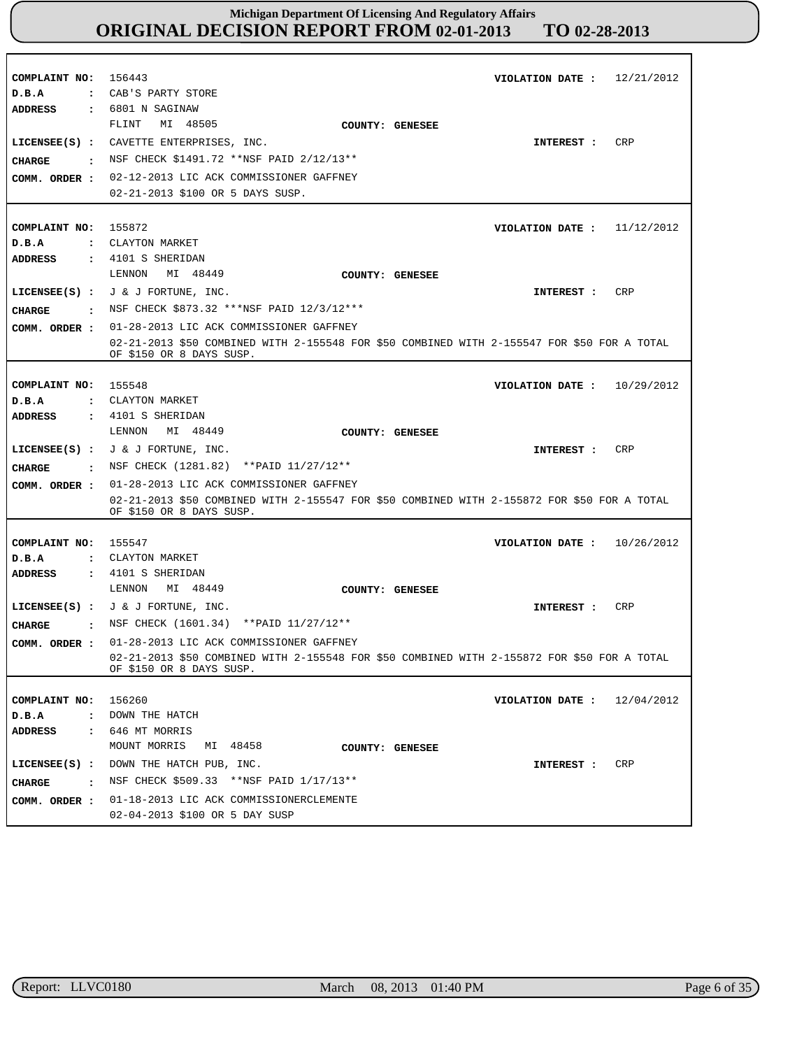**Michigan Department Of Licensing And Regulatory Affairs**
# ORIGINAL DECISION REPORT FROM 02-01-2013 TO 02-28-2013

**COMPLAINT NO:** 156443 **VIOLATION DATE :** 12/21/2012
**D.B.A :** CAB'S PARTY STORE
**ADDRESS :** 6801 N SAGINAW
FLINT MI 48505 **COUNTY: GENESEE**
**LICENSEE(S) :** CAVETTE ENTERPRISES, INC. **INTEREST :** CRP
**CHARGE :** NSF CHECK $1491.72 **NSF PAID 2/12/13**
**COMM. ORDER :** 02-12-2013 LIC ACK COMMISSIONER GAFFNEY
02-21-2013 $100 OR 5 DAYS SUSP.

---

**COMPLAINT NO:** 155872 **VIOLATION DATE :** 11/12/2012
**D.B.A :** CLAYTON MARKET
**ADDRESS :** 4101 S SHERIDAN
LENNON MI 48449 **COUNTY: GENESEE**
**LICENSEE(S) :** J & J FORTUNE, INC. **INTEREST :** CRP
**CHARGE :** NSF CHECK $873.32 ***NSF PAID 12/3/12***
**COMM. ORDER :** 01-28-2013 LIC ACK COMMISSIONER GAFFNEY
02-21-2013 $50 COMBINED WITH 2-155548 FOR $50 COMBINED WITH 2-155547 FOR $50 FOR A TOTAL OF $150 OR 8 DAYS SUSP.

---

**COMPLAINT NO:** 155548 **VIOLATION DATE :** 10/29/2012
**D.B.A :** CLAYTON MARKET
**ADDRESS :** 4101 S SHERIDAN
LENNON MI 48449 **COUNTY: GENESEE**
**LICENSEE(S) :** J & J FORTUNE, INC. **INTEREST :** CRP
**CHARGE :** NSF CHECK (1281.82) **PAID 11/27/12**
**COMM. ORDER :** 01-28-2013 LIC ACK COMMISSIONER GAFFNEY
02-21-2013 $50 COMBINED WITH 2-155547 FOR $50 COMBINED WITH 2-155872 FOR $50 FOR A TOTAL OF $150 OR 8 DAYS SUSP.

---

**COMPLAINT NO:** 155547 **VIOLATION DATE :** 10/26/2012
**D.B.A :** CLAYTON MARKET
**ADDRESS :** 4101 S SHERIDAN
LENNON MI 48449 **COUNTY: GENESEE**
**LICENSEE(S) :** J & J FORTUNE, INC. **INTEREST :** CRP
**CHARGE :** NSF CHECK (1601.34) **PAID 11/27/12**
**COMM. ORDER :** 01-28-2013 LIC ACK COMMISSIONER GAFFNEY
02-21-2013 $50 COMBINED WITH 2-155548 FOR $50 COMBINED WITH 2-155872 FOR $50 FOR A TOTAL OF $150 OR 8 DAYS SUSP.

---

**COMPLAINT NO:** 156260 **VIOLATION DATE :** 12/04/2012
**D.B.A :** DOWN THE HATCH
**ADDRESS :** 646 MT MORRIS
MOUNT MORRIS MI 48458 **COUNTY: GENESEE**
**LICENSEE(S) :** DOWN THE HATCH PUB, INC. **INTEREST :** CRP
**CHARGE :** NSF CHECK $509.33 **NSF PAID 1/17/13**
**COMM. ORDER :** 01-18-2013 LIC ACK COMMISSIONERCLEMENTE
02-04-2013 $100 OR 5 DAY SUSP

---

Report: LLVC0180 March 08, 2013 01:40 PM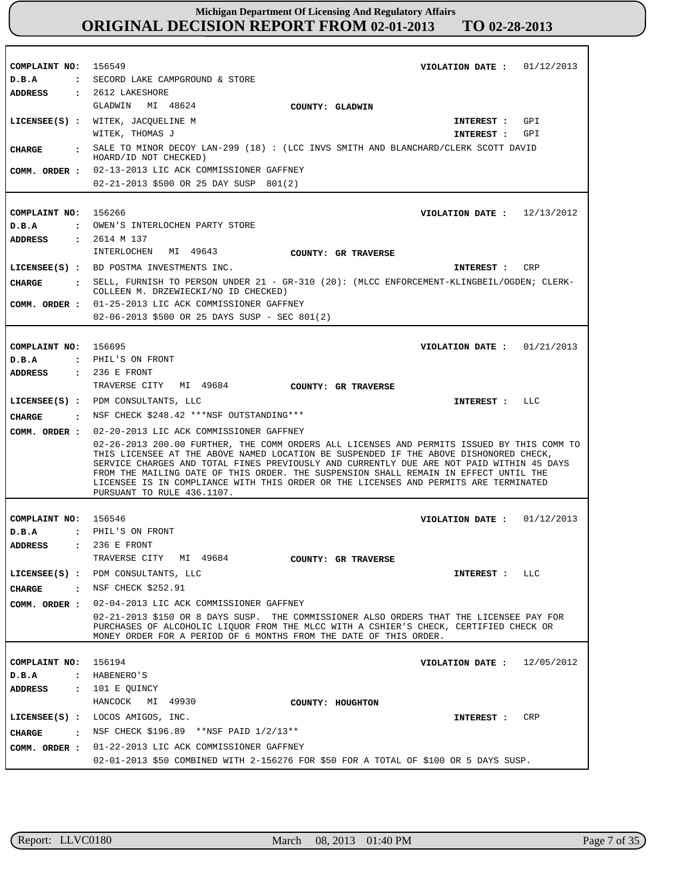# Michigan Department Of Licensing And Regulatory Affairs
## ORIGINAL DECISION REPORT FROM 02-01-2013 TO 02-28-2013

**COMPLAINT NO:** 156549 **VIOLATION DATE :** 01/12/2013
**D.B.A :** SECORD LAKE CAMPGROUND & STORE
**ADDRESS :** 2612 LAKESHORE
GLADWIN MI 48624 **COUNTY: GLADWIN**
**LICENSEE(S) :** WITEK, JACQUELINE M **INTEREST :** GPI
WITEK, THOMAS J **INTEREST :** GPI
**CHARGE :** SALE TO MINOR DECOY LAN-299 (18) : (LCC INVS SMITH AND BLANCHARD/CLERK SCOTT DAVID HOARD/ID NOT CHECKED)
**COMM. ORDER :** 02-13-2013 LIC ACK COMMISSIONER GAFFNEY
02-21-2013 $500 OR 25 DAY SUSP 801(2)

---

**COMPLAINT NO:** 156266 **VIOLATION DATE :** 12/13/2012
**D.B.A :** OWEN'S INTERLOCHEN PARTY STORE
**ADDRESS :** 2614 M 137
INTERLOCHEN MI 49643 **COUNTY: GR TRAVERSE**
**LICENSEE(S) :** BD POSTMA INVESTMENTS INC. **INTEREST :** CRP
**CHARGE :** SELL, FURNISH TO PERSON UNDER 21 - GR-310 (20): (MLCC ENFORCEMENT-KLINGBEIL/OGDEN; CLERK-COLLEEN M. DRZEWIECKI/NO ID CHECKED)
**COMM. ORDER :** 01-25-2013 LIC ACK COMMISSIONER GAFFNEY
02-06-2013 $500 OR 25 DAYS SUSP - SEC 801(2)

---

**COMPLAINT NO:** 156695 **VIOLATION DATE :** 01/21/2013
**D.B.A :** PHIL'S ON FRONT
**ADDRESS :** 236 E FRONT
TRAVERSE CITY MI 49684 **COUNTY: GR TRAVERSE**
**LICENSEE(S) :** PDM CONSULTANTS, LLC **INTEREST :** LLC
**CHARGE :** NSF CHECK $248.42 ***NSF OUTSTANDING***
**COMM. ORDER :** 02-20-2013 LIC ACK COMMISSIONER GAFFNEY
02-26-2013 200.00 FURTHER, THE COMM ORDERS ALL LICENSES AND PERMITS ISSUED BY THIS COMM TO THIS LICENSEE AT THE ABOVE NAMED LOCATION BE SUSPENDED IF THE ABOVE DISHONORED CHECK, SERVICE CHARGES AND TOTAL FINES PREVIOUSLY AND CURRENTLY DUE ARE NOT PAID WITHIN 45 DAYS FROM THE MAILING DATE OF THIS ORDER. THE SUSPENSION SHALL REMAIN IN EFFECT UNTIL THE LICENSEE IS IN COMPLIANCE WITH THIS ORDER OR THE LICENSES AND PERMITS ARE TERMINATED PURSUANT TO RULE 436.1107.

---

**COMPLAINT NO:** 156546 **VIOLATION DATE :** 01/12/2013
**D.B.A :** PHIL'S ON FRONT
**ADDRESS :** 236 E FRONT
TRAVERSE CITY MI 49684 **COUNTY: GR TRAVERSE**
**LICENSEE(S) :** PDM CONSULTANTS, LLC **INTEREST :** LLC
**CHARGE :** NSF CHECK $252.91
**COMM. ORDER :** 02-04-2013 LIC ACK COMMISSIONER GAFFNEY
02-21-2013 $150 OR 8 DAYS SUSP. THE COMMISSIONER ALSO ORDERS THAT THE LICENSEE PAY FOR PURCHASES OF ALCOHOLIC LIQUOR FROM THE MLCC WITH A CSHIER'S CHECK, CERTIFIED CHECK OR MONEY ORDER FOR A PERIOD OF 6 MONTHS FROM THE DATE OF THIS ORDER.

---

**COMPLAINT NO:** 156194 **VIOLATION DATE :** 12/05/2012
**D.B.A :** HABENERO'S
**ADDRESS :** 101 E QUINCY
HANCOCK MI 49930 **COUNTY: HOUGHTON**
**LICENSEE(S) :** LOCOS AMIGOS, INC. **INTEREST :** CRP
**CHARGE :** NSF CHECK $196.89 **NSF PAID 1/2/13**
**COMM. ORDER :** 01-22-2013 LIC ACK COMMISSIONER GAFFNEY
02-01-2013 $50 COMBINED WITH 2-156276 FOR $50 FOR A TOTAL OF $100 OR 5 DAYS SUSP.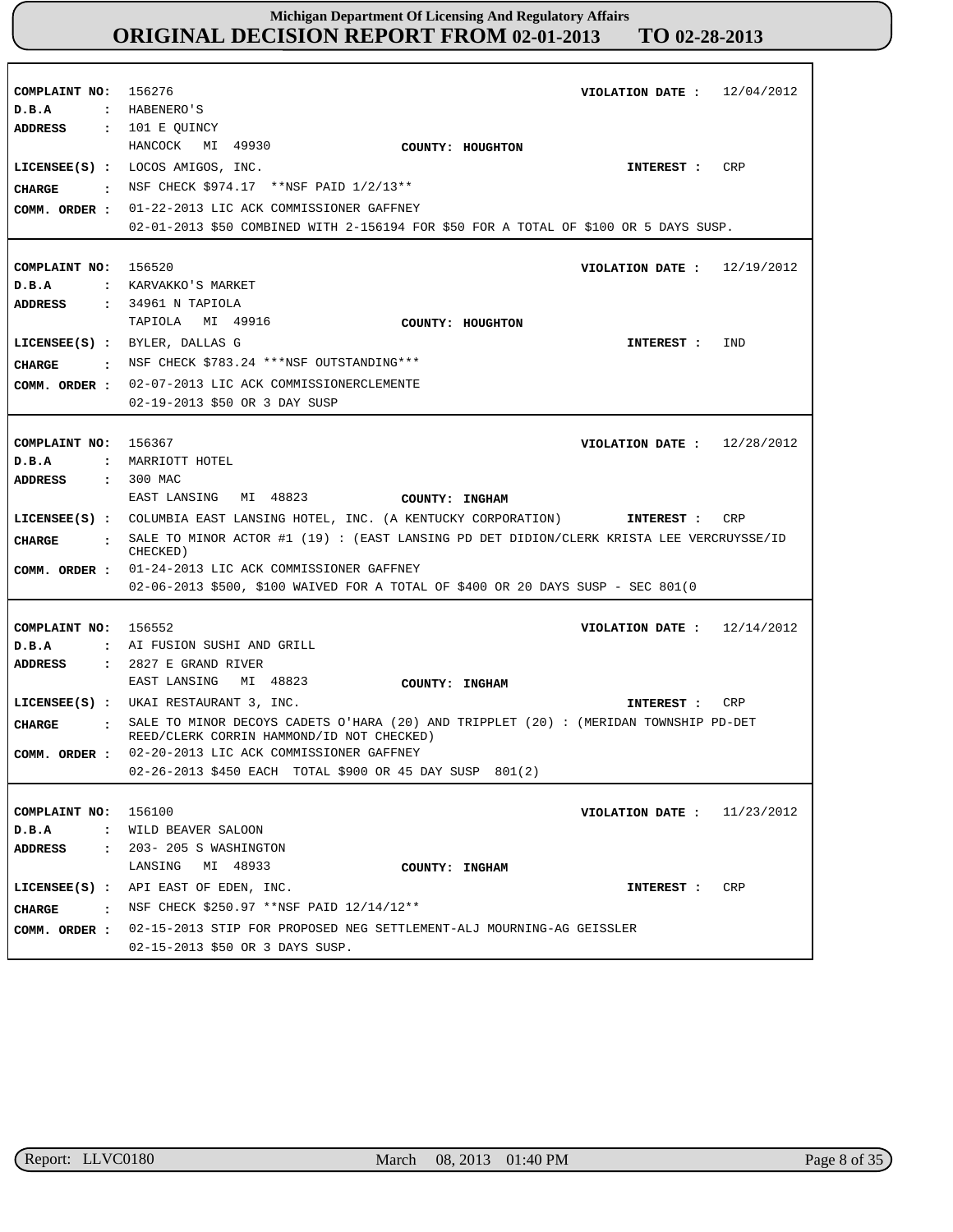# Michigan Department Of Licensing And Regulatory Affairs
## ORIGINAL DECISION REPORT FROM 02-01-2013 TO 02-28-2013

**COMPLAINT NO:** 156276 **VIOLATION DATE :** 12/04/2012
**D.B.A :** HABENERO'S
**ADDRESS :** 101 E QUINCY
HANCOCK MI 49930 **COUNTY: HOUGHTON**
**LICENSEE(S) :** LOCOS AMIGOS, INC. **INTEREST :** CRP
**CHARGE :** NSF CHECK $974.17 **NSF PAID 1/2/13**
**COMM. ORDER :** 01-22-2013 LIC ACK COMMISSIONER GAFFNEY
02-01-2013 $50 COMBINED WITH 2-156194 FOR $50 FOR A TOTAL OF $100 OR 5 DAYS SUSP.

---

**COMPLAINT NO:** 156520 **VIOLATION DATE :** 12/19/2012
**D.B.A :** KARVAKKO'S MARKET
**ADDRESS :** 34961 N TAPIOLA
TAPIOLA MI 49916 **COUNTY: HOUGHTON**
**LICENSEE(S) :** BYLER, DALLAS G **INTEREST :** IND
**CHARGE :** NSF CHECK $783.24 ***NSF OUTSTANDING***
**COMM. ORDER :** 02-07-2013 LIC ACK COMMISSIONERCLEMENTE
02-19-2013 $50 OR 3 DAY SUSP

---

**COMPLAINT NO:** 156367 **VIOLATION DATE :** 12/28/2012
**D.B.A :** MARRIOTT HOTEL
**ADDRESS :** 300 MAC
EAST LANSING MI 48823 **COUNTY: INGHAM**
**LICENSEE(S) :** COLUMBIA EAST LANSING HOTEL, INC. (A KENTUCKY CORPORATION) **INTEREST :** CRP
**CHARGE :** SALE TO MINOR ACTOR #1 (19) : (EAST LANSING PD DET DIDION/CLERK KRISTA LEE VERCRUYSSE/ID CHECKED)
**COMM. ORDER :** 01-24-2013 LIC ACK COMMISSIONER GAFFNEY
02-06-2013 $500, $100 WAIVED FOR A TOTAL OF $400 OR 20 DAYS SUSP - SEC 801(0

---

**COMPLAINT NO:** 156552 **VIOLATION DATE :** 12/14/2012
**D.B.A :** AI FUSION SUSHI AND GRILL
**ADDRESS :** 2827 E GRAND RIVER
EAST LANSING MI 48823 **COUNTY: INGHAM**
**LICENSEE(S) :** UKAI RESTAURANT 3, INC. **INTEREST :** CRP
**CHARGE :** SALE TO MINOR DECOYS CADETS O'HARA (20) AND TRIPPLET (20) : (MERIDAN TOWNSHIP PD-DET REED/CLERK CORRIN HAMMOND/ID NOT CHECKED)
**COMM. ORDER :** 02-20-2013 LIC ACK COMMISSIONER GAFFNEY
02-26-2013 $450 EACH TOTAL $900 OR 45 DAY SUSP 801(2)

---

**COMPLAINT NO:** 156100 **VIOLATION DATE :** 11/23/2012
**D.B.A :** WILD BEAVER SALOON
**ADDRESS :** 203- 205 S WASHINGTON
LANSING MI 48933 **COUNTY: INGHAM**
**LICENSEE(S) :** API EAST OF EDEN, INC. **INTEREST :** CRP
**CHARGE :** NSF CHECK $250.97 **NSF PAID 12/14/12**
**COMM. ORDER :** 02-15-2013 STIP FOR PROPOSED NEG SETTLEMENT-ALJ MOURNING-AG GEISSLER
02-15-2013 $50 OR 3 DAYS SUSP.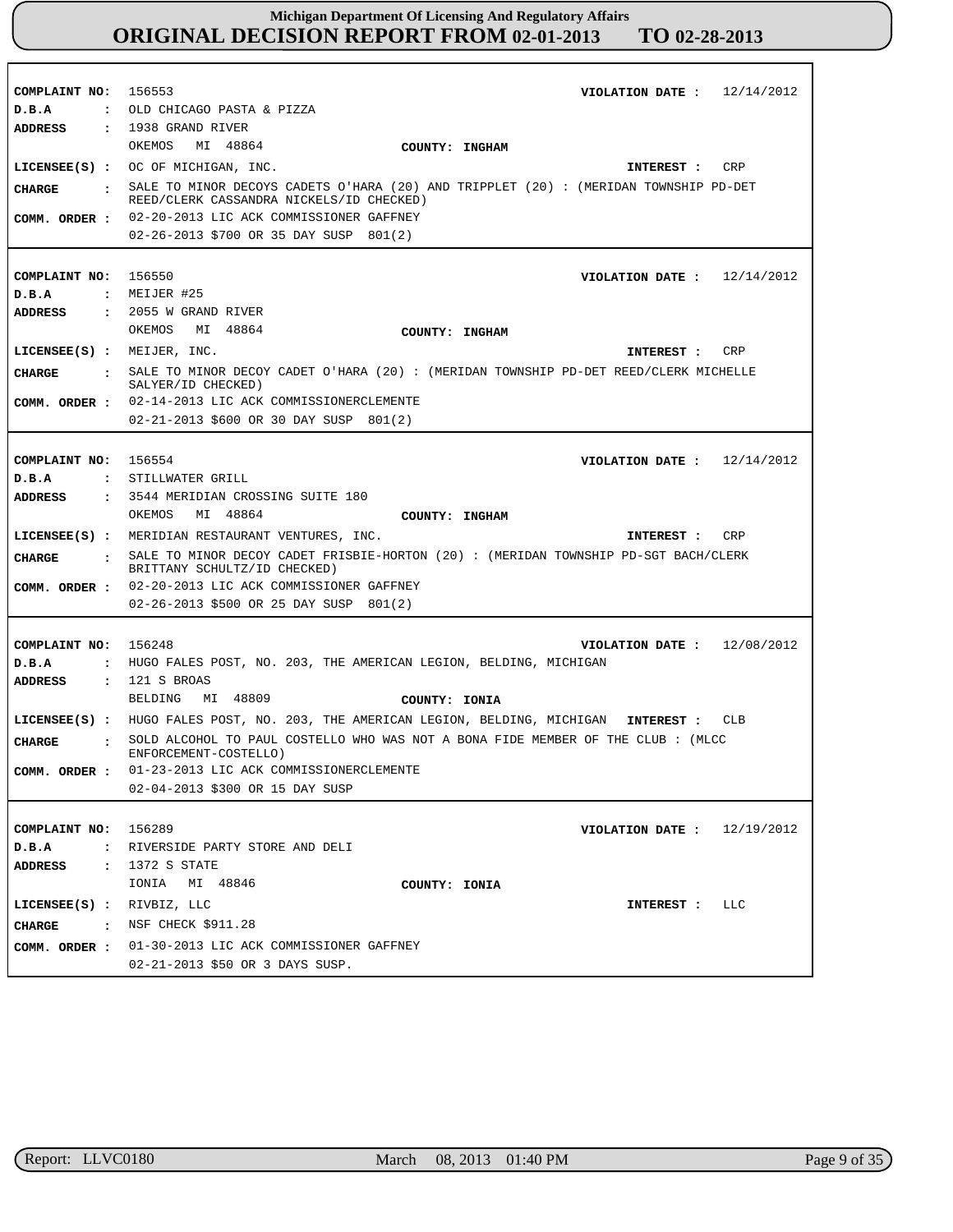| | |
|---|---|
| **COMPLAINT NO:** | 156553 |
| **VIOLATION DATE :** | 12/14/2012 |
| **D.B.A :** | OLD CHICAGO PASTA & PIZZA |
| **ADDRESS :** | 1938 GRAND RIVER<br>OKEMOS MI 48864 |
| **COUNTY:** | INGHAM |
| **LICENSEE(S) :** | OC OF MICHIGAN, INC. |
| **INTEREST :** | CRP |
| **CHARGE :** | SALE TO MINOR DECOYS CADETS O'HARA (20) AND TRIPPLET (20) : (MERIDAN TOWNSHIP PD-DET REED/CLERK CASSANDRA NICKELS/ID CHECKED) |
| **COMM. ORDER :** | 02-20-2013 LIC ACK COMMISSIONER GAFFNEY<br>02-26-2013 $700 OR 35 DAY SUSP 801(2) |

| | |
|---|---|
| **COMPLAINT NO:** | 156550 |
| **VIOLATION DATE :** | 12/14/2012 |
| **D.B.A :** | MEIJER #25 |
| **ADDRESS :** | 2055 W GRAND RIVER<br>OKEMOS MI 48864 |
| **COUNTY:** | INGHAM |
| **LICENSEE(S) :** | MEIJER, INC. |
| **INTEREST :** | CRP |
| **CHARGE :** | SALE TO MINOR DECOY CADET O'HARA (20) : (MERIDAN TOWNSHIP PD-DET REED/CLERK MICHELLE SALYER/ID CHECKED) |
| **COMM. ORDER :** | 02-14-2013 LIC ACK COMMISSIONERCLEMENTE<br>02-21-2013 $600 OR 30 DAY SUSP 801(2) |

| | |
|---|---|
| **COMPLAINT NO:** | 156554 |
| **VIOLATION DATE :** | 12/14/2012 |
| **D.B.A :** | STILLWATER GRILL |
| **ADDRESS :** | 3544 MERIDIAN CROSSING SUITE 180<br>OKEMOS MI 48864 |
| **COUNTY:** | INGHAM |
| **LICENSEE(S) :** | MERIDIAN RESTAURANT VENTURES, INC. |
| **INTEREST :** | CRP |
| **CHARGE :** | SALE TO MINOR DECOY CADET FRISBIE-HORTON (20) : (MERIDAN TOWNSHIP PD-SGT BACH/CLERK BRITTANY SCHULTZ/ID CHECKED) |
| **COMM. ORDER :** | 02-20-2013 LIC ACK COMMISSIONER GAFFNEY<br>02-26-2013 $500 OR 25 DAY SUSP 801(2) |

| | |
|---|---|
| **COMPLAINT NO:** | 156248 |
| **VIOLATION DATE :** | 12/08/2012 |
| **D.B.A :** | HUGO FALES POST, NO. 203, THE AMERICAN LEGION, BELDING, MICHIGAN |
| **ADDRESS :** | 121 S BROAS<br>BELDING MI 48809 |
| **COUNTY:** | IONIA |
| **LICENSEE(S) :** | HUGO FALES POST, NO. 203, THE AMERICAN LEGION, BELDING, MICHIGAN |
| **INTEREST :** | CLB |
| **CHARGE :** | SOLD ALCOHOL TO PAUL COSTELLO WHO WAS NOT A BONA FIDE MEMBER OF THE CLUB : (MLCC ENFORCEMENT-COSTELLO) |
| **COMM. ORDER :** | 01-23-2013 LIC ACK COMMISSIONERCLEMENTE<br>02-04-2013 $300 OR 15 DAY SUSP |

| | |
|---|---|
| **COMPLAINT NO:** | 156289 |
| **VIOLATION DATE :** | 12/19/2012 |
| **D.B.A :** | RIVERSIDE PARTY STORE AND DELI |
| **ADDRESS :** | 1372 S STATE<br>IONIA MI 48846 |
| **COUNTY:** | IONIA |
| **LICENSEE(S) :** | RIVBIZ, LLC |
| **INTEREST :** | LLC |
| **CHARGE :** | NSF CHECK $911.28 |
| **COMM. ORDER :** | 01-30-2013 LIC ACK COMMISSIONER GAFFNEY<br>02-21-2013 $50 OR 3 DAYS SUSP. |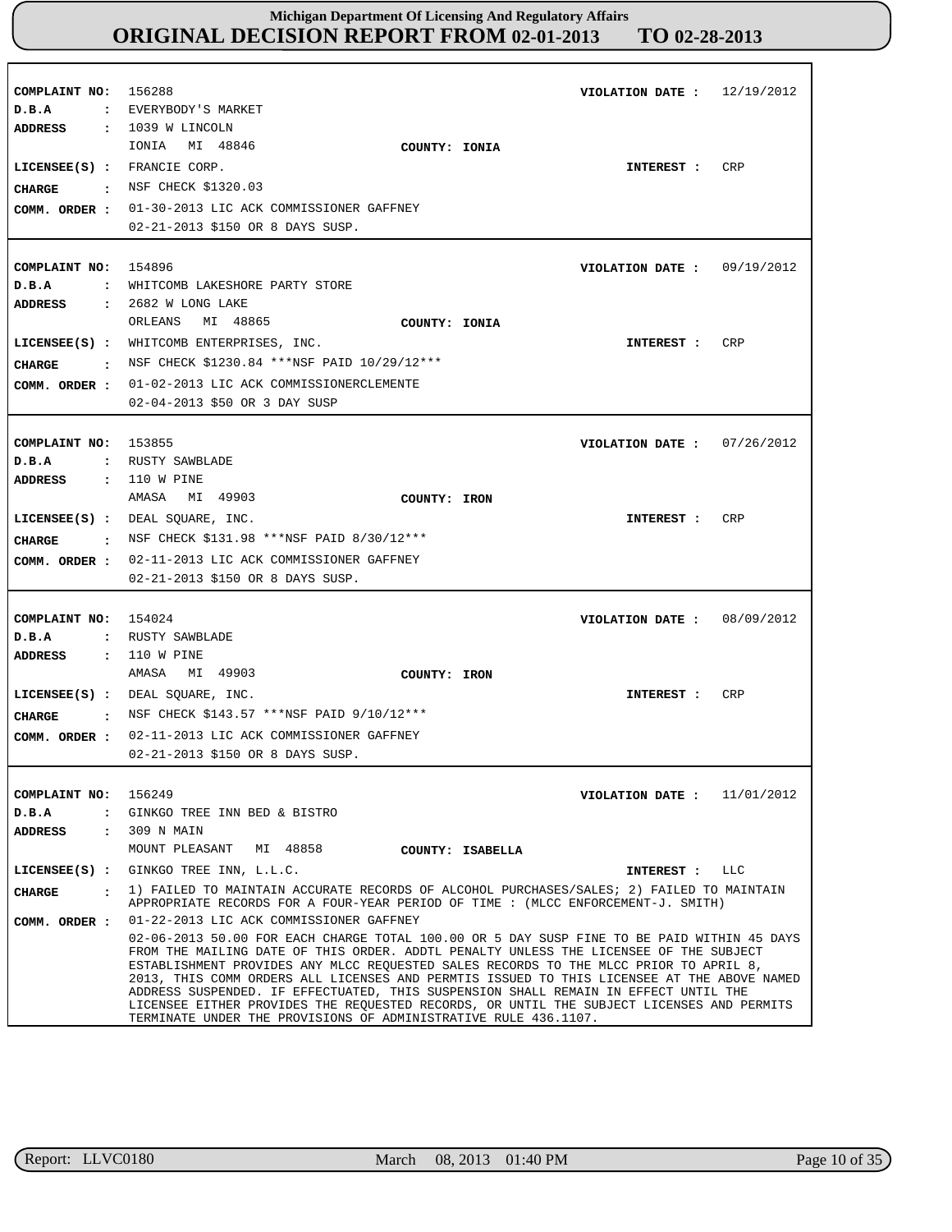**Michigan Department Of Licensing And Regulatory Affairs**
**ORIGINAL DECISION REPORT FROM 02-01-2013 TO 02-28-2013**

**COMPLAINT NO:** 156288
**VIOLATION DATE :** 12/19/2012
**D.B.A :** EVERYBODY'S MARKET
**ADDRESS :** 1039 W LINCOLN
IONIA MI 48846
**COUNTY:** IONIA
**LICENSEE(S) :** FRANCIE CORP.
**INTEREST :** CRP
**CHARGE :** NSF CHECK $1320.03
**COMM. ORDER :** 01-30-2013 LIC ACK COMMISSIONER GAFFNEY
02-21-2013 $150 OR 8 DAYS SUSP.

---

**COMPLAINT NO:** 154896
**VIOLATION DATE :** 09/19/2012
**D.B.A :** WHITCOMB LAKESHORE PARTY STORE
**ADDRESS :** 2682 W LONG LAKE
ORLEANS MI 48865
**COUNTY:** IONIA
**LICENSEE(S) :** WHITCOMB ENTERPRISES, INC.
**INTEREST :** CRP
**CHARGE :** NSF CHECK $1230.84 ***NSF PAID 10/29/12***
**COMM. ORDER :** 01-02-2013 LIC ACK COMMISSIONERCLEMENTE
02-04-2013 $50 OR 3 DAY SUSP

---

**COMPLAINT NO:** 153855
**VIOLATION DATE :** 07/26/2012
**D.B.A :** RUSTY SAWBLADE
**ADDRESS :** 110 W PINE
AMASA MI 49903
**COUNTY:** IRON
**LICENSEE(S) :** DEAL SQUARE, INC.
**INTEREST :** CRP
**CHARGE :** NSF CHECK $131.98 ***NSF PAID 8/30/12***
**COMM. ORDER :** 02-11-2013 LIC ACK COMMISSIONER GAFFNEY
02-21-2013 $150 OR 8 DAYS SUSP.

---

**COMPLAINT NO:** 154024
**VIOLATION DATE :** 08/09/2012
**D.B.A :** RUSTY SAWBLADE
**ADDRESS :** 110 W PINE
AMASA MI 49903
**COUNTY:** IRON
**LICENSEE(S) :** DEAL SQUARE, INC.
**INTEREST :** CRP
**CHARGE :** NSF CHECK $143.57 ***NSF PAID 9/10/12***
**COMM. ORDER :** 02-11-2013 LIC ACK COMMISSIONER GAFFNEY
02-21-2013 $150 OR 8 DAYS SUSP.

---

**COMPLAINT NO:** 156249
**VIOLATION DATE :** 11/01/2012
**D.B.A :** GINKGO TREE INN BED & BISTRO
**ADDRESS :** 309 N MAIN
MOUNT PLEASANT MI 48858
**COUNTY:** ISABELLA
**LICENSEE(S) :** GINKGO TREE INN, L.L.C.
**INTEREST :** LLC
**CHARGE :** 1) FAILED TO MAINTAIN ACCURATE RECORDS OF ALCOHOL PURCHASES/SALES; 2) FAILED TO MAINTAIN APPROPRIATE RECORDS FOR A FOUR-YEAR PERIOD OF TIME : (MLCC ENFORCEMENT-J. SMITH)
**COMM. ORDER :** 01-22-2013 LIC ACK COMMISSIONER GAFFNEY
02-06-2013 50.00 FOR EACH CHARGE TOTAL 100.00 OR 5 DAY SUSP FINE TO BE PAID WITHIN 45 DAYS FROM THE MAILING DATE OF THIS ORDER. ADDTL PENALTY UNLESS THE LICENSEE OF THE SUBJECT ESTABLISHMENT PROVIDES ANY MLCC REQUESTED SALES RECORDS TO THE MLCC PRIOR TO APRIL 8, 2013, THIS COMM ORDERS ALL LICENSES AND PERMTIS ISSUED TO THIS LICENSEE AT THE ABOVE NAMED ADDRESS SUSPENDED. IF EFFECTUATED, THIS SUSPENSION SHALL REMAIN IN EFFECT UNTIL THE LICENSEE EITHER PROVIDES THE REQUESTED RECORDS, OR UNTIL THE SUBJECT LICENSES AND PERMITS TERMINATE UNDER THE PROVISIONS OF ADMINISTRATIVE RULE 436.1107.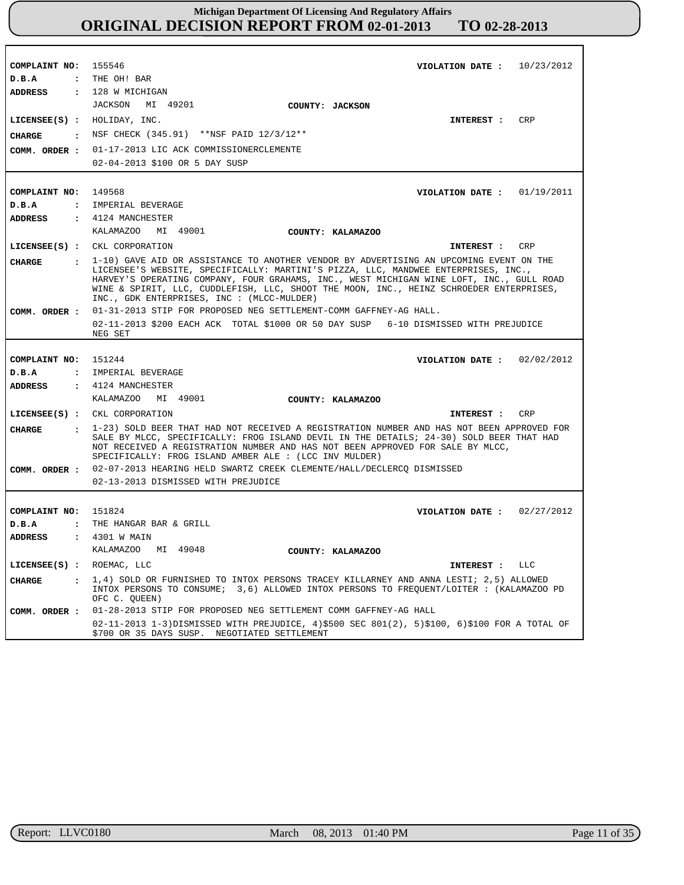# Michigan Department Of Licensing And Regulatory Affairs
# ORIGINAL DECISION REPORT FROM 02-01-2013 TO 02-28-2013

**COMPLAINT NO:** 155546 **VIOLATION DATE :** 10/23/2012
**D.B.A :** THE OH! BAR
**ADDRESS :** 128 W MICHIGAN
JACKSON MI 49201 **COUNTY: JACKSON**
**LICENSEE(S) :** HOLIDAY, INC. **INTEREST :** CRP
**CHARGE :** NSF CHECK (345.91) **NSF PAID 12/3/12**
**COMM. ORDER :** 01-17-2013 LIC ACK COMMISSIONERCLEMENTE
02-04-2013 $100 OR 5 DAY SUSP

---

**COMPLAINT NO:** 149568 **VIOLATION DATE :** 01/19/2011
**D.B.A :** IMPERIAL BEVERAGE
**ADDRESS :** 4124 MANCHESTER
KALAMAZOO MI 49001 **COUNTY: KALAMAZOO**
**LICENSEE(S) :** CKL CORPORATION **INTEREST :** CRP
**CHARGE :** 1-10) GAVE AID OR ASSISTANCE TO ANOTHER VENDOR BY ADVERTISING AN UPCOMING EVENT ON THE LICENSEE'S WEBSITE, SPECIFICALLY: MARTINI'S PIZZA, LLC, MANDWEE ENTERPRISES, INC., HARVEY'S OPERATING COMPANY, FOUR GRAHAMS, INC., WEST MICHIGAN WINE LOFT, INC., GULL ROAD WINE & SPIRIT, LLC, CUDDLEFISH, LLC, SHOOT THE MOON, INC., HEINZ SCHROEDER ENTERPRISES, INC., GDK ENTERPRISES, INC : (MLCC-MULDER)
**COMM. ORDER :** 01-31-2013 STIP FOR PROPOSED NEG SETTLEMENT-COMM GAFFNEY-AG HALL.
02-11-2013 $200 EACH ACK TOTAL $1000 OR 50 DAY SUSP 6-10 DISMISSED WITH PREJUDICE NEG SET

---

**COMPLAINT NO:** 151244 **VIOLATION DATE :** 02/02/2012
**D.B.A :** IMPERIAL BEVERAGE
**ADDRESS :** 4124 MANCHESTER
KALAMAZOO MI 49001 **COUNTY: KALAMAZOO**
**LICENSEE(S) :** CKL CORPORATION **INTEREST :** CRP
**CHARGE :** 1-23) SOLD BEER THAT HAD NOT RECEIVED A REGISTRATION NUMBER AND HAS NOT BEEN APPROVED FOR SALE BY MLCC, SPECIFICALLY: FROG ISLAND DEVIL IN THE DETAILS; 24-30) SOLD BEER THAT HAD NOT RECEIVED A REGISTRATION NUMBER AND HAS NOT BEEN APPROVED FOR SALE BY MLCC, SPECIFICALLY: FROG ISLAND AMBER ALE : (LCC INV MULDER)
**COMM. ORDER :** 02-07-2013 HEARING HELD SWARTZ CREEK CLEMENTE/HALL/DECLERCQ DISMISSED
02-13-2013 DISMISSED WITH PREJUDICE

---

**COMPLAINT NO:** 151824 **VIOLATION DATE :** 02/27/2012
**D.B.A :** THE HANGAR BAR & GRILL
**ADDRESS :** 4301 W MAIN
KALAMAZOO MI 49048 **COUNTY: KALAMAZOO**
**LICENSEE(S) :** ROEMAC, LLC **INTEREST :** LLC
**CHARGE :** 1,4) SOLD OR FURNISHED TO INTOX PERSONS TRACEY KILLARNEY AND ANNA LESTI; 2,5) ALLOWED INTOX PERSONS TO CONSUME; 3,6) ALLOWED INTOX PERSONS TO FREQUENT/LOITER : (KALAMAZOO PD OFC C. QUEEN)
**COMM. ORDER :** 01-28-2013 STIP FOR PROPOSED NEG SETTLEMENT COMM GAFFNEY-AG HALL
02-11-2013 1-3)DISMISSED WITH PREJUDICE, 4)$500 SEC 801(2), 5)$100, 6)$100 FOR A TOTAL OF $700 OR 35 DAYS SUSP. NEGOTIATED SETTLEMENT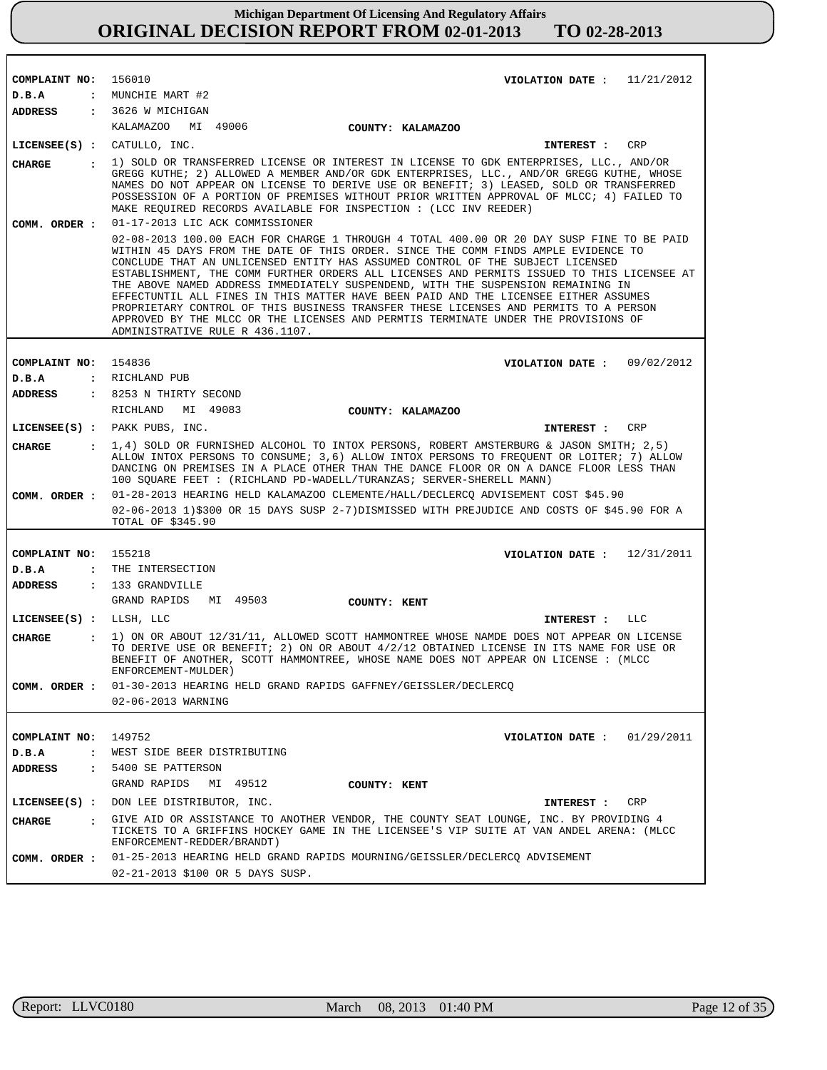# Michigan Department Of Licensing And Regulatory Affairs
## ORIGINAL DECISION REPORT FROM 02-01-2013 TO 02-28-2013

**COMPLAINT NO:** 156010  **VIOLATION DATE :** 11/21/2012
**D.B.A :** MUNCHIE MART #2
**ADDRESS :** 3626 W MICHIGAN
KALAMAZOO MI 49006  **COUNTY: KALAMAZOO**
**LICENSEE(S) :** CATULLO, INC.  **INTEREST :** CRP
**CHARGE :** 1) SOLD OR TRANSFERRED LICENSE OR INTEREST IN LICENSE TO GDK ENTERPRISES, LLC., AND/OR GREGG KUTHE; 2) ALLOWED A MEMBER AND/OR GDK ENTERPRISES, LLC., AND/OR GREGG KUTHE, WHOSE NAMES DO NOT APPEAR ON LICENSE TO DERIVE USE OR BENEFIT; 3) LEASED, SOLD OR TRANSFERRED POSSESSION OF A PORTION OF PREMISES WITHOUT PRIOR WRITTEN APPROVAL OF MLCC; 4) FAILED TO MAKE REQUIRED RECORDS AVAILABLE FOR INSPECTION : (LCC INV REEDER)
**COMM. ORDER :** 01-17-2013 LIC ACK COMMISSIONER
02-08-2013 100.00 EACH FOR CHARGE 1 THROUGH 4 TOTAL 400.00 OR 20 DAY SUSP FINE TO BE PAID WITHIN 45 DAYS FROM THE DATE OF THIS ORDER. SINCE THE COMM FINDS AMPLE EVIDENCE TO CONCLUDE THAT AN UNLICENSED ENTITY HAS ASSUMED CONTROL OF THE SUBJECT LICENSED ESTABLISHMENT, THE COMM FURTHER ORDERS ALL LICENSES AND PERMITS ISSUED TO THIS LICENSEE AT THE ABOVE NAMED ADDRESS IMMEDIATELY SUSPENDEND, WITH THE SUSPENSION REMAINING IN EFFECTUNTIL ALL FINES IN THIS MATTER HAVE BEEN PAID AND THE LICENSEE EITHER ASSUMES PROPRIETARY CONTROL OF THIS BUSINESS TRANSFER THESE LICENSES AND PERMITS TO A PERSON APPROVED BY THE MLCC OR THE LICENSES AND PERMTIS TERMINATE UNDER THE PROVISIONS OF ADMINISTRATIVE RULE R 436.1107.

---

**COMPLAINT NO:** 154836  **VIOLATION DATE :** 09/02/2012
**D.B.A :** RICHLAND PUB
**ADDRESS :** 8253 N THIRTY SECOND
RICHLAND MI 49083  **COUNTY: KALAMAZOO**
**LICENSEE(S) :** PAKK PUBS, INC.  **INTEREST :** CRP
**CHARGE :** 1,4) SOLD OR FURNISHED ALCOHOL TO INTOX PERSONS, ROBERT AMSTERBURG & JASON SMITH; 2,5) ALLOW INTOX PERSONS TO CONSUME; 3,6) ALLOW INTOX PERSONS TO FREQUENT OR LOITER; 7) ALLOW DANCING ON PREMISES IN A PLACE OTHER THAN THE DANCE FLOOR OR ON A DANCE FLOOR LESS THAN 100 SQUARE FEET : (RICHLAND PD-WADELL/TURANZAS; SERVER-SHERELL MANN)
**COMM. ORDER :** 01-28-2013 HEARING HELD KALAMAZOO CLEMENTE/HALL/DECLERCQ ADVISEMENT COST $45.90
02-06-2013 1)$300 OR 15 DAYS SUSP 2-7)DISMISSED WITH PREJUDICE AND COSTS OF $45.90 FOR A TOTAL OF $345.90

---

**COMPLAINT NO:** 155218  **VIOLATION DATE :** 12/31/2011
**D.B.A :** THE INTERSECTION
**ADDRESS :** 133 GRANDVILLE
GRAND RAPIDS MI 49503  **COUNTY: KENT**
**LICENSEE(S) :** LLSH, LLC  **INTEREST :** LLC
**CHARGE :** 1) ON OR ABOUT 12/31/11, ALLOWED SCOTT HAMMONTREE WHOSE NAMDE DOES NOT APPEAR ON LICENSE TO DERIVE USE OR BENEFIT; 2) ON OR ABOUT 4/2/12 OBTAINED LICENSE IN ITS NAME FOR USE OR BENEFIT OF ANOTHER, SCOTT HAMMONTREE, WHOSE NAME DOES NOT APPEAR ON LICENSE : (MLCC ENFORCEMENT-MULDER)
**COMM. ORDER :** 01-30-2013 HEARING HELD GRAND RAPIDS GAFFNEY/GEISSLER/DECLERCQ
02-06-2013 WARNING

---

**COMPLAINT NO:** 149752  **VIOLATION DATE :** 01/29/2011
**D.B.A :** WEST SIDE BEER DISTRIBUTING
**ADDRESS :** 5400 SE PATTERSON
GRAND RAPIDS MI 49512  **COUNTY: KENT**
**LICENSEE(S) :** DON LEE DISTRIBUTOR, INC.  **INTEREST :** CRP
**CHARGE :** GIVE AID OR ASSISTANCE TO ANOTHER VENDOR, THE COUNTY SEAT LOUNGE, INC. BY PROVIDING 4 TICKETS TO A GRIFFINS HOCKEY GAME IN THE LICENSEE'S VIP SUITE AT VAN ANDEL ARENA: (MLCC ENFORCEMENT-REDDER/BRANDT)
**COMM. ORDER :** 01-25-2013 HEARING HELD GRAND RAPIDS MOURNING/GEISSLER/DECLERCQ ADVISEMENT
02-21-2013 $100 OR 5 DAYS SUSP.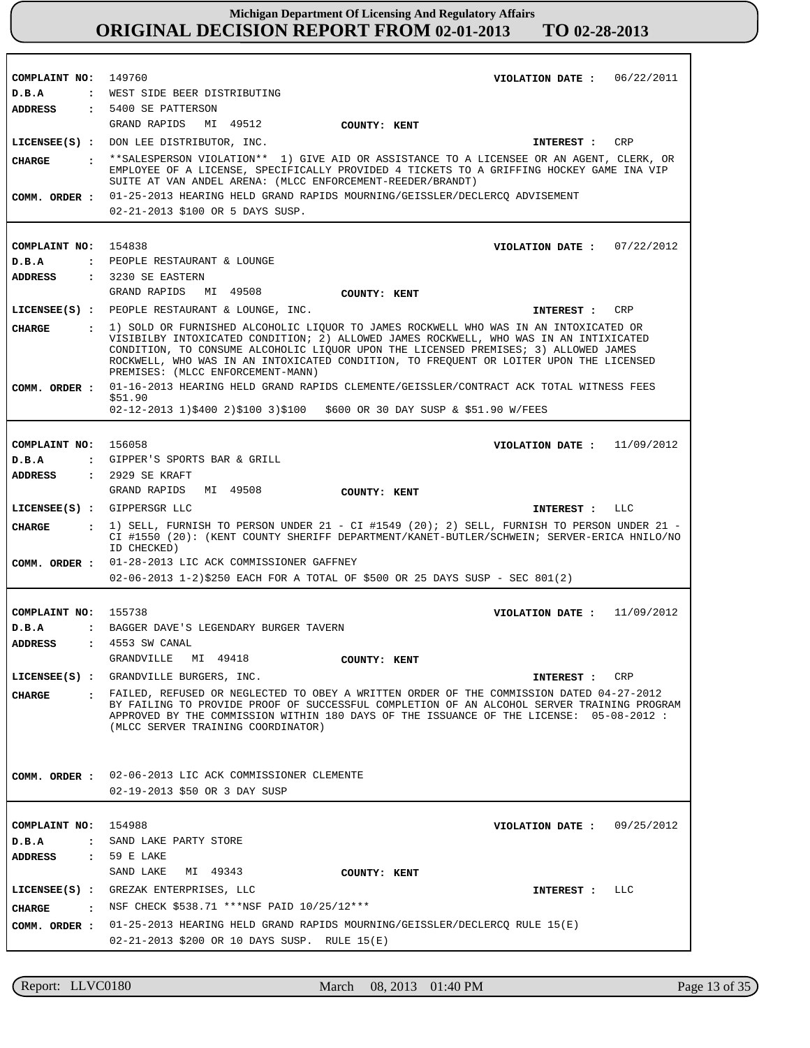# Michigan Department Of Licensing And Regulatory Affairs
## ORIGINAL DECISION REPORT FROM 02-01-2013 TO 02-28-2013

---

**COMPLAINT NO:** 149760 **VIOLATION DATE :** 06/22/2011
**D.B.A :** WEST SIDE BEER DISTRIBUTING
**ADDRESS :** 5400 SE PATTERSON
GRAND RAPIDS MI 49512 **COUNTY: KENT**
**LICENSEE(S) :** DON LEE DISTRIBUTOR, INC. **INTEREST :** CRP
**CHARGE :** **SALESPERSON VIOLATION** 1) GIVE AID OR ASSISTANCE TO A LICENSEE OR AN AGENT, CLERK, OR EMPLOYEE OF A LICENSE, SPECIFICALLY PROVIDED 4 TICKETS TO A GRIFFING HOCKEY GAME INA VIP SUITE AT VAN ANDEL ARENA: (MLCC ENFORCEMENT-REEDER/BRANDT)
**COMM. ORDER :** 01-25-2013 HEARING HELD GRAND RAPIDS MOURNING/GEISSLER/DECLERCQ ADVISEMENT
02-21-2013 $100 OR 5 DAYS SUSP.

---

**COMPLAINT NO:** 154838 **VIOLATION DATE :** 07/22/2012
**D.B.A :** PEOPLE RESTAURANT & LOUNGE
**ADDRESS :** 3230 SE EASTERN
GRAND RAPIDS MI 49508 **COUNTY: KENT**
**LICENSEE(S) :** PEOPLE RESTAURANT & LOUNGE, INC. **INTEREST :** CRP
**CHARGE :** 1) SOLD OR FURNISHED ALCOHOLIC LIQUOR TO JAMES ROCKWELL WHO WAS IN AN INTOXICATED OR VISIBILBY INTOXICATED CONDITION; 2) ALLOWED JAMES ROCKWELL, WHO WAS IN AN INTIXICATED CONDITION, TO CONSUME ALCOHOLIC LIQUOR UPON THE LICENSED PREMISES; 3) ALLOWED JAMES ROCKWELL, WHO WAS IN AN INTOXICATED CONDITION, TO FREQUENT OR LOITER UPON THE LICENSED PREMISES: (MLCC ENFORCEMENT-MANN)
**COMM. ORDER :** 01-16-2013 HEARING HELD GRAND RAPIDS CLEMENTE/GEISSLER/CONTRACT ACK TOTAL WITNESS FEES $51.90
02-12-2013 1)$400 2)$100 3)$100 $600 OR 30 DAY SUSP & $51.90 W/FEES

---

**COMPLAINT NO:** 156058 **VIOLATION DATE :** 11/09/2012
**D.B.A :** GIPPER'S SPORTS BAR & GRILL
**ADDRESS :** 2929 SE KRAFT
GRAND RAPIDS MI 49508 **COUNTY: KENT**
**LICENSEE(S) :** GIPPERSGR LLC **INTEREST :** LLC
**CHARGE :** 1) SELL, FURNISH TO PERSON UNDER 21 - CI #1549 (20); 2) SELL, FURNISH TO PERSON UNDER 21 - CI #1550 (20): (KENT COUNTY SHERIFF DEPARTMENT/KANET-BUTLER/SCHWEIN; SERVER-ERICA HNILO/NO ID CHECKED)
**COMM. ORDER :** 01-28-2013 LIC ACK COMMISSIONER GAFFNEY
02-06-2013 1-2)$250 EACH FOR A TOTAL OF $500 OR 25 DAYS SUSP - SEC 801(2)

---

**COMPLAINT NO:** 155738 **VIOLATION DATE :** 11/09/2012
**D.B.A :** BAGGER DAVE'S LEGENDARY BURGER TAVERN
**ADDRESS :** 4553 SW CANAL
GRANDVILLE MI 49418 **COUNTY: KENT**
**LICENSEE(S) :** GRANDVILLE BURGERS, INC. **INTEREST :** CRP
**CHARGE :** FAILED, REFUSED OR NEGLECTED TO OBEY A WRITTEN ORDER OF THE COMMISSION DATED 04-27-2012 BY FAILING TO PROVIDE PROOF OF SUCCESSFUL COMPLETION OF AN ALCOHOL SERVER TRAINING PROGRAM APPROVED BY THE COMMISSION WITHIN 180 DAYS OF THE ISSUANCE OF THE LICENSE: 05-08-2012 : (MLCC SERVER TRAINING COORDINATOR)
**COMM. ORDER :** 02-06-2013 LIC ACK COMMISSIONER CLEMENTE
02-19-2013 $50 OR 3 DAY SUSP

---

**COMPLAINT NO:** 154988 **VIOLATION DATE :** 09/25/2012
**D.B.A :** SAND LAKE PARTY STORE
**ADDRESS :** 59 E LAKE
SAND LAKE MI 49343 **COUNTY: KENT**
**LICENSEE(S) :** GREZAK ENTERPRISES, LLC **INTEREST :** LLC
**CHARGE :** NSF CHECK $538.71 ***NSF PAID 10/25/12***
**COMM. ORDER :** 01-25-2013 HEARING HELD GRAND RAPIDS MOURNING/GEISSLER/DECLERCQ RULE 15(E)
02-21-2013 $200 OR 10 DAYS SUSP. RULE 15(E)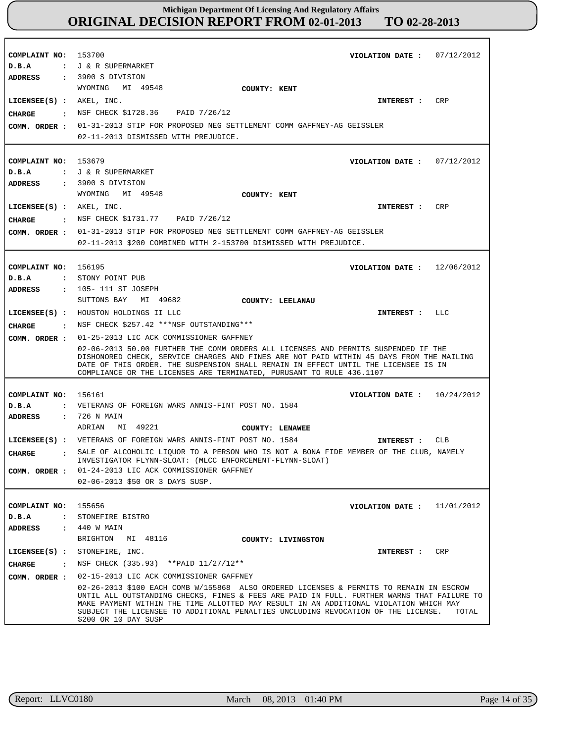# Michigan Department Of Licensing And Regulatory Affairs
## ORIGINAL DECISION REPORT FROM 02-01-2013 TO 02-28-2013

**COMPLAINT NO:** 153700 **VIOLATION DATE :** 07/12/2012
**D.B.A :** J & R SUPERMARKET
**ADDRESS :** 3900 S DIVISION
WYOMING MI 49548 **COUNTY:** KENT
**LICENSEE(S) :** AKEL, INC. **INTEREST :** CRP
**CHARGE :** NSF CHECK $1728.36 PAID 7/26/12
**COMM. ORDER :** 01-31-2013 STIP FOR PROPOSED NEG SETTLEMENT COMM GAFFNEY-AG GEISSLER
02-11-2013 DISMISSED WITH PREJUDICE.

---

**COMPLAINT NO:** 153679 **VIOLATION DATE :** 07/12/2012
**D.B.A :** J & R SUPERMARKET
**ADDRESS :** 3900 S DIVISION
WYOMING MI 49548 **COUNTY:** KENT
**LICENSEE(S) :** AKEL, INC. **INTEREST :** CRP
**CHARGE :** NSF CHECK $1731.77 PAID 7/26/12
**COMM. ORDER :** 01-31-2013 STIP FOR PROPOSED NEG SETTLEMENT COMM GAFFNEY-AG GEISSLER
02-11-2013 $200 COMBINED WITH 2-153700 DISMISSED WITH PREJUDICE.

---

**COMPLAINT NO:** 156195 **VIOLATION DATE :** 12/06/2012
**D.B.A :** STONY POINT PUB
**ADDRESS :** 105- 111 ST JOSEPH
SUTTONS BAY MI 49682 **COUNTY:** LEELANAU
**LICENSEE(S) :** HOUSTON HOLDINGS II LLC **INTEREST :** LLC
**CHARGE :** NSF CHECK $257.42 ***NSF OUTSTANDING***
**COMM. ORDER :** 01-25-2013 LIC ACK COMMISSIONER GAFFNEY
02-06-2013 50.00 FURTHER THE COMM ORDERS ALL LICENSES AND PERMITS SUSPENDED IF THE DISHONORED CHECK, SERVICE CHARGES AND FINES ARE NOT PAID WITHIN 45 DAYS FROM THE MAILING DATE OF THIS ORDER. THE SUSPENSION SHALL REMAIN IN EFFECT UNTIL THE LICENSEE IS IN COMPLIANCE OR THE LICENSES ARE TERMINATED, PURUSANT TO RULE 436.1107

---

**COMPLAINT NO:** 156161 **VIOLATION DATE :** 10/24/2012
**D.B.A :** VETERANS OF FOREIGN WARS ANNIS-FINT POST NO. 1584
**ADDRESS :** 726 N MAIN
ADRIAN MI 49221 **COUNTY:** LENAWEE
**LICENSEE(S) :** VETERANS OF FOREIGN WARS ANNIS-FINT POST NO. 1584 **INTEREST :** CLB
**CHARGE :** SALE OF ALCOHOLIC LIQUOR TO A PERSON WHO IS NOT A BONA FIDE MEMBER OF THE CLUB, NAMELY INVESTIGATOR FLYNN-SLOAT: (MLCC ENFORCEMENT-FLYNN-SLOAT)
**COMM. ORDER :** 01-24-2013 LIC ACK COMMISSIONER GAFFNEY
02-06-2013 $50 OR 3 DAYS SUSP.

---

**COMPLAINT NO:** 155656 **VIOLATION DATE :** 11/01/2012
**D.B.A :** STONEFIRE BISTRO
**ADDRESS :** 440 W MAIN
BRIGHTON MI 48116 **COUNTY:** LIVINGSTON
**LICENSEE(S) :** STONEFIRE, INC. **INTEREST :** CRP
**CHARGE :** NSF CHECK (335.93) **PAID 11/27/12**
**COMM. ORDER :** 02-15-2013 LIC ACK COMMISSIONER GAFFNEY
02-26-2013 $100 EACH COMB W/155868 ALSO ORDERED LICENSES & PERMITS TO REMAIN IN ESCROW UNTIL ALL OUTSTANDING CHECKS, FINES & FEES ARE PAID IN FULL. FURTHER WARNS THAT FAILURE TO MAKE PAYMENT WITHIN THE TIME ALLOTTED MAY RESULT IN AN ADDITIONAL VIOLATION WHICH MAY SUBJECT THE LICENSEE TO ADDITIONAL PENALTIES UNCLUDING REVOCATION OF THE LICENSE. TOTAL $200 OR 10 DAY SUSP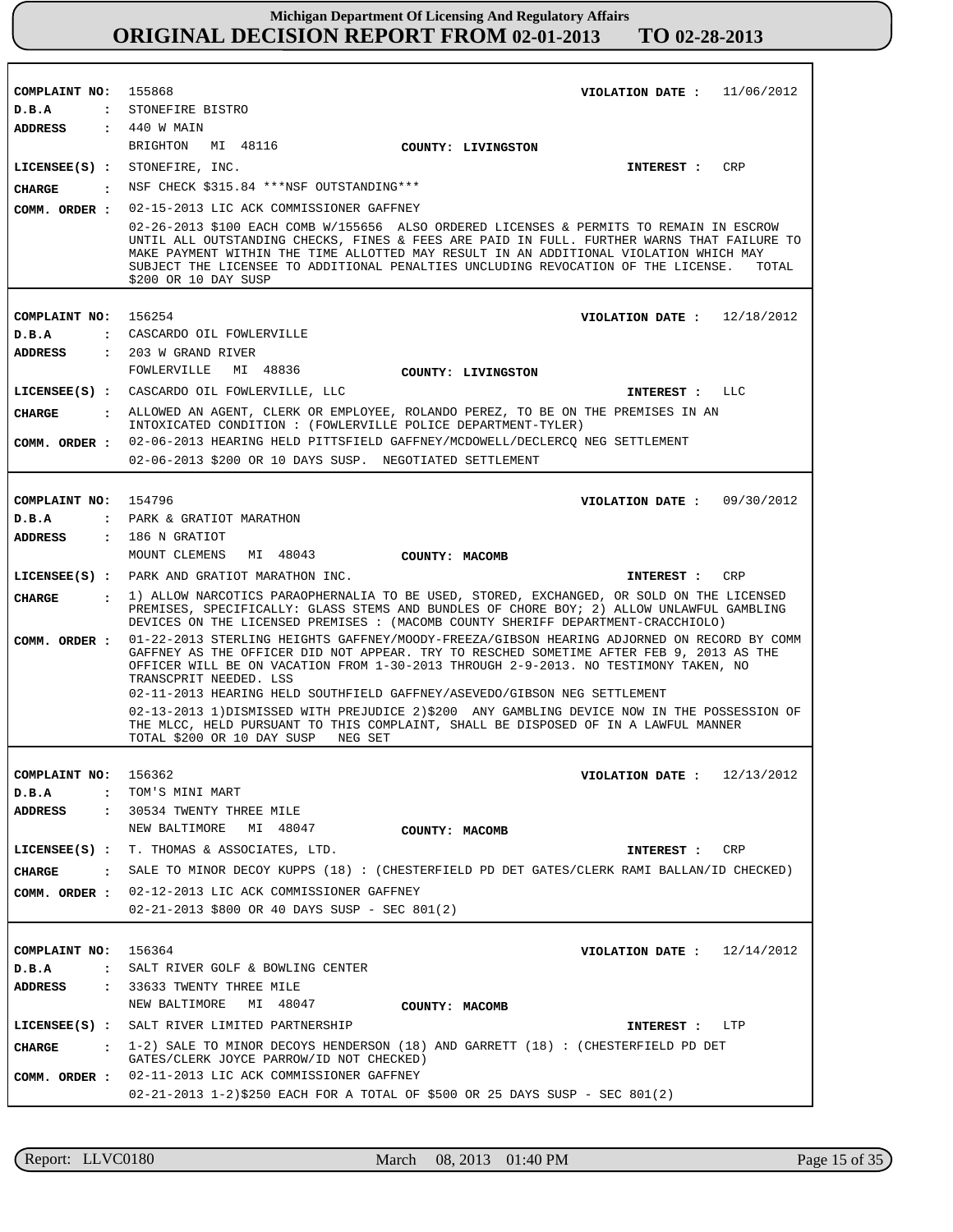# Michigan Department Of Licensing And Regulatory Affairs
## ORIGINAL DECISION REPORT FROM 02-01-2013 TO 02-28-2013

**COMPLAINT NO:** 155868 **VIOLATION DATE :** 11/06/2012
**D.B.A :** STONEFIRE BISTRO
**ADDRESS :** 440 W MAIN
BRIGHTON MI 48116 **COUNTY: LIVINGSTON**
**LICENSEE(S) :** STONEFIRE, INC. **INTEREST :** CRP
**CHARGE :** NSF CHECK $315.84 ***NSF OUTSTANDING***
**COMM. ORDER :** 02-15-2013 LIC ACK COMMISSIONER GAFFNEY
02-26-2013 $100 EACH COMB W/155656 ALSO ORDERED LICENSES & PERMITS TO REMAIN IN ESCROW UNTIL ALL OUTSTANDING CHECKS, FINES & FEES ARE PAID IN FULL. FURTHER WARNS THAT FAILURE TO MAKE PAYMENT WITHIN THE TIME ALLOTTED MAY RESULT IN AN ADDITIONAL VIOLATION WHICH MAY SUBJECT THE LICENSEE TO ADDITIONAL PENALTIES UNCLUDING REVOCATION OF THE LICENSE. TOTAL $200 OR 10 DAY SUSP

---

**COMPLAINT NO:** 156254 **VIOLATION DATE :** 12/18/2012
**D.B.A :** CASCARDO OIL FOWLERVILLE
**ADDRESS :** 203 W GRAND RIVER
FOWLERVILLE MI 48836 **COUNTY: LIVINGSTON**
**LICENSEE(S) :** CASCARDO OIL FOWLERVILLE, LLC **INTEREST :** LLC
**CHARGE :** ALLOWED AN AGENT, CLERK OR EMPLOYEE, ROLANDO PEREZ, TO BE ON THE PREMISES IN AN INTOXICATED CONDITION : (FOWLERVILLE POLICE DEPARTMENT-TYLER)
**COMM. ORDER :** 02-06-2013 HEARING HELD PITTSFIELD GAFFNEY/MCDOWELL/DECLERCQ NEG SETTLEMENT
02-06-2013 $200 OR 10 DAYS SUSP. NEGOTIATED SETTLEMENT

---

**COMPLAINT NO:** 154796 **VIOLATION DATE :** 09/30/2012
**D.B.A :** PARK & GRATIOT MARATHON
**ADDRESS :** 186 N GRATIOT
MOUNT CLEMENS MI 48043 **COUNTY: MACOMB**
**LICENSEE(S) :** PARK AND GRATIOT MARATHON INC. **INTEREST :** CRP
**CHARGE :** 1) ALLOW NARCOTICS PARAOPHERNALIA TO BE USED, STORED, EXCHANGED, OR SOLD ON THE LICENSED PREMISES, SPECIFICALLY: GLASS STEMS AND BUNDLES OF CHORE BOY; 2) ALLOW UNLAWFUL GAMBLING DEVICES ON THE LICENSED PREMISES : (MACOMB COUNTY SHERIFF DEPARTMENT-CRACCHIOLO)
**COMM. ORDER :** 01-22-2013 STERLING HEIGHTS GAFFNEY/MOODY-FREEZA/GIBSON HEARING ADJOURNED ON RECORD BY COMM GAFFNEY AS THE OFFICER DID NOT APPEAR. TRY TO RESCHED SOMETIME AFTER FEB 9, 2013 AS THE OFFICER WILL BE ON VACATION FROM 1-30-2013 THROUGH 2-9-2013. NO TESTIMONY TAKEN, NO TRANSCPRIT NEEDED. LSS
02-11-2013 HEARING HELD SOUTHFIELD GAFFNEY/ASEVEDO/GIBSON NEG SETTLEMENT
02-13-2013 1)DISMISSED WITH PREJUDICE 2)$200 ANY GAMBLING DEVICE NOW IN THE POSSESSION OF THE MLCC, HELD PURSUANT TO THIS COMPLAINT, SHALL BE DISPOSED OF IN A LAWFUL MANNER TOTAL $200 OR 10 DAY SUSP NEG SET

---

**COMPLAINT NO:** 156362 **VIOLATION DATE :** 12/13/2012
**D.B.A :** TOM'S MINI MART
**ADDRESS :** 30534 TWENTY THREE MILE
NEW BALTIMORE MI 48047 **COUNTY: MACOMB**
**LICENSEE(S) :** T. THOMAS & ASSOCIATES, LTD. **INTEREST :** CRP
**CHARGE :** SALE TO MINOR DECOY KUPPS (18) : (CHESTERFIELD PD DET GATES/CLERK RAMI BALLAN/ID CHECKED)
**COMM. ORDER :** 02-12-2013 LIC ACK COMMISSIONER GAFFNEY
02-21-2013 $800 OR 40 DAYS SUSP - SEC 801(2)

---

**COMPLAINT NO:** 156364 **VIOLATION DATE :** 12/14/2012
**D.B.A :** SALT RIVER GOLF & BOWLING CENTER
**ADDRESS :** 33633 TWENTY THREE MILE
NEW BALTIMORE MI 48047 **COUNTY: MACOMB**
**LICENSEE(S) :** SALT RIVER LIMITED PARTNERSHIP **INTEREST :** LTP
**CHARGE :** 1-2) SALE TO MINOR DECOYS HENDERSON (18) AND GARRETT (18) : (CHESTERFIELD PD DET GATES/CLERK JOYCE PARROW/ID NOT CHECKED)
**COMM. ORDER :** 02-11-2013 LIC ACK COMMISSIONER GAFFNEY
02-21-2013 1-2)$250 EACH FOR A TOTAL OF $500 OR 25 DAYS SUSP - SEC 801(2)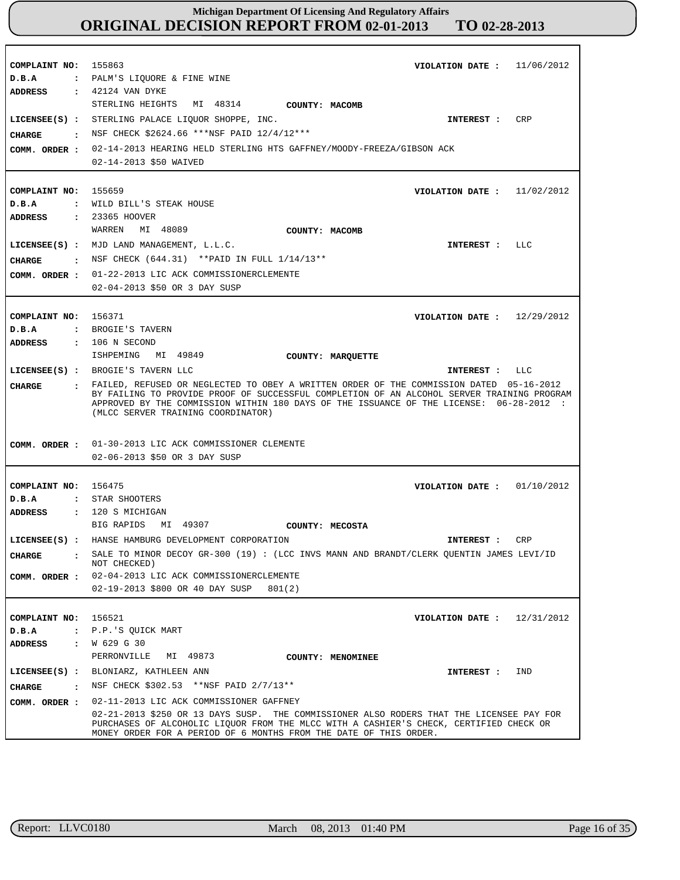# Michigan Department Of Licensing And Regulatory Affairs
## ORIGINAL DECISION REPORT FROM 02-01-2013 TO 02-28-2013

---

**COMPLAINT NO:** 155863  **VIOLATION DATE :** 11/06/2012
**D.B.A :** PALM'S LIQUORE & FINE WINE
**ADDRESS :** 42124 VAN DYKE
STERLING HEIGHTS MI 48314 **COUNTY: MACOMB**
**LICENSEE(S) :** STERLING PALACE LIQUOR SHOPPE, INC.  **INTEREST :** CRP
**CHARGE :** NSF CHECK $2624.66 ***NSF PAID 12/4/12***
**COMM. ORDER :** 02-14-2013 HEARING HELD STERLING HTS GAFFNEY/MOODY-FREEZA/GIBSON ACK
02-14-2013 $50 WAIVED

---

**COMPLAINT NO:** 155659  **VIOLATION DATE :** 11/02/2012
**D.B.A :** WILD BILL'S STEAK HOUSE
**ADDRESS :** 23365 HOOVER
WARREN MI 48089 **COUNTY: MACOMB**
**LICENSEE(S) :** MJD LAND MANAGEMENT, L.L.C.  **INTEREST :** LLC
**CHARGE :** NSF CHECK (644.31) **PAID IN FULL 1/14/13**
**COMM. ORDER :** 01-22-2013 LIC ACK COMMISSIONERCLEMENTE
02-04-2013 $50 OR 3 DAY SUSP

---

**COMPLAINT NO:** 156371  **VIOLATION DATE :** 12/29/2012
**D.B.A :** BROGIE'S TAVERN
**ADDRESS :** 106 N SECOND
ISHPEMING MI 49849 **COUNTY: MARQUETTE**
**LICENSEE(S) :** BROGIE'S TAVERN LLC  **INTEREST :** LLC
**CHARGE :** FAILED, REFUSED OR NEGLECTED TO OBEY A WRITTEN ORDER OF THE COMMISSION DATED 05-16-2012 BY FAILING TO PROVIDE PROOF OF SUCCESSFUL COMPLETION OF AN ALCOHOL SERVER TRAINING PROGRAM APPROVED BY THE COMMISSION WITHIN 180 DAYS OF THE ISSUANCE OF THE LICENSE: 06-28-2012 : (MLCC SERVER TRAINING COORDINATOR)
**COMM. ORDER :** 01-30-2013 LIC ACK COMMISSIONER CLEMENTE
02-06-2013 $50 OR 3 DAY SUSP

---

**COMPLAINT NO:** 156475  **VIOLATION DATE :** 01/10/2012
**D.B.A :** STAR SHOOTERS
**ADDRESS :** 120 S MICHIGAN
BIG RAPIDS MI 49307 **COUNTY: MECOSTA**
**LICENSEE(S) :** HANSE HAMBURG DEVELOPMENT CORPORATION  **INTEREST :** CRP
**CHARGE :** SALE TO MINOR DECOY GR-300 (19) : (LCC INVS MANN AND BRANDT/CLERK QUENTIN JAMES LEVI/ID NOT CHECKED)
**COMM. ORDER :** 02-04-2013 LIC ACK COMMISSIONERCLEMENTE
02-19-2013 $800 OR 40 DAY SUSP 801(2)

---

**COMPLAINT NO:** 156521  **VIOLATION DATE :** 12/31/2012
**D.B.A :** P.P.'S QUICK MART
**ADDRESS :** W 629 G 30
PERRONVILLE MI 49873 **COUNTY: MENOMINEE**
**LICENSEE(S) :** BLONIARZ, KATHLEEN ANN  **INTEREST :** IND
**CHARGE :** NSF CHECK $302.53 **NSF PAID 2/7/13**
**COMM. ORDER :** 02-11-2013 LIC ACK COMMISSIONER GAFFNEY
02-21-2013 $250 OR 13 DAYS SUSP. THE COMMISSIONER ALSO RODERS THAT THE LICENSEE PAY FOR PURCHASES OF ALCOHOLIC LIQUOR FROM THE MLCC WITH A CASHIER'S CHECK, CERTIFIED CHECK OR MONEY ORDER FOR A PERIOD OF 6 MONTHS FROM THE DATE OF THIS ORDER.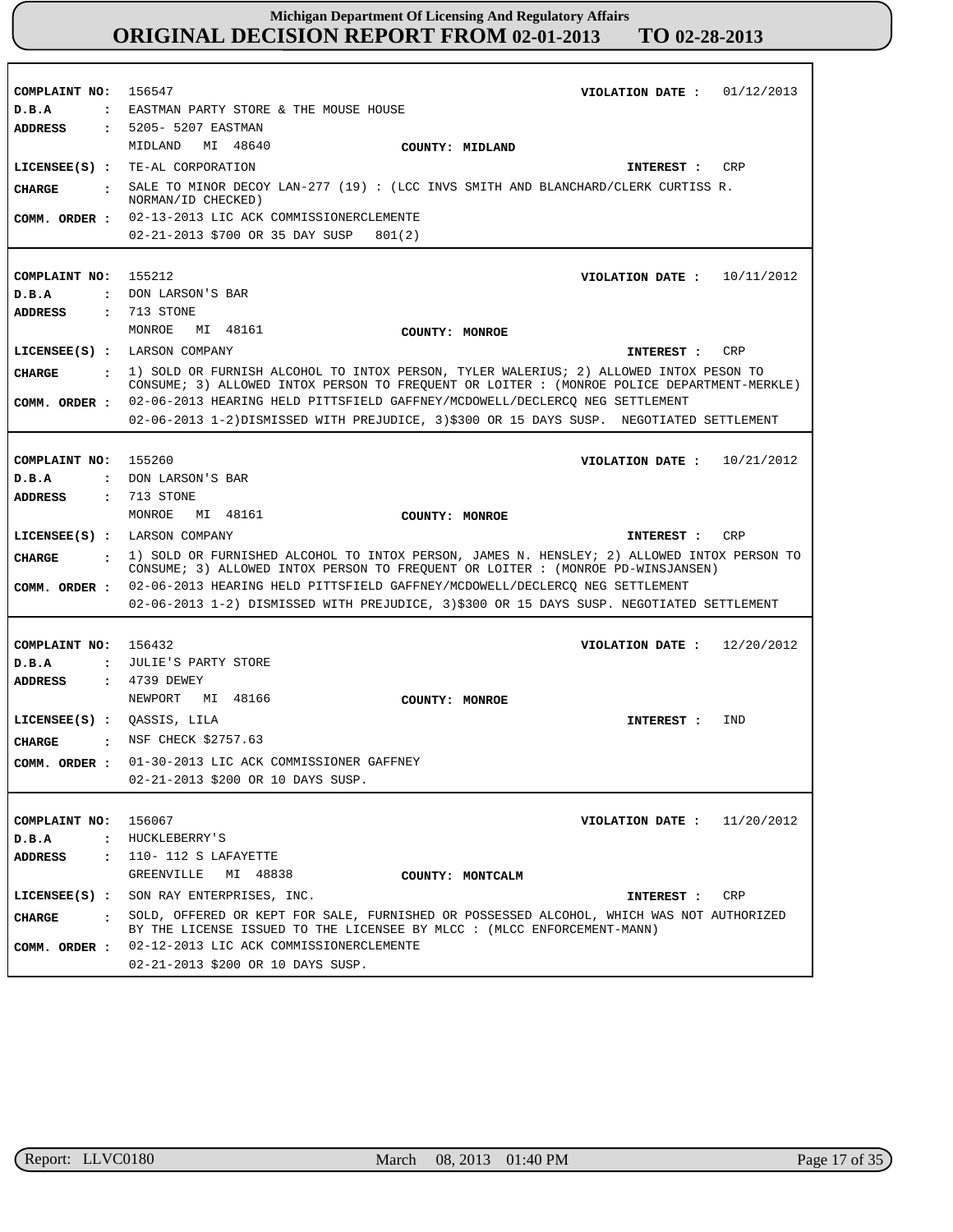# Michigan Department Of Licensing And Regulatory Affairs
## ORIGINAL DECISION REPORT FROM 02-01-2013 TO 02-28-2013

**COMPLAINT NO:** 156547 **VIOLATION DATE :** 01/12/2013
**D.B.A :** EASTMAN PARTY STORE & THE MOUSE HOUSE
**ADDRESS :** 5205- 5207 EASTMAN
MIDLAND MI 48640 **COUNTY: MIDLAND**
**LICENSEE(S) :** TE-AL CORPORATION **INTEREST :** CRP
**CHARGE :** SALE TO MINOR DECOY LAN-277 (19) : (LCC INVS SMITH AND BLANCHARD/CLERK CURTISS R. NORMAN/ID CHECKED)
**COMM. ORDER :** 02-13-2013 LIC ACK COMMISSIONERCLEMENTE
02-21-2013 $700 OR 35 DAY SUSP 801(2)

---

**COMPLAINT NO:** 155212 **VIOLATION DATE :** 10/11/2012
**D.B.A :** DON LARSON'S BAR
**ADDRESS :** 713 STONE
MONROE MI 48161 **COUNTY: MONROE**
**LICENSEE(S) :** LARSON COMPANY **INTEREST :** CRP
**CHARGE :** 1) SOLD OR FURNISH ALCOHOL TO INTOX PERSON, TYLER WALERIUS; 2) ALLOWED INTOX PESON TO CONSUME; 3) ALLOWED INTOX PERSON TO FREQUENT OR LOITER : (MONROE POLICE DEPARTMENT-MERKLE)
**COMM. ORDER :** 02-06-2013 HEARING HELD PITTSFIELD GAFFNEY/MCDOWELL/DECLERCQ NEG SETTLEMENT
02-06-2013 1-2)DISMISSED WITH PREJUDICE, 3)$300 OR 15 DAYS SUSP. NEGOTIATED SETTLEMENT

---

**COMPLAINT NO:** 155260 **VIOLATION DATE :** 10/21/2012
**D.B.A :** DON LARSON'S BAR
**ADDRESS :** 713 STONE
MONROE MI 48161 **COUNTY: MONROE**
**LICENSEE(S) :** LARSON COMPANY **INTEREST :** CRP
**CHARGE :** 1) SOLD OR FURNISHED ALCOHOL TO INTOX PERSON, JAMES N. HENSLEY; 2) ALLOWED INTOX PERSON TO CONSUME; 3) ALLOWED INTOX PERSON TO FREQUENT OR LOITER : (MONROE PD-WINSJANSEN)
**COMM. ORDER :** 02-06-2013 HEARING HELD PITTSFIELD GAFFNEY/MCDOWELL/DECLERCQ NEG SETTLEMENT
02-06-2013 1-2) DISMISSED WITH PREJUDICE, 3)$300 OR 15 DAYS SUSP. NEGOTIATED SETTLEMENT

---

**COMPLAINT NO:** 156432 **VIOLATION DATE :** 12/20/2012
**D.B.A :** JULIE'S PARTY STORE
**ADDRESS :** 4739 DEWEY
NEWPORT MI 48166 **COUNTY: MONROE**
**LICENSEE(S) :** QASSIS, LILA **INTEREST :** IND
**CHARGE :** NSF CHECK $2757.63
**COMM. ORDER :** 01-30-2013 LIC ACK COMMISSIONER GAFFNEY
02-21-2013 $200 OR 10 DAYS SUSP.

---

**COMPLAINT NO:** 156067 **VIOLATION DATE :** 11/20/2012
**D.B.A :** HUCKLEBERRY'S
**ADDRESS :** 110- 112 S LAFAYETTE
GREENVILLE MI 48838 **COUNTY: MONTCALM**
**LICENSEE(S) :** SON RAY ENTERPRISES, INC. **INTEREST :** CRP
**CHARGE :** SOLD, OFFERED OR KEPT FOR SALE, FURNISHED OR POSSESSED ALCOHOL, WHICH WAS NOT AUTHORIZED BY THE LICENSE ISSUED TO THE LICENSEE BY MLCC : (MLCC ENFORCEMENT-MANN)
**COMM. ORDER :** 02-12-2013 LIC ACK COMMISSIONERCLEMENTE
02-21-2013 $200 OR 10 DAYS SUSP.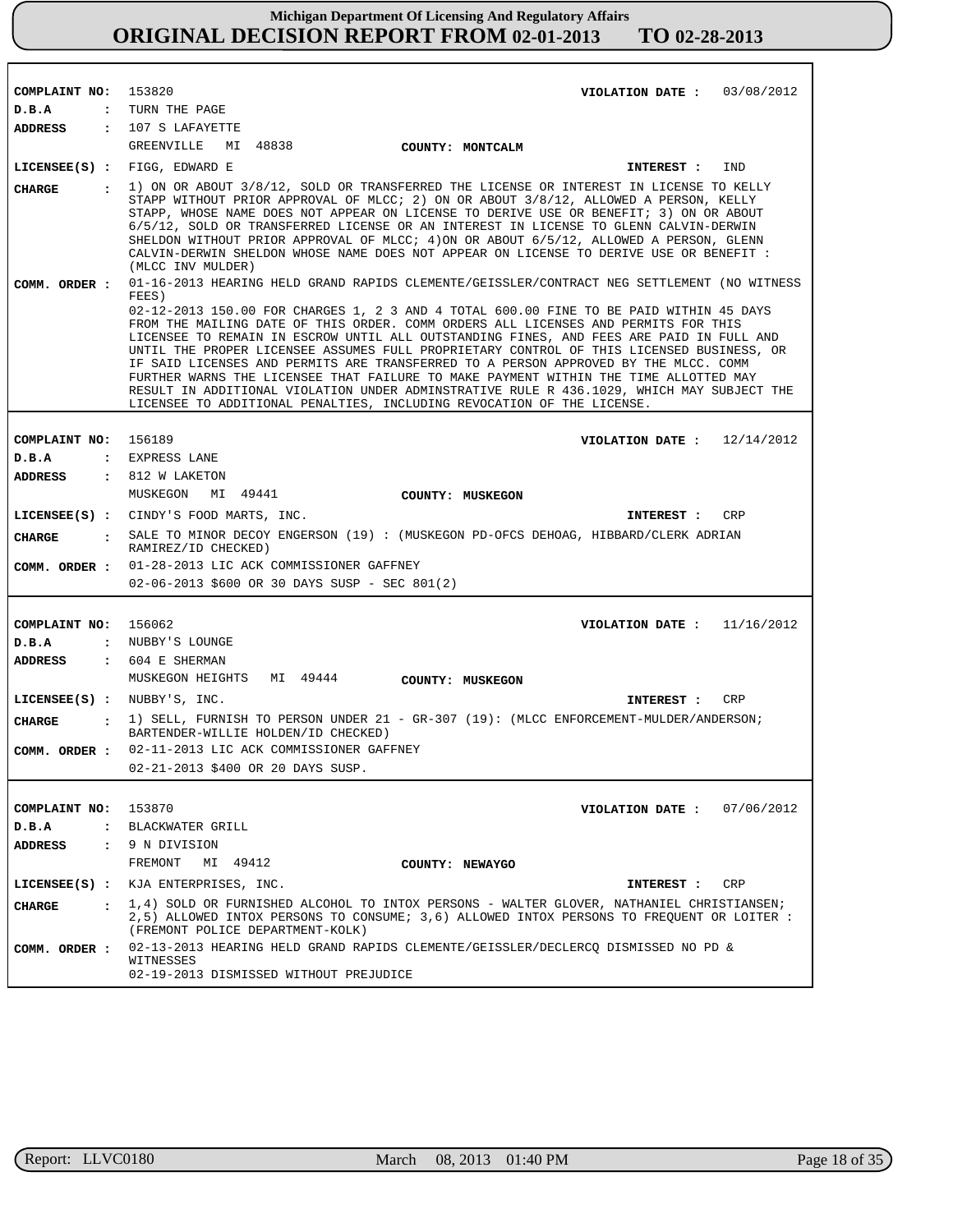**Michigan Department Of Licensing And Regulatory Affairs**
**ORIGINAL DECISION REPORT FROM 02-01-2013 TO 02-28-2013**

---

**COMPLAINT NO:** 153820 **VIOLATION DATE :** 03/08/2012
**D.B.A :** TURN THE PAGE
**ADDRESS :** 107 S LAFAYETTE
GREENVILLE MI 48838 **COUNTY: MONTCALM**
**LICENSEE(S) :** FIGG, EDWARD E **INTEREST :** IND
**CHARGE :** 1) ON OR ABOUT 3/8/12, SOLD OR TRANSFERRED THE LICENSE OR INTEREST IN LICENSE TO KELLY STAPP WITHOUT PRIOR APPROVAL OF MLCC; 2) ON OR ABOUT 3/8/12, ALLOWED A PERSON, KELLY STAPP, WHOSE NAME DOES NOT APPEAR ON LICENSE TO DERIVE USE OR BENEFIT; 3) ON OR ABOUT 6/5/12, SOLD OR TRANSFERRED LICENSE OR AN INTEREST IN LICENSE TO GLENN CALVIN-DERWIN SHELDON WITHOUT PRIOR APPROVAL OF MLCC; 4)ON OR ABOUT 6/5/12, ALLOWED A PERSON, GLENN CALVIN-DERWIN SHELDON WHOSE NAME DOES NOT APPEAR ON LICENSE TO DERIVE USE OR BENEFIT : (MLCC INV MULDER)
**COMM. ORDER :** 01-16-2013 HEARING HELD GRAND RAPIDS CLEMENTE/GEISSLER/CONTRACT NEG SETTLEMENT (NO WITNESS FEES)
02-12-2013 150.00 FOR CHARGES 1, 2 3 AND 4 TOTAL 600.00 FINE TO BE PAID WITHIN 45 DAYS FROM THE MAILING DATE OF THIS ORDER. COMM ORDERS ALL LICENSES AND PERMITS FOR THIS LICENSEE TO REMAIN IN ESCROW UNTIL ALL OUTSTANDING FINES, AND FEES ARE PAID IN FULL AND UNTIL THE PROPER LICENSEE ASSUMES FULL PROPRIETARY CONTROL OF THIS LICENSED BUSINESS, OR IF SAID LICENSES AND PERMITS ARE TRANSFERRED TO A PERSON APPROVED BY THE MLCC. COMM FURTHER WARNS THE LICENSEE THAT FAILURE TO MAKE PAYMENT WITHIN THE TIME ALLOTTED MAY RESULT IN ADDITIONAL VIOLATION UNDER ADMINSTRATIVE RULE R 436.1029, WHICH MAY SUBJECT THE LICENSEE TO ADDITIONAL PENALTIES, INCLUDING REVOCATION OF THE LICENSE.

---

**COMPLAINT NO:** 156189 **VIOLATION DATE :** 12/14/2012
**D.B.A :** EXPRESS LANE
**ADDRESS :** 812 W LAKETON
MUSKEGON MI 49441 **COUNTY: MUSKEGON**
**LICENSEE(S) :** CINDY'S FOOD MARTS, INC. **INTEREST :** CRP
**CHARGE :** SALE TO MINOR DECOY ENGERSON (19) : (MUSKEGON PD-OFCS DEHOAG, HIBBARD/CLERK ADRIAN RAMIREZ/ID CHECKED)
**COMM. ORDER :** 01-28-2013 LIC ACK COMMISSIONER GAFFNEY
02-06-2013 $600 OR 30 DAYS SUSP - SEC 801(2)

---

**COMPLAINT NO:** 156062 **VIOLATION DATE :** 11/16/2012
**D.B.A :** NUBBY'S LOUNGE
**ADDRESS :** 604 E SHERMAN
MUSKEGON HEIGHTS MI 49444 **COUNTY: MUSKEGON**
**LICENSEE(S) :** NUBBY'S, INC. **INTEREST :** CRP
**CHARGE :** 1) SELL, FURNISH TO PERSON UNDER 21 - GR-307 (19): (MLCC ENFORCEMENT-MULDER/ANDERSON; BARTENDER-WILLIE HOLDEN/ID CHECKED)
**COMM. ORDER :** 02-11-2013 LIC ACK COMMISSIONER GAFFNEY
02-21-2013 $400 OR 20 DAYS SUSP.

---

**COMPLAINT NO:** 153870 **VIOLATION DATE :** 07/06/2012
**D.B.A :** BLACKWATER GRILL
**ADDRESS :** 9 N DIVISION
FREMONT MI 49412 **COUNTY: NEWAYGO**
**LICENSEE(S) :** KJA ENTERPRISES, INC. **INTEREST :** CRP
**CHARGE :** 1,4) SOLD OR FURNISHED ALCOHOL TO INTOX PERSONS - WALTER GLOVER, NATHANIEL CHRISTIANSEN; 2,5) ALLOWED INTOX PERSONS TO CONSUME; 3,6) ALLOWED INTOX PERSONS TO FREQUENT OR LOITER : (FREMONT POLICE DEPARTMENT-KOLK)
**COMM. ORDER :** 02-13-2013 HEARING HELD GRAND RAPIDS CLEMENTE/GEISSLER/DECLERCQ DISMISSED NO PD & WITNESSES
02-19-2013 DISMISSED WITHOUT PREJUDICE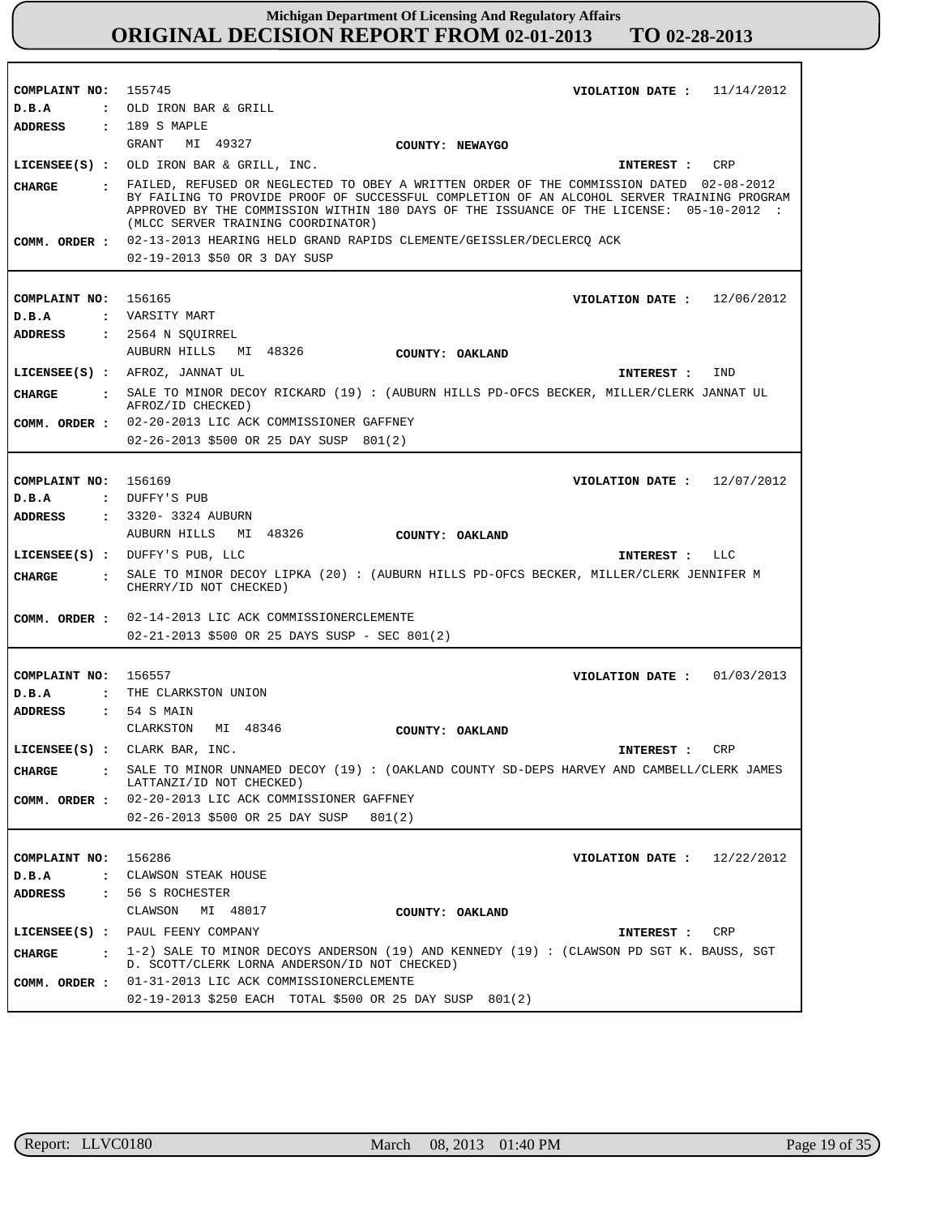# Michigan Department Of Licensing And Regulatory Affairs
## ORIGINAL DECISION REPORT FROM 02-01-2013 TO 02-28-2013

---

**COMPLAINT NO:** 155745 **VIOLATION DATE :** 11/14/2012
**D.B.A :** OLD IRON BAR & GRILL
**ADDRESS :** 189 S MAPLE
GRANT MI 49327 **COUNTY: NEWAYGO**
**LICENSEE(S) :** OLD IRON BAR & GRILL, INC. **INTEREST :** CRP
**CHARGE :** FAILED, REFUSED OR NEGLECTED TO OBEY A WRITTEN ORDER OF THE COMMISSION DATED 02-08-2012 BY FAILING TO PROVIDE PROOF OF SUCCESSFUL COMPLETION OF AN ALCOHOL SERVER TRAINING PROGRAM APPROVED BY THE COMMISSION WITHIN 180 DAYS OF THE ISSUANCE OF THE LICENSE: 05-10-2012 : (MLCC SERVER TRAINING COORDINATOR)
**COMM. ORDER :** 02-13-2013 HEARING HELD GRAND RAPIDS CLEMENTE/GEISSLER/DECLERCQ ACK
02-19-2013 $50 OR 3 DAY SUSP

---

**COMPLAINT NO:** 156165 **VIOLATION DATE :** 12/06/2012
**D.B.A :** VARSITY MART
**ADDRESS :** 2564 N SQUIRREL
AUBURN HILLS MI 48326 **COUNTY: OAKLAND**
**LICENSEE(S) :** AFROZ, JANNAT UL **INTEREST :** IND
**CHARGE :** SALE TO MINOR DECOY RICKARD (19) : (AUBURN HILLS PD-OFCS BECKER, MILLER/CLERK JANNAT UL AFROZ/ID CHECKED)
**COMM. ORDER :** 02-20-2013 LIC ACK COMMISSIONER GAFFNEY
02-26-2013 $500 OR 25 DAY SUSP 801(2)

---

**COMPLAINT NO:** 156169 **VIOLATION DATE :** 12/07/2012
**D.B.A :** DUFFY'S PUB
**ADDRESS :** 3320- 3324 AUBURN
AUBURN HILLS MI 48326 **COUNTY: OAKLAND**
**LICENSEE(S) :** DUFFY'S PUB, LLC **INTEREST :** LLC
**CHARGE :** SALE TO MINOR DECOY LIPKA (20) : (AUBURN HILLS PD-OFCS BECKER, MILLER/CLERK JENNIFER M CHERRY/ID NOT CHECKED)
**COMM. ORDER :** 02-14-2013 LIC ACK COMMISSIONERCLEMENTE
02-21-2013 $500 OR 25 DAYS SUSP - SEC 801(2)

---

**COMPLAINT NO:** 156557 **VIOLATION DATE :** 01/03/2013
**D.B.A :** THE CLARKSTON UNION
**ADDRESS :** 54 S MAIN
CLARKSTON MI 48346 **COUNTY: OAKLAND**
**LICENSEE(S) :** CLARK BAR, INC. **INTEREST :** CRP
**CHARGE :** SALE TO MINOR UNNAMED DECOY (19) : (OAKLAND COUNTY SD-DEPS HARVEY AND CAMBELL/CLERK JAMES LATTANZI/ID NOT CHECKED)
**COMM. ORDER :** 02-20-2013 LIC ACK COMMISSIONER GAFFNEY
02-26-2013 $500 OR 25 DAY SUSP 801(2)

---

**COMPLAINT NO:** 156286 **VIOLATION DATE :** 12/22/2012
**D.B.A :** CLAWSON STEAK HOUSE
**ADDRESS :** 56 S ROCHESTER
CLAWSON MI 48017 **COUNTY: OAKLAND**
**LICENSEE(S) :** PAUL FEENY COMPANY **INTEREST :** CRP
**CHARGE :** 1-2) SALE TO MINOR DECOYS ANDERSON (19) AND KENNEDY (19) : (CLAWSON PD SGT K. BAUSS, SGT D. SCOTT/CLERK LORNA ANDERSON/ID NOT CHECKED)
**COMM. ORDER :** 01-31-2013 LIC ACK COMMISSIONERCLEMENTE
02-19-2013 $250 EACH TOTAL $500 OR 25 DAY SUSP 801(2)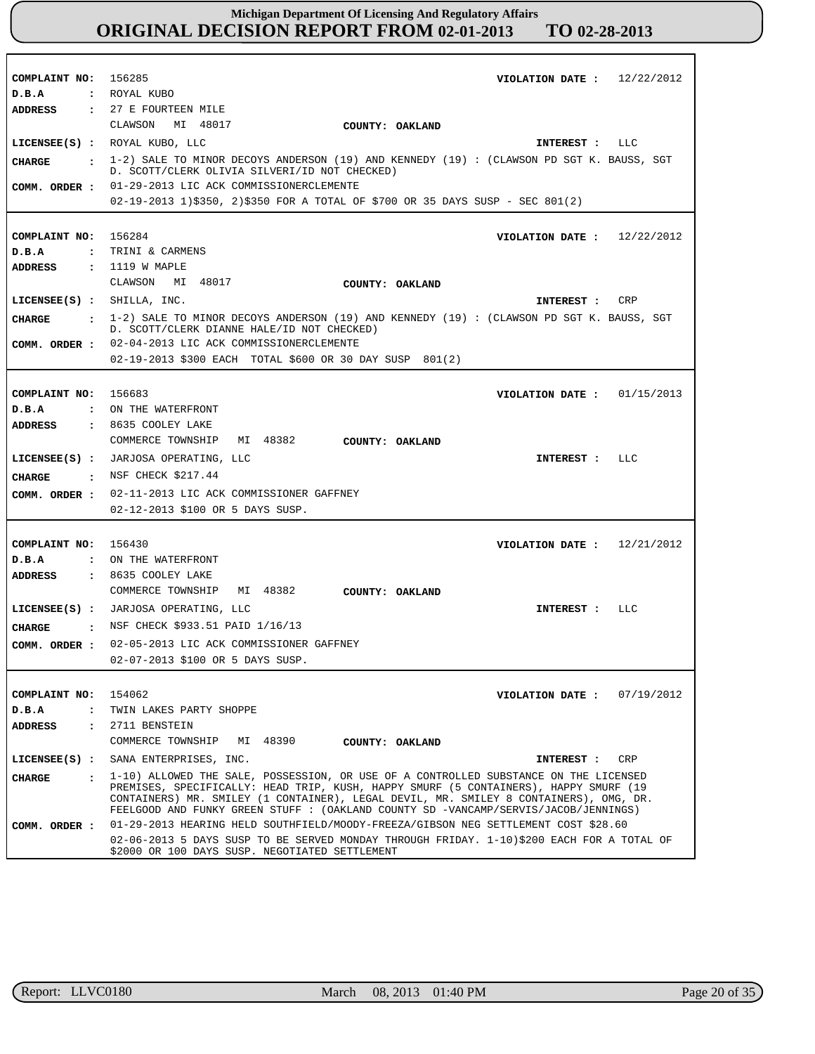# Michigan Department Of Licensing And Regulatory Affairs
## ORIGINAL DECISION REPORT FROM 02-01-2013 TO 02-28-2013

---

**COMPLAINT NO:** 156285  **VIOLATION DATE :** 12/22/2012
**D.B.A :** ROYAL KUBO
**ADDRESS :** 27 E FOURTEEN MILE
CLAWSON MI 48017  **COUNTY: OAKLAND**
**LICENSEE(S) :** ROYAL KUBO, LLC  **INTEREST :** LLC
**CHARGE :** 1-2) SALE TO MINOR DECOYS ANDERSON (19) AND KENNEDY (19) : (CLAWSON PD SGT K. BAUSS, SGT D. SCOTT/CLERK OLIVIA SILVERI/ID NOT CHECKED)
**COMM. ORDER :** 01-29-2013 LIC ACK COMMISSIONERCLEMENTE
02-19-2013 1)$350, 2)$350 FOR A TOTAL OF $700 OR 35 DAYS SUSP - SEC 801(2)

---

**COMPLAINT NO:** 156284  **VIOLATION DATE :** 12/22/2012
**D.B.A :** TRINI & CARMENS
**ADDRESS :** 1119 W MAPLE
CLAWSON MI 48017  **COUNTY: OAKLAND**
**LICENSEE(S) :** SHILLA, INC.  **INTEREST :** CRP
**CHARGE :** 1-2) SALE TO MINOR DECOYS ANDERSON (19) AND KENNEDY (19) : (CLAWSON PD SGT K. BAUSS, SGT D. SCOTT/CLERK DIANNE HALE/ID NOT CHECKED)
**COMM. ORDER :** 02-04-2013 LIC ACK COMMISSIONERCLEMENTE
02-19-2013 $300 EACH TOTAL $600 OR 30 DAY SUSP 801(2)

---

**COMPLAINT NO:** 156683  **VIOLATION DATE :** 01/15/2013
**D.B.A :** ON THE WATERFRONT
**ADDRESS :** 8635 COOLEY LAKE
COMMERCE TOWNSHIP MI 48382  **COUNTY: OAKLAND**
**LICENSEE(S) :** JARJOSA OPERATING, LLC  **INTEREST :** LLC
**CHARGE :** NSF CHECK $217.44
**COMM. ORDER :** 02-11-2013 LIC ACK COMMISSIONER GAFFNEY
02-12-2013 $100 OR 5 DAYS SUSP.

---

**COMPLAINT NO:** 156430  **VIOLATION DATE :** 12/21/2012
**D.B.A :** ON THE WATERFRONT
**ADDRESS :** 8635 COOLEY LAKE
COMMERCE TOWNSHIP MI 48382  **COUNTY: OAKLAND**
**LICENSEE(S) :** JARJOSA OPERATING, LLC  **INTEREST :** LLC
**CHARGE :** NSF CHECK $933.51 PAID 1/16/13
**COMM. ORDER :** 02-05-2013 LIC ACK COMMISSIONER GAFFNEY
02-07-2013 $100 OR 5 DAYS SUSP.

---

**COMPLAINT NO:** 154062  **VIOLATION DATE :** 07/19/2012
**D.B.A :** TWIN LAKES PARTY SHOPPE
**ADDRESS :** 2711 BENSTEIN
COMMERCE TOWNSHIP MI 48390  **COUNTY: OAKLAND**
**LICENSEE(S) :** SANA ENTERPRISES, INC.  **INTEREST :** CRP
**CHARGE :** 1-10) ALLOWED THE SALE, POSSESSION, OR USE OF A CONTROLLED SUBSTANCE ON THE LICENSED PREMISES, SPECIFICALLY: HEAD TRIP, KUSH, HAPPY SMURF (5 CONTAINERS), HAPPY SMURF (19 CONTAINERS) MR. SMILEY (1 CONTAINER), LEGAL DEVIL, MR. SMILEY 8 CONTAINERS), OMG, DR. FEELGOOD AND FUNKY GREEN STUFF : (OAKLAND COUNTY SD -VANCAMP/SERVIS/JACOB/JENNINGS)
**COMM. ORDER :** 01-29-2013 HEARING HELD SOUTHFIELD/MOODY-FREEZA/GIBSON NEG SETTLEMENT COST $28.60
02-06-2013 5 DAYS SUSP TO BE SERVED MONDAY THROUGH FRIDAY. 1-10)$200 EACH FOR A TOTAL OF $2000 OR 100 DAYS SUSP. NEGOTIATED SETTLEMENT

---

Report: LLVC0180  March 08, 2013 01:40 PM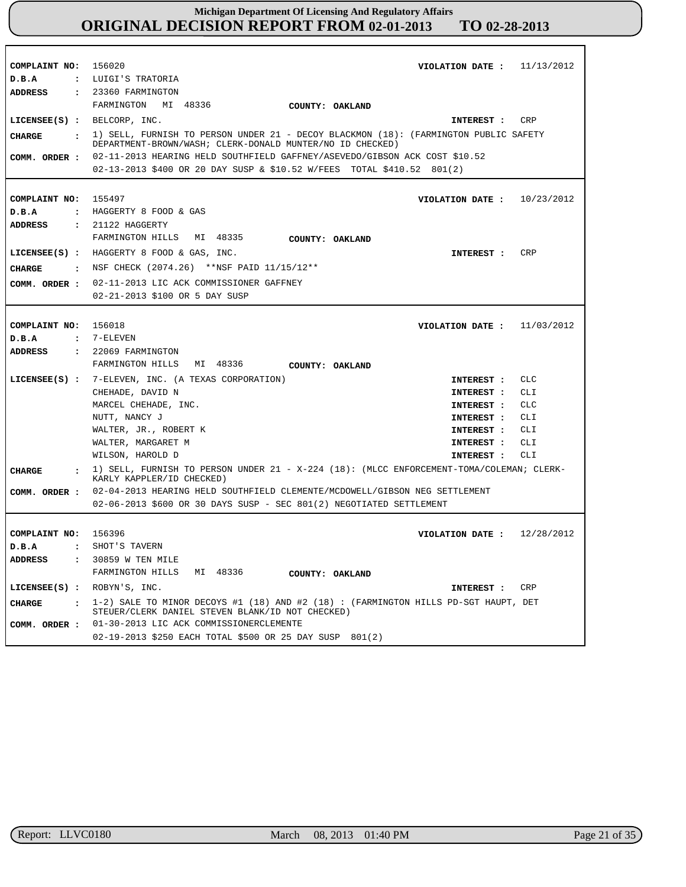**Michigan Department Of Licensing And Regulatory Affairs**
**ORIGINAL DECISION REPORT FROM 02-01-2013 TO 02-28-2013**

| | |
|---|---|
| **COMPLAINT NO:** | 156020 |
| **VIOLATION DATE :** | 11/13/2012 |
| **D.B.A** | LUIGI'S TRATORIA |
| **ADDRESS** | 23360 FARMINGTON<br>FARMINGTON MI 48336 |
| **COUNTY:** | OAKLAND |
| **LICENSEE(S) :** | BELCORP, INC. — **INTEREST :** CRP |
| **CHARGE** | 1) SELL, FURNISH TO PERSON UNDER 21 - DECOY BLACKMON (18): (FARMINGTON PUBLIC SAFETY DEPARTMENT-BROWN/WASH; CLERK-DONALD MUNTER/NO ID CHECKED) |
| **COMM. ORDER :** | 02-11-2013 HEARING HELD SOUTHFIELD GAFFNEY/ASEVEDO/GIBSON ACK COST $10.52<br>02-13-2013 $400 OR 20 DAY SUSP & $10.52 W/FEES TOTAL $410.52 801(2) |

| | |
|---|---|
| **COMPLAINT NO:** | 155497 |
| **VIOLATION DATE :** | 10/23/2012 |
| **D.B.A** | HAGGERTY 8 FOOD & GAS |
| **ADDRESS** | 21122 HAGGERTY<br>FARMINGTON HILLS MI 48335 |
| **COUNTY:** | OAKLAND |
| **LICENSEE(S) :** | HAGGERTY 8 FOOD & GAS, INC. — **INTEREST :** CRP |
| **CHARGE** | NSF CHECK (2074.26) **NSF PAID 11/15/12** |
| **COMM. ORDER :** | 02-11-2013 LIC ACK COMMISSIONER GAFFNEY<br>02-21-2013 $100 OR 5 DAY SUSP |

| | |
|---|---|
| **COMPLAINT NO:** | 156018 |
| **VIOLATION DATE :** | 11/03/2012 |
| **D.B.A** | 7-ELEVEN |
| **ADDRESS** | 22069 FARMINGTON<br>FARMINGTON HILLS MI 48336 |
| **COUNTY:** | OAKLAND |
| **LICENSEE(S) :** | 7-ELEVEN, INC. (A TEXAS CORPORATION) — **INTEREST :** CLC<br>CHEHADE, DAVID N — **INTEREST :** CLI<br>MARCEL CHEHADE, INC. — **INTEREST :** CLC<br>NUTT, NANCY J — **INTEREST :** CLI<br>WALTER, JR., ROBERT K — **INTEREST :** CLI<br>WALTER, MARGARET M — **INTEREST :** CLI<br>WILSON, HAROLD D — **INTEREST :** CLI |
| **CHARGE** | 1) SELL, FURNISH TO PERSON UNDER 21 - X-224 (18): (MLCC ENFORCEMENT-TOMA/COLEMAN; CLERK-KARLY KAPPLER/ID CHECKED) |
| **COMM. ORDER :** | 02-04-2013 HEARING HELD SOUTHFIELD CLEMENTE/MCDOWELL/GIBSON NEG SETTLEMENT<br>02-06-2013 $600 OR 30 DAYS SUSP - SEC 801(2) NEGOTIATED SETTLEMENT |

| | |
|---|---|
| **COMPLAINT NO:** | 156396 |
| **VIOLATION DATE :** | 12/28/2012 |
| **D.B.A** | SHOT'S TAVERN |
| **ADDRESS** | 30859 W TEN MILE<br>FARMINGTON HILLS MI 48336 |
| **COUNTY:** | OAKLAND |
| **LICENSEE(S) :** | ROBYN'S, INC. — **INTEREST :** CRP |
| **CHARGE** | 1-2) SALE TO MINOR DECOYS #1 (18) AND #2 (18) : (FARMINGTON HILLS PD-SGT HAUPT, DET STEUER/CLERK DANIEL STEVEN BLANK/ID NOT CHECKED) |
| **COMM. ORDER :** | 01-30-2013 LIC ACK COMMISSIONERCLEMENTE<br>02-19-2013 $250 EACH TOTAL $500 OR 25 DAY SUSP 801(2) |

Report: LLVC0180 — March 08, 2013 01:40 PM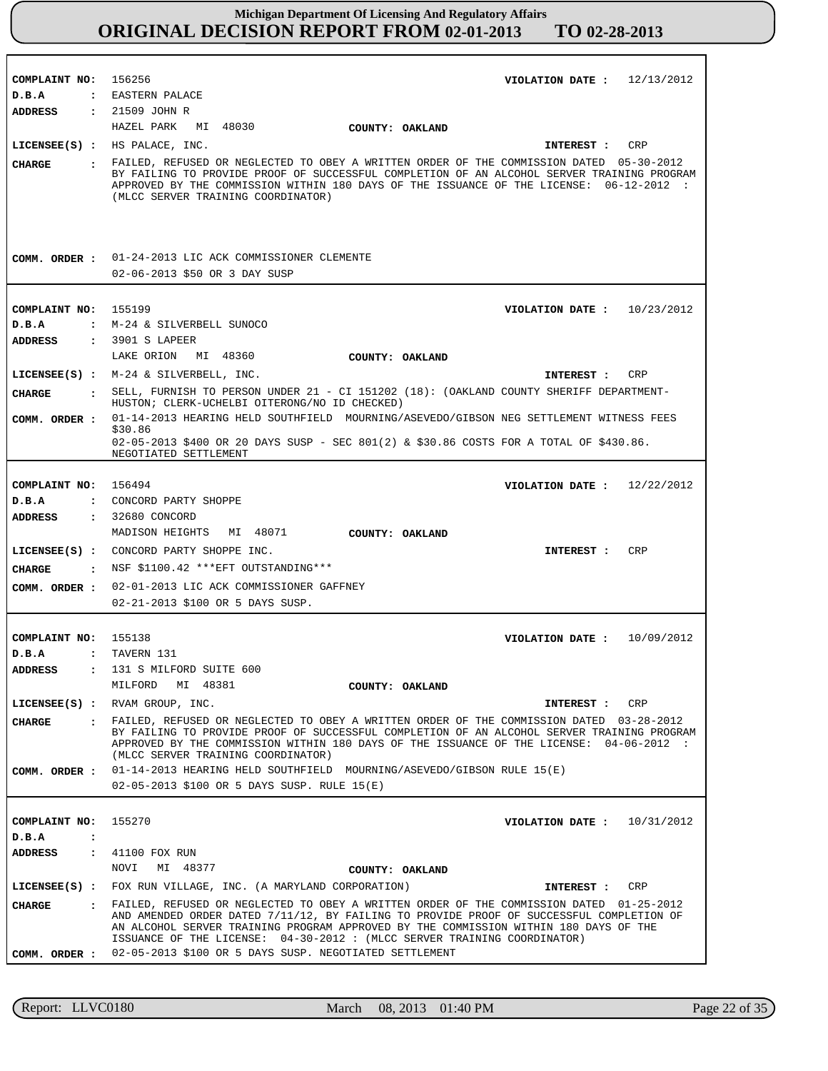# Michigan Department Of Licensing And Regulatory Affairs
## ORIGINAL DECISION REPORT FROM 02-01-2013 TO 02-28-2013

**COMPLAINT NO:** 156256 **VIOLATION DATE :** 12/13/2012
**D.B.A :** EASTERN PALACE
**ADDRESS :** 21509 JOHN R
HAZEL PARK MI 48030 **COUNTY: OAKLAND**
**LICENSEE(S) :** HS PALACE, INC. **INTEREST :** CRP
**CHARGE :** FAILED, REFUSED OR NEGLECTED TO OBEY A WRITTEN ORDER OF THE COMMISSION DATED 05-30-2012 BY FAILING TO PROVIDE PROOF OF SUCCESSFUL COMPLETION OF AN ALCOHOL SERVER TRAINING PROGRAM APPROVED BY THE COMMISSION WITHIN 180 DAYS OF THE ISSUANCE OF THE LICENSE: 06-12-2012 : (MLCC SERVER TRAINING COORDINATOR)
**COMM. ORDER :** 01-24-2013 LIC ACK COMMISSIONER CLEMENTE
02-06-2013 $50 OR 3 DAY SUSP

---

**COMPLAINT NO:** 155199 **VIOLATION DATE :** 10/23/2012
**D.B.A :** M-24 & SILVERBELL SUNOCO
**ADDRESS :** 3901 S LAPEER
LAKE ORION MI 48360 **COUNTY: OAKLAND**
**LICENSEE(S) :** M-24 & SILVERBELL, INC. **INTEREST :** CRP
**CHARGE :** SELL, FURNISH TO PERSON UNDER 21 - CI 151202 (18): (OAKLAND COUNTY SHERIFF DEPARTMENT-HUSTON; CLERK-UCHELBI OITERONG/NO ID CHECKED)
**COMM. ORDER :** 01-14-2013 HEARING HELD SOUTHFIELD MOURNING/ASEVEDO/GIBSON NEG SETTLEMENT WITNESS FEES $30.86
02-05-2013 $400 OR 20 DAYS SUSP - SEC 801(2) & $30.86 COSTS FOR A TOTAL OF $430.86. NEGOTIATED SETTLEMENT

---

**COMPLAINT NO:** 156494 **VIOLATION DATE :** 12/22/2012
**D.B.A :** CONCORD PARTY SHOPPE
**ADDRESS :** 32680 CONCORD
MADISON HEIGHTS MI 48071 **COUNTY: OAKLAND**
**LICENSEE(S) :** CONCORD PARTY SHOPPE INC. **INTEREST :** CRP
**CHARGE :** NSF $1100.42 ***EFT OUTSTANDING***
**COMM. ORDER :** 02-01-2013 LIC ACK COMMISSIONER GAFFNEY
02-21-2013 $100 OR 5 DAYS SUSP.

---

**COMPLAINT NO:** 155138 **VIOLATION DATE :** 10/09/2012
**D.B.A :** TAVERN 131
**ADDRESS :** 131 S MILFORD SUITE 600
MILFORD MI 48381 **COUNTY: OAKLAND**
**LICENSEE(S) :** RVAM GROUP, INC. **INTEREST :** CRP
**CHARGE :** FAILED, REFUSED OR NEGLECTED TO OBEY A WRITTEN ORDER OF THE COMMISSION DATED 03-28-2012 BY FAILING TO PROVIDE PROOF OF SUCCESSFUL COMPLETION OF AN ALCOHOL SERVER TRAINING PROGRAM APPROVED BY THE COMMISSION WITHIN 180 DAYS OF THE ISSUANCE OF THE LICENSE: 04-06-2012 : (MLCC SERVER TRAINING COORDINATOR)
**COMM. ORDER :** 01-14-2013 HEARING HELD SOUTHFIELD MOURNING/ASEVEDO/GIBSON RULE 15(E)
02-05-2013 $100 OR 5 DAYS SUSP. RULE 15(E)

---

**COMPLAINT NO:** 155270 **VIOLATION DATE :** 10/31/2012
**D.B.A :**
**ADDRESS :** 41100 FOX RUN
NOVI MI 48377 **COUNTY: OAKLAND**
**LICENSEE(S) :** FOX RUN VILLAGE, INC. (A MARYLAND CORPORATION) **INTEREST :** CRP
**CHARGE :** FAILED, REFUSED OR NEGLECTED TO OBEY A WRITTEN ORDER OF THE COMMISSION DATED 01-25-2012 AND AMENDED ORDER DATED 7/11/12, BY FAILING TO PROVIDE PROOF OF SUCCESSFUL COMPLETION OF AN ALCOHOL SERVER TRAINING PROGRAM APPROVED BY THE COMMISSION WITHIN 180 DAYS OF THE ISSUANCE OF THE LICENSE: 04-30-2012 : (MLCC SERVER TRAINING COORDINATOR)
**COMM. ORDER :** 02-05-2013 $100 OR 5 DAYS SUSP. NEGOTIATED SETTLEMENT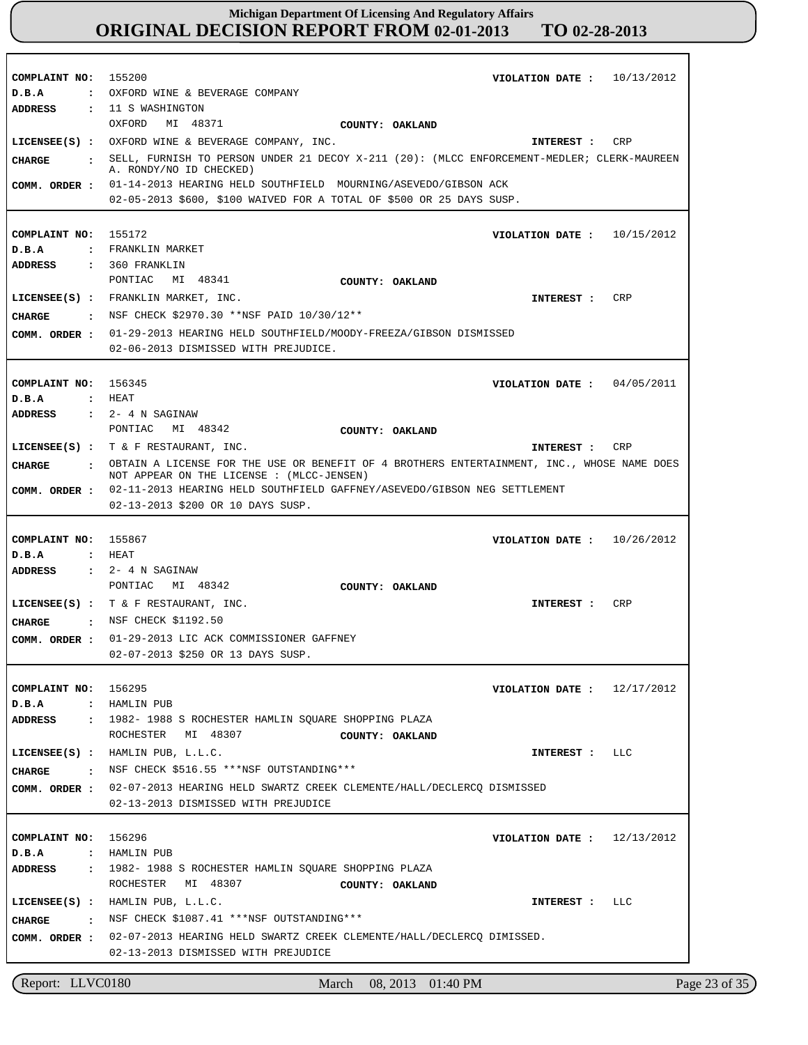# Michigan Department Of Licensing And Regulatory Affairs

## ORIGINAL DECISION REPORT FROM 02-01-2013 TO 02-28-2013

**COMPLAINT NO:** 155200 **VIOLATION DATE :** 10/13/2012
**D.B.A :** OXFORD WINE & BEVERAGE COMPANY
**ADDRESS :** 11 S WASHINGTON
OXFORD MI 48371 **COUNTY: OAKLAND**
**LICENSEE(S) :** OXFORD WINE & BEVERAGE COMPANY, INC. **INTEREST :** CRP
**CHARGE :** SELL, FURNISH TO PERSON UNDER 21 DECOY X-211 (20): (MLCC ENFORCEMENT-MEDLER; CLERK-MAUREEN A. RONDY/NO ID CHECKED)
**COMM. ORDER :** 01-14-2013 HEARING HELD SOUTHFIELD MOURNING/ASEVEDO/GIBSON ACK
02-05-2013 $600, $100 WAIVED FOR A TOTAL OF $500 OR 25 DAYS SUSP.

---

**COMPLAINT NO:** 155172 **VIOLATION DATE :** 10/15/2012
**D.B.A :** FRANKLIN MARKET
**ADDRESS :** 360 FRANKLIN
PONTIAC MI 48341 **COUNTY: OAKLAND**
**LICENSEE(S) :** FRANKLIN MARKET, INC. **INTEREST :** CRP
**CHARGE :** NSF CHECK $2970.30 **NSF PAID 10/30/12**
**COMM. ORDER :** 01-29-2013 HEARING HELD SOUTHFIELD/MOODY-FREEZA/GIBSON DISMISSED
02-06-2013 DISMISSED WITH PREJUDICE.

---

**COMPLAINT NO:** 156345 **VIOLATION DATE :** 04/05/2011
**D.B.A :** HEAT
**ADDRESS :** 2- 4 N SAGINAW
PONTIAC MI 48342 **COUNTY: OAKLAND**
**LICENSEE(S) :** T & F RESTAURANT, INC. **INTEREST :** CRP
**CHARGE :** OBTAIN A LICENSE FOR THE USE OR BENEFIT OF 4 BROTHERS ENTERTAINMENT, INC., WHOSE NAME DOES NOT APPEAR ON THE LICENSE : (MLCC-JENSEN)
**COMM. ORDER :** 02-11-2013 HEARING HELD SOUTHFIELD GAFFNEY/ASEVEDO/GIBSON NEG SETTLEMENT
02-13-2013 $200 OR 10 DAYS SUSP.

---

**COMPLAINT NO:** 155867 **VIOLATION DATE :** 10/26/2012
**D.B.A :** HEAT
**ADDRESS :** 2- 4 N SAGINAW
PONTIAC MI 48342 **COUNTY: OAKLAND**
**LICENSEE(S) :** T & F RESTAURANT, INC. **INTEREST :** CRP
**CHARGE :** NSF CHECK $1192.50
**COMM. ORDER :** 01-29-2013 LIC ACK COMMISSIONER GAFFNEY
02-07-2013 $250 OR 13 DAYS SUSP.

---

**COMPLAINT NO:** 156295 **VIOLATION DATE :** 12/17/2012
**D.B.A :** HAMLIN PUB
**ADDRESS :** 1982- 1988 S ROCHESTER HAMLIN SQUARE SHOPPING PLAZA
ROCHESTER MI 48307 **COUNTY: OAKLAND**
**LICENSEE(S) :** HAMLIN PUB, L.L.C. **INTEREST :** LLC
**CHARGE :** NSF CHECK $516.55 ***NSF OUTSTANDING***
**COMM. ORDER :** 02-07-2013 HEARING HELD SWARTZ CREEK CLEMENTE/HALL/DECLERCQ DISMISSED
02-13-2013 DISMISSED WITH PREJUDICE

---

**COMPLAINT NO:** 156296 **VIOLATION DATE :** 12/13/2012
**D.B.A :** HAMLIN PUB
**ADDRESS :** 1982- 1988 S ROCHESTER HAMLIN SQUARE SHOPPING PLAZA
ROCHESTER MI 48307 **COUNTY: OAKLAND**
**LICENSEE(S) :** HAMLIN PUB, L.L.C. **INTEREST :** LLC
**CHARGE :** NSF CHECK $1087.41 ***NSF OUTSTANDING***
**COMM. ORDER :** 02-07-2013 HEARING HELD SWARTZ CREEK CLEMENTE/HALL/DECLERCQ DIMISSED.
02-13-2013 DISMISSED WITH PREJUDICE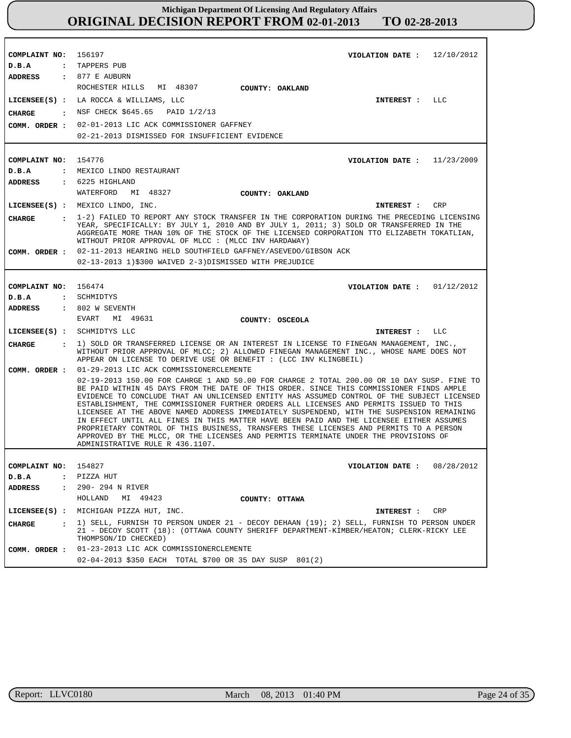# Michigan Department Of Licensing And Regulatory Affairs

## ORIGINAL DECISION REPORT FROM 02-01-2013 TO 02-28-2013

**COMPLAINT NO:** 156197
**VIOLATION DATE :** 12/10/2012
**D.B.A :** TAPPERS PUB
**ADDRESS :** 877 E AUBURN
ROCHESTER HILLS MI 48307
**COUNTY:** OAKLAND
**LICENSEE(S) :** LA ROCCA & WILLIAMS, LLC
**INTEREST :** LLC
**CHARGE :** NSF CHECK $645.65 PAID 1/2/13
**COMM. ORDER :** 02-01-2013 LIC ACK COMMISSIONER GAFFNEY
02-21-2013 DISMISSED FOR INSUFFICIENT EVIDENCE

---

**COMPLAINT NO:** 154776
**VIOLATION DATE :** 11/23/2009
**D.B.A :** MEXICO LINDO RESTAURANT
**ADDRESS :** 6225 HIGHLAND
WATERFORD MI 48327
**COUNTY:** OAKLAND
**LICENSEE(S) :** MEXICO LINDO, INC.
**INTEREST :** CRP
**CHARGE :** 1-2) FAILED TO REPORT ANY STOCK TRANSFER IN THE CORPORATION DURING THE PRECEDING LICENSING YEAR, SPECIFICALLY: BY JULY 1, 2010 AND BY JULY 1, 2011; 3) SOLD OR TRANSFERRED IN THE AGGREGATE MORE THAN 10% OF THE STOCK OF THE LICENSED CORPORATION TTO ELIZABETH TOKATLIAN, WITHOUT PRIOR APPROVAL OF MLCC : (MLCC INV HARDAWAY)
**COMM. ORDER :** 02-11-2013 HEARING HELD SOUTHFIELD GAFFNEY/ASEVEDO/GIBSON ACK
02-13-2013 1)$300 WAIVED 2-3)DISMISSED WITH PREJUDICE

---

**COMPLAINT NO:** 156474
**VIOLATION DATE :** 01/12/2012
**D.B.A :** SCHMIDTYS
**ADDRESS :** 802 W SEVENTH
EVART MI 49631
**COUNTY:** OSCEOLA
**LICENSEE(S) :** SCHMIDTYS LLC
**INTEREST :** LLC
**CHARGE :** 1) SOLD OR TRANSFERRED LICENSE OR AN INTEREST IN LICENSE TO FINEGAN MANAGEMENT, INC., WITHOUT PRIOR APPROVAL OF MLCC; 2) ALLOWED FINEGAN MANAGEMENT INC., WHOSE NAME DOES NOT APPEAR ON LICENSE TO DERIVE USE OR BENEFIT : (LCC INV KLINGBEIL)
**COMM. ORDER :** 01-29-2013 LIC ACK COMMISSIONERCLEMENTE
02-19-2013 150.00 FOR CAHRGE 1 AND 50.00 FOR CHARGE 2 TOTAL 200.00 OR 10 DAY SUSP. FINE TO BE PAID WITHIN 45 DAYS FROM THE DATE OF THIS ORDER. SINCE THIS COMMISSIONER FINDS AMPLE EVIDENCE TO CONCLUDE THAT AN UNLICENSED ENTITY HAS ASSUMED CONTROL OF THE SUBJECT LICENSED ESTABLISHMENT, THE COMMISSIONER FURTHER ORDERS ALL LICENSES AND PERMITS ISSUED TO THIS LICENSEE AT THE ABOVE NAMED ADDRESS IMMEDIATELY SUSPENDEND, WITH THE SUSPENSION REMAINING IN EFFECT UNTIL ALL FINES IN THIS MATTER HAVE BEEN PAID AND THE LICENSEE EITHER ASSUMES PROPRIETARY CONTROL OF THIS BUSINESS, TRANSFERS THESE LICENSES AND PERMITS TO A PERSON APPROVED BY THE MLCC, OR THE LICENSES AND PERMTIS TERMINATE UNDER THE PROVISIONS OF ADMINISTRATIVE RULE R 436.1107.

---

**COMPLAINT NO:** 154827
**VIOLATION DATE :** 08/28/2012
**D.B.A :** PIZZA HUT
**ADDRESS :** 290- 294 N RIVER
HOLLAND MI 49423
**COUNTY:** OTTAWA
**LICENSEE(S) :** MICHIGAN PIZZA HUT, INC.
**INTEREST :** CRP
**CHARGE :** 1) SELL, FURNISH TO PERSON UNDER 21 - DECOY DEHAAN (19); 2) SELL, FURNISH TO PERSON UNDER 21 - DECOY SCOTT (18): (OTTAWA COUNTY SHERIFF DEPARTMENT-KIMBER/HEATON; CLERK-RICKY LEE THOMPSON/ID CHECKED)
**COMM. ORDER :** 01-23-2013 LIC ACK COMMISSIONERCLEMENTE
02-04-2013 $350 EACH TOTAL $700 OR 35 DAY SUSP 801(2)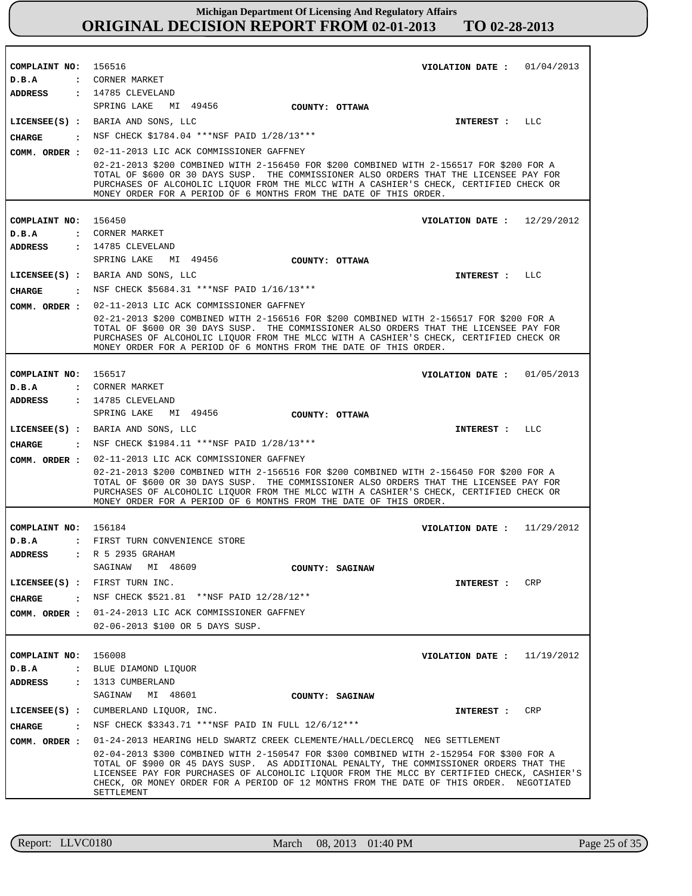# Michigan Department Of Licensing And Regulatory Affairs

## ORIGINAL DECISION REPORT FROM 02-01-2013 TO 02-28-2013

**COMPLAINT NO:** 156516 **VIOLATION DATE :** 01/04/2013
**D.B.A :** CORNER MARKET
**ADDRESS :** 14785 CLEVELAND
SPRING LAKE MI 49456 **COUNTY: OTTAWA**
**LICENSEE(S) :** BARIA AND SONS, LLC **INTEREST :** LLC
**CHARGE :** NSF CHECK $1784.04 ***NSF PAID 1/28/13***
**COMM. ORDER :** 02-11-2013 LIC ACK COMMISSIONER GAFFNEY
02-21-2013 $200 COMBINED WITH 2-156450 FOR $200 COMBINED WITH 2-156517 FOR $200 FOR A TOTAL OF $600 OR 30 DAYS SUSP. THE COMMISSIONER ALSO ORDERS THAT THE LICENSEE PAY FOR PURCHASES OF ALCOHOLIC LIQUOR FROM THE MLCC WITH A CASHIER'S CHECK, CERTIFIED CHECK OR MONEY ORDER FOR A PERIOD OF 6 MONTHS FROM THE DATE OF THIS ORDER.

---

**COMPLAINT NO:** 156450 **VIOLATION DATE :** 12/29/2012
**D.B.A :** CORNER MARKET
**ADDRESS :** 14785 CLEVELAND
SPRING LAKE MI 49456 **COUNTY: OTTAWA**
**LICENSEE(S) :** BARIA AND SONS, LLC **INTEREST :** LLC
**CHARGE :** NSF CHECK $5684.31 ***NSF PAID 1/16/13***
**COMM. ORDER :** 02-11-2013 LIC ACK COMMISSIONER GAFFNEY
02-21-2013 $200 COMBINED WITH 2-156516 FOR $200 COMBINED WITH 2-156517 FOR $200 FOR A TOTAL OF $600 OR 30 DAYS SUSP. THE COMMISSIONER ALSO ORDERS THAT THE LICENSEE PAY FOR PURCHASES OF ALCOHOLIC LIQUOR FROM THE MLCC WITH A CASHIER'S CHECK, CERTIFIED CHECK OR MONEY ORDER FOR A PERIOD OF 6 MONTHS FROM THE DATE OF THIS ORDER.

---

**COMPLAINT NO:** 156517 **VIOLATION DATE :** 01/05/2013
**D.B.A :** CORNER MARKET
**ADDRESS :** 14785 CLEVELAND
SPRING LAKE MI 49456 **COUNTY: OTTAWA**
**LICENSEE(S) :** BARIA AND SONS, LLC **INTEREST :** LLC
**CHARGE :** NSF CHECK $1984.11 ***NSF PAID 1/28/13***
**COMM. ORDER :** 02-11-2013 LIC ACK COMMISSIONER GAFFNEY
02-21-2013 $200 COMBINED WITH 2-156516 FOR $200 COMBINED WITH 2-156450 FOR $200 FOR A TOTAL OF $600 OR 30 DAYS SUSP. THE COMMISSIONER ALSO ORDERS THAT THE LICENSEE PAY FOR PURCHASES OF ALCOHOLIC LIQUOR FROM THE MLCC WITH A CASHIER'S CHECK, CERTIFIED CHECK OR MONEY ORDER FOR A PERIOD OF 6 MONTHS FROM THE DATE OF THIS ORDER.

---

**COMPLAINT NO:** 156184 **VIOLATION DATE :** 11/29/2012
**D.B.A :** FIRST TURN CONVENIENCE STORE
**ADDRESS :** R 5 2935 GRAHAM
SAGINAW MI 48609 **COUNTY: SAGINAW**
**LICENSEE(S) :** FIRST TURN INC. **INTEREST :** CRP
**CHARGE :** NSF CHECK $521.81 **NSF PAID 12/28/12**
**COMM. ORDER :** 01-24-2013 LIC ACK COMMISSIONER GAFFNEY
02-06-2013 $100 OR 5 DAYS SUSP.

---

**COMPLAINT NO:** 156008 **VIOLATION DATE :** 11/19/2012
**D.B.A :** BLUE DIAMOND LIQUOR
**ADDRESS :** 1313 CUMBERLAND
SAGINAW MI 48601 **COUNTY: SAGINAW**
**LICENSEE(S) :** CUMBERLAND LIQUOR, INC. **INTEREST :** CRP
**CHARGE :** NSF CHECK $3343.71 ***NSF PAID IN FULL 12/6/12***
**COMM. ORDER :** 01-24-2013 HEARING HELD SWARTZ CREEK CLEMENTE/HALL/DECLERCQ NEG SETTLEMENT
02-04-2013 $300 COMBINED WITH 2-150547 FOR $300 COMBINED WITH 2-152954 FOR $300 FOR A TOTAL OF $900 OR 45 DAYS SUSP. AS ADDITIONAL PENALTY, THE COMMISSIONER ORDERS THAT THE LICENSEE PAY FOR PURCHASES OF ALCOHOLIC LIQUOR FROM THE MLCC BY CERTIFIED CHECK, CASHIER'S CHECK, OR MONEY ORDER FOR A PERIOD OF 12 MONTHS FROM THE DATE OF THIS ORDER. NEGOTIATED SETTLEMENT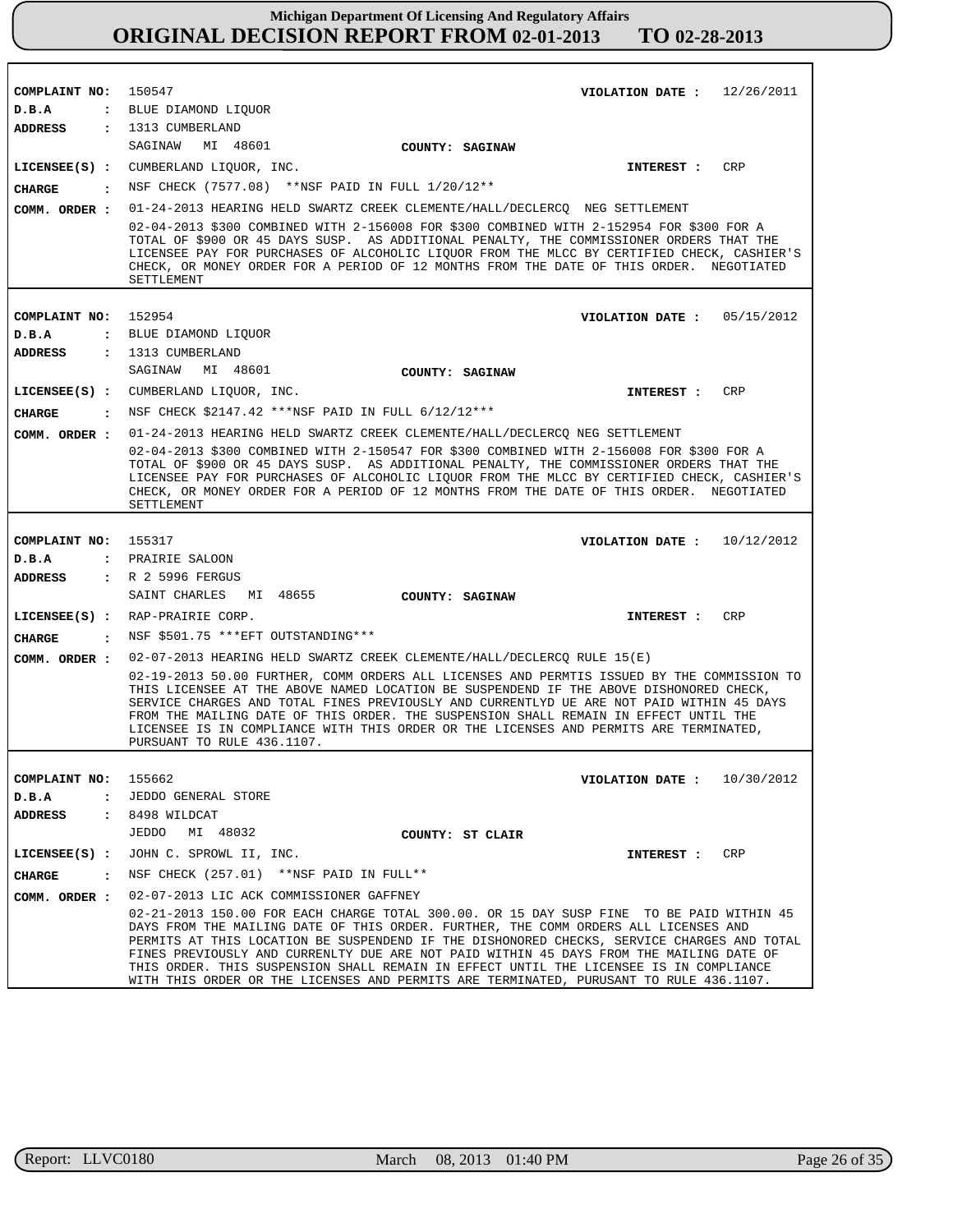# Michigan Department Of Licensing And Regulatory Affairs
## ORIGINAL DECISION REPORT FROM 02-01-2013 TO 02-28-2013

**COMPLAINT NO:** 150547  **VIOLATION DATE :** 12/26/2011
**D.B.A :** BLUE DIAMOND LIQUOR
**ADDRESS :** 1313 CUMBERLAND
SAGINAW MI 48601  **COUNTY: SAGINAW**
**LICENSEE(S) :** CUMBERLAND LIQUOR, INC.  **INTEREST :** CRP
**CHARGE :** NSF CHECK (7577.08) **NSF PAID IN FULL 1/20/12**
**COMM. ORDER :** 01-24-2013 HEARING HELD SWARTZ CREEK CLEMENTE/HALL/DECLERCQ NEG SETTLEMENT
02-04-2013 $300 COMBINED WITH 2-156008 FOR $300 COMBINED WITH 2-152954 FOR $300 FOR A TOTAL OF $900 OR 45 DAYS SUSP. AS ADDITIONAL PENALTY, THE COMMISSIONER ORDERS THAT THE LICENSEE PAY FOR PURCHASES OF ALCOHOLIC LIQUOR FROM THE MLCC BY CERTIFIED CHECK, CASHIER'S CHECK, OR MONEY ORDER FOR A PERIOD OF 12 MONTHS FROM THE DATE OF THIS ORDER. NEGOTIATED SETTLEMENT

---

**COMPLAINT NO:** 152954  **VIOLATION DATE :** 05/15/2012
**D.B.A :** BLUE DIAMOND LIQUOR
**ADDRESS :** 1313 CUMBERLAND
SAGINAW MI 48601  **COUNTY: SAGINAW**
**LICENSEE(S) :** CUMBERLAND LIQUOR, INC.  **INTEREST :** CRP
**CHARGE :** NSF CHECK $2147.42 ***NSF PAID IN FULL 6/12/12***
**COMM. ORDER :** 01-24-2013 HEARING HELD SWARTZ CREEK CLEMENTE/HALL/DECLERCQ NEG SETTLEMENT
02-04-2013 $300 COMBINED WITH 2-150547 FOR $300 COMBINED WITH 2-156008 FOR $300 FOR A TOTAL OF $900 OR 45 DAYS SUSP. AS ADDITIONAL PENALTY, THE COMMISSIONER ORDERS THAT THE LICENSEE PAY FOR PURCHASES OF ALCOHOLIC LIQUOR FROM THE MLCC BY CERTIFIED CHECK, CASHIER'S CHECK, OR MONEY ORDER FOR A PERIOD OF 12 MONTHS FROM THE DATE OF THIS ORDER. NEGOTIATED SETTLEMENT

---

**COMPLAINT NO:** 155317  **VIOLATION DATE :** 10/12/2012
**D.B.A :** PRAIRIE SALOON
**ADDRESS :** R 2 5996 FERGUS
SAINT CHARLES MI 48655  **COUNTY: SAGINAW**
**LICENSEE(S) :** RAP-PRAIRIE CORP.  **INTEREST :** CRP
**CHARGE :** NSF $501.75 ***EFT OUTSTANDING***
**COMM. ORDER :** 02-07-2013 HEARING HELD SWARTZ CREEK CLEMENTE/HALL/DECLERCQ RULE 15(E)
02-19-2013 50.00 FURTHER, COMM ORDERS ALL LICENSES AND PERMTIS ISSUED BY THE COMMISSION TO THIS LICENSEE AT THE ABOVE NAMED LOCATION BE SUSPENDEND IF THE ABOVE DISHONORED CHECK, SERVICE CHARGES AND TOTAL FINES PREVIOUSLY AND CURRENTLYD UE ARE NOT PAID WITHIN 45 DAYS FROM THE MAILING DATE OF THIS ORDER. THE SUSPENSION SHALL REMAIN IN EFFECT UNTIL THE LICENSEE IS IN COMPLIANCE WITH THIS ORDER OR THE LICENSES AND PERMITS ARE TERMINATED, PURSUANT TO RULE 436.1107.

---

**COMPLAINT NO:** 155662  **VIOLATION DATE :** 10/30/2012
**D.B.A :** JEDDO GENERAL STORE
**ADDRESS :** 8498 WILDCAT
JEDDO MI 48032  **COUNTY: ST CLAIR**
**LICENSEE(S) :** JOHN C. SPROWL II, INC.  **INTEREST :** CRP
**CHARGE :** NSF CHECK (257.01) **NSF PAID IN FULL**
**COMM. ORDER :** 02-07-2013 LIC ACK COMMISSIONER GAFFNEY
02-21-2013 150.00 FOR EACH CHARGE TOTAL 300.00. OR 15 DAY SUSP FINE TO BE PAID WITHIN 45 DAYS FROM THE MAILING DATE OF THIS ORDER. FURTHER, THE COMM ORDERS ALL LICENSES AND PERMITS AT THIS LOCATION BE SUSPENDEND IF THE DISHONORED CHECKS, SERVICE CHARGES AND TOTAL FINES PREVIOUSLY AND CURRENLTY DUE ARE NOT PAID WITHIN 45 DAYS FROM THE MAILING DATE OF THIS ORDER. THIS SUSPENSION SHALL REMAIN IN EFFECT UNTIL THE LICENSEE IS IN COMPLIANCE WITH THIS ORDER OR THE LICENSES AND PERMITS ARE TERMINATED, PURUSANT TO RULE 436.1107.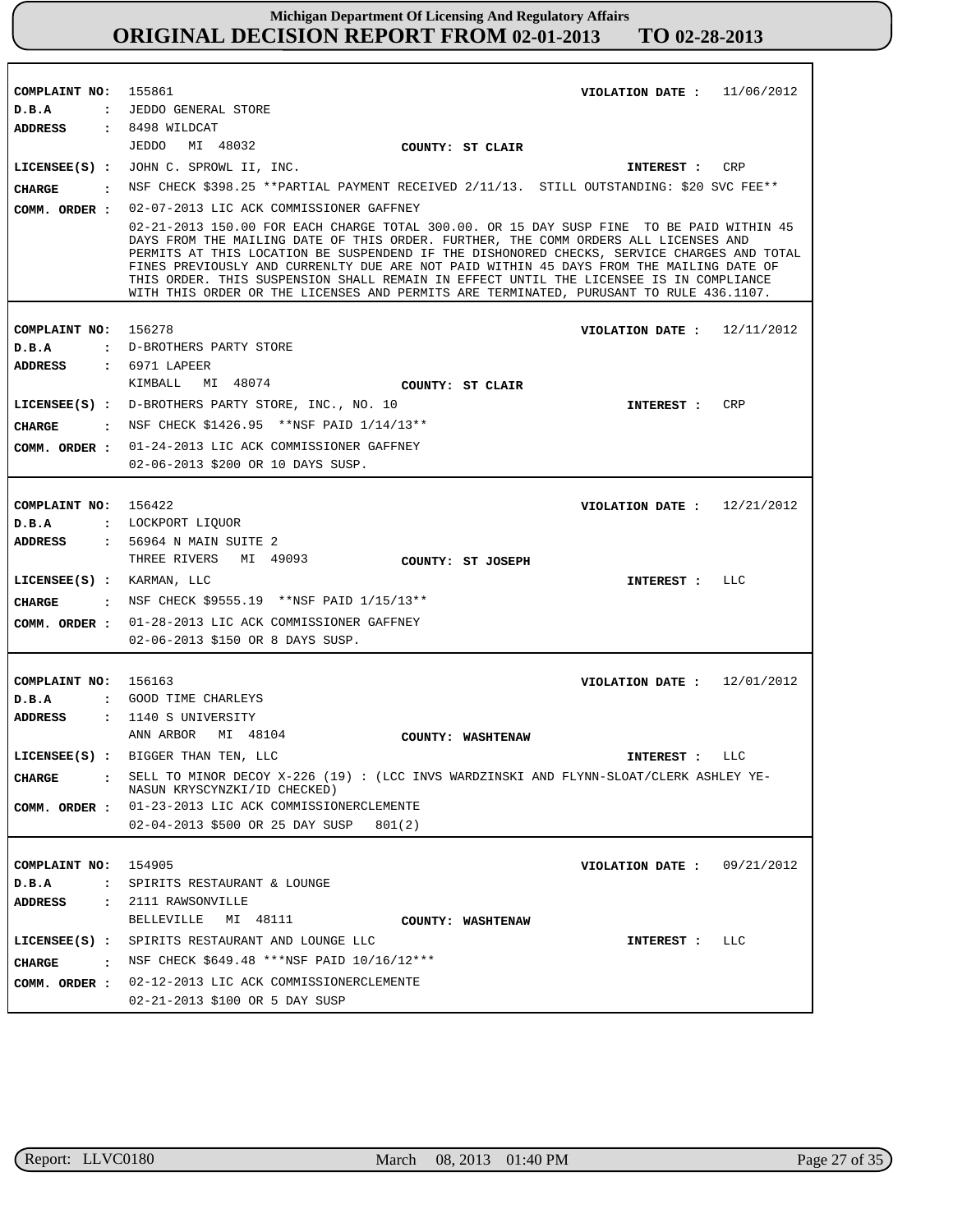**Michigan Department Of Licensing And Regulatory Affairs**
# ORIGINAL DECISION REPORT FROM 02-01-2013 TO 02-28-2013

**COMPLAINT NO:** 155861 **VIOLATION DATE :** 11/06/2012
**D.B.A :** JEDDO GENERAL STORE
**ADDRESS :** 8498 WILDCAT
JEDDO MI 48032 **COUNTY: ST CLAIR**
**LICENSEE(S) :** JOHN C. SPROWL II, INC. **INTEREST :** CRP
**CHARGE :** NSF CHECK $398.25 **PARTIAL PAYMENT RECEIVED 2/11/13. STILL OUTSTANDING: $20 SVC FEE**
**COMM. ORDER :** 02-07-2013 LIC ACK COMMISSIONER GAFFNEY
02-21-2013 150.00 FOR EACH CHARGE TOTAL 300.00. OR 15 DAY SUSP FINE TO BE PAID WITHIN 45 DAYS FROM THE MAILING DATE OF THIS ORDER. FURTHER, THE COMM ORDERS ALL LICENSES AND PERMITS AT THIS LOCATION BE SUSPENDEND IF THE DISHONORED CHECKS, SERVICE CHARGES AND TOTAL FINES PREVIOUSLY AND CURRENLTY DUE ARE NOT PAID WITHIN 45 DAYS FROM THE MAILING DATE OF THIS ORDER. THIS SUSPENSION SHALL REMAIN IN EFFECT UNTIL THE LICENSEE IS IN COMPLIANCE WITH THIS ORDER OR THE LICENSES AND PERMITS ARE TERMINATED, PURUSANT TO RULE 436.1107.

---

**COMPLAINT NO:** 156278 **VIOLATION DATE :** 12/11/2012
**D.B.A :** D-BROTHERS PARTY STORE
**ADDRESS :** 6971 LAPEER
KIMBALL MI 48074 **COUNTY: ST CLAIR**
**LICENSEE(S) :** D-BROTHERS PARTY STORE, INC., NO. 10 **INTEREST :** CRP
**CHARGE :** NSF CHECK $1426.95 **NSF PAID 1/14/13**
**COMM. ORDER :** 01-24-2013 LIC ACK COMMISSIONER GAFFNEY
02-06-2013 $200 OR 10 DAYS SUSP.

---

**COMPLAINT NO:** 156422 **VIOLATION DATE :** 12/21/2012
**D.B.A :** LOCKPORT LIQUOR
**ADDRESS :** 56964 N MAIN SUITE 2
THREE RIVERS MI 49093 **COUNTY: ST JOSEPH**
**LICENSEE(S) :** KARMAN, LLC **INTEREST :** LLC
**CHARGE :** NSF CHECK $9555.19 **NSF PAID 1/15/13**
**COMM. ORDER :** 01-28-2013 LIC ACK COMMISSIONER GAFFNEY
02-06-2013 $150 OR 8 DAYS SUSP.

---

**COMPLAINT NO:** 156163 **VIOLATION DATE :** 12/01/2012
**D.B.A :** GOOD TIME CHARLEYS
**ADDRESS :** 1140 S UNIVERSITY
ANN ARBOR MI 48104 **COUNTY: WASHTENAW**
**LICENSEE(S) :** BIGGER THAN TEN, LLC **INTEREST :** LLC
**CHARGE :** SELL TO MINOR DECOY X-226 (19) : (LCC INVS WARDZINSKI AND FLYNN-SLOAT/CLERK ASHLEY YE-NASUN KRYSCYNZKI/ID CHECKED)
**COMM. ORDER :** 01-23-2013 LIC ACK COMMISSIONERCLEMENTE
02-04-2013 $500 OR 25 DAY SUSP 801(2)

---

**COMPLAINT NO:** 154905 **VIOLATION DATE :** 09/21/2012
**D.B.A :** SPIRITS RESTAURANT & LOUNGE
**ADDRESS :** 2111 RAWSONVILLE
BELLEVILLE MI 48111 **COUNTY: WASHTENAW**
**LICENSEE(S) :** SPIRITS RESTAURANT AND LOUNGE LLC **INTEREST :** LLC
**CHARGE :** NSF CHECK $649.48 ***NSF PAID 10/16/12***
**COMM. ORDER :** 02-12-2013 LIC ACK COMMISSIONERCLEMENTE
02-21-2013 $100 OR 5 DAY SUSP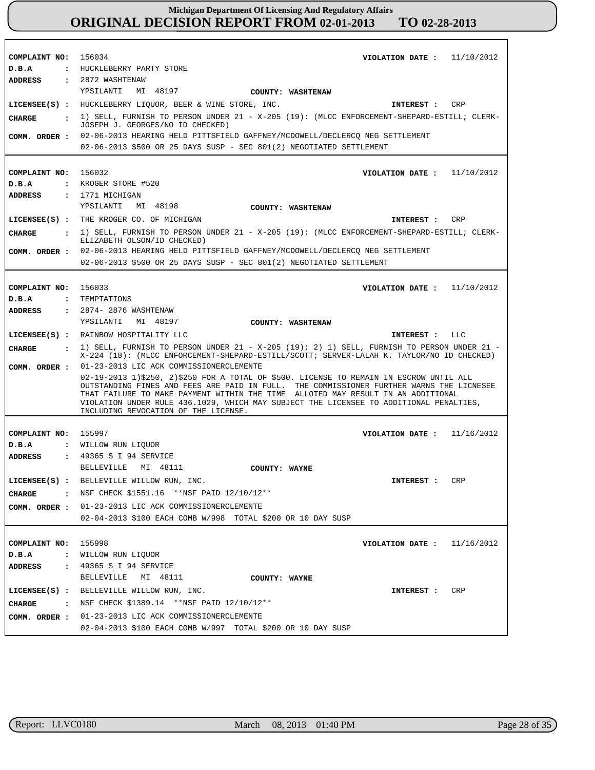**Michigan Department Of Licensing And Regulatory Affairs**

# ORIGINAL DECISION REPORT FROM 02-01-2013 TO 02-28-2013

---

**COMPLAINT NO:** 156034 **VIOLATION DATE :** 11/10/2012
**D.B.A :** HUCKLEBERRY PARTY STORE
**ADDRESS :** 2872 WASHTENAW
YPSILANTI MI 48197 **COUNTY: WASHTENAW**
**LICENSEE(S) :** HUCKLEBERRY LIQUOR, BEER & WINE STORE, INC. **INTEREST :** CRP
**CHARGE :** 1) SELL, FURNISH TO PERSON UNDER 21 - X-205 (19): (MLCC ENFORCEMENT-SHEPARD-ESTILL; CLERK-JOSEPH J. GEORGES/NO ID CHECKED)
**COMM. ORDER :** 02-06-2013 HEARING HELD PITTSFIELD GAFFNEY/MCDOWELL/DECLERCQ NEG SETTLEMENT
02-06-2013 $500 OR 25 DAYS SUSP - SEC 801(2) NEGOTIATED SETTLEMENT

---

**COMPLAINT NO:** 156032 **VIOLATION DATE :** 11/10/2012
**D.B.A :** KROGER STORE #520
**ADDRESS :** 1771 MICHIGAN
YPSILANTI MI 48198 **COUNTY: WASHTENAW**
**LICENSEE(S) :** THE KROGER CO. OF MICHIGAN **INTEREST :** CRP
**CHARGE :** 1) SELL, FURNISH TO PERSON UNDER 21 - X-205 (19): (MLCC ENFORCEMENT-SHEPARD-ESTILL; CLERK-ELIZABETH OLSON/ID CHECKED)
**COMM. ORDER :** 02-06-2013 HEARING HELD PITTSFIELD GAFFNEY/MCDOWELL/DECLERCQ NEG SETTLEMENT
02-06-2013 $500 OR 25 DAYS SUSP - SEC 801(2) NEGOTIATED SETTLEMENT

---

**COMPLAINT NO:** 156033 **VIOLATION DATE :** 11/10/2012
**D.B.A :** TEMPTATIONS
**ADDRESS :** 2874- 2876 WASHTENAW
YPSILANTI MI 48197 **COUNTY: WASHTENAW**
**LICENSEE(S) :** RAINBOW HOSPITALITY LLC **INTEREST :** LLC
**CHARGE :** 1) SELL, FURNISH TO PERSON UNDER 21 - X-205 (19); 2) 1) SELL, FURNISH TO PERSON UNDER 21 - X-224 (18): (MLCC ENFORCEMENT-SHEPARD-ESTILL/SCOTT; SERVER-LALAH K. TAYLOR/NO ID CHECKED)
**COMM. ORDER :** 01-23-2013 LIC ACK COMMISSIONERCLEMENTE
02-19-2013 1)$250, 2)$250 FOR A TOTAL OF $500. LICENSE TO REMAIN IN ESCROW UNTIL ALL OUTSTANDING FINES AND FEES ARE PAID IN FULL. THE COMMISSIONER FURTHER WARNS THE LICNESEE THAT FAILURE TO MAKE PAYMENT WITHIN THE TIME ALLOTED MAY RESULT IN AN ADDITIONAL VIOLATION UNDER RULE 436.1029, WHICH MAY SUBJECT THE LICENSEE TO ADDITIONAL PENALTIES, INCLUDING REVOCATION OF THE LICENSE.

---

**COMPLAINT NO:** 155997 **VIOLATION DATE :** 11/16/2012
**D.B.A :** WILLOW RUN LIQUOR
**ADDRESS :** 49365 S I 94 SERVICE
BELLEVILLE MI 48111 **COUNTY: WAYNE**
**LICENSEE(S) :** BELLEVILLE WILLOW RUN, INC. **INTEREST :** CRP
**CHARGE :** NSF CHECK $1551.16 **NSF PAID 12/10/12**
**COMM. ORDER :** 01-23-2013 LIC ACK COMMISSIONERCLEMENTE
02-04-2013 $100 EACH COMB W/998 TOTAL $200 OR 10 DAY SUSP

---

**COMPLAINT NO:** 155998 **VIOLATION DATE :** 11/16/2012
**D.B.A :** WILLOW RUN LIQUOR
**ADDRESS :** 49365 S I 94 SERVICE
BELLEVILLE MI 48111 **COUNTY: WAYNE**
**LICENSEE(S) :** BELLEVILLE WILLOW RUN, INC. **INTEREST :** CRP
**CHARGE :** NSF CHECK $1389.14 **NSF PAID 12/10/12**
**COMM. ORDER :** 01-23-2013 LIC ACK COMMISSIONERCLEMENTE
02-04-2013 $100 EACH COMB W/997 TOTAL $200 OR 10 DAY SUSP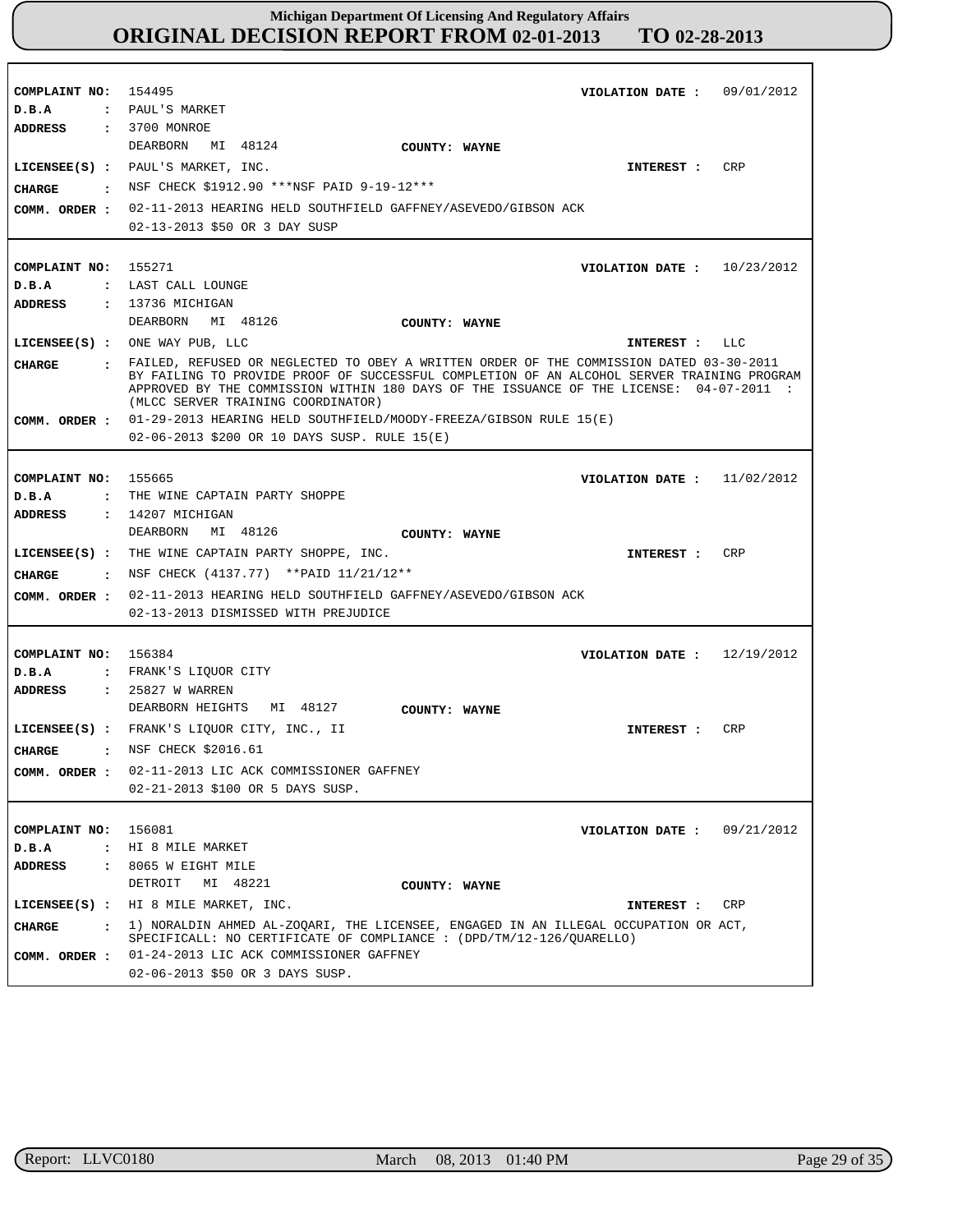# Michigan Department Of Licensing And Regulatory Affairs
## ORIGINAL DECISION REPORT FROM 02-01-2013 TO 02-28-2013

**COMPLAINT NO:** 154495 **VIOLATION DATE :** 09/01/2012
**D.B.A :** PAUL'S MARKET
**ADDRESS :** 3700 MONROE
DEARBORN MI 48124 **COUNTY: WAYNE**
**LICENSEE(S) :** PAUL'S MARKET, INC. **INTEREST :** CRP
**CHARGE :** NSF CHECK $1912.90 ***NSF PAID 9-19-12***
**COMM. ORDER :** 02-11-2013 HEARING HELD SOUTHFIELD GAFFNEY/ASEVEDO/GIBSON ACK
02-13-2013 $50 OR 3 DAY SUSP

---

**COMPLAINT NO:** 155271 **VIOLATION DATE :** 10/23/2012
**D.B.A :** LAST CALL LOUNGE
**ADDRESS :** 13736 MICHIGAN
DEARBORN MI 48126 **COUNTY: WAYNE**
**LICENSEE(S) :** ONE WAY PUB, LLC **INTEREST :** LLC
**CHARGE :** FAILED, REFUSED OR NEGLECTED TO OBEY A WRITTEN ORDER OF THE COMMISSION DATED 03-30-2011 BY FAILING TO PROVIDE PROOF OF SUCCESSFUL COMPLETION OF AN ALCOHOL SERVER TRAINING PROGRAM APPROVED BY THE COMMISSION WITHIN 180 DAYS OF THE ISSUANCE OF THE LICENSE: 04-07-2011 : (MLCC SERVER TRAINING COORDINATOR)
**COMM. ORDER :** 01-29-2013 HEARING HELD SOUTHFIELD/MOODY-FREEZA/GIBSON RULE 15(E)
02-06-2013 $200 OR 10 DAYS SUSP. RULE 15(E)

---

**COMPLAINT NO:** 155665 **VIOLATION DATE :** 11/02/2012
**D.B.A :** THE WINE CAPTAIN PARTY SHOPPE
**ADDRESS :** 14207 MICHIGAN
DEARBORN MI 48126 **COUNTY: WAYNE**
**LICENSEE(S) :** THE WINE CAPTAIN PARTY SHOPPE, INC. **INTEREST :** CRP
**CHARGE :** NSF CHECK (4137.77) **PAID 11/21/12**
**COMM. ORDER :** 02-11-2013 HEARING HELD SOUTHFIELD GAFFNEY/ASEVEDO/GIBSON ACK
02-13-2013 DISMISSED WITH PREJUDICE

---

**COMPLAINT NO:** 156384 **VIOLATION DATE :** 12/19/2012
**D.B.A :** FRANK'S LIQUOR CITY
**ADDRESS :** 25827 W WARREN
DEARBORN HEIGHTS MI 48127 **COUNTY: WAYNE**
**LICENSEE(S) :** FRANK'S LIQUOR CITY, INC., II **INTEREST :** CRP
**CHARGE :** NSF CHECK $2016.61
**COMM. ORDER :** 02-11-2013 LIC ACK COMMISSIONER GAFFNEY
02-21-2013 $100 OR 5 DAYS SUSP.

---

**COMPLAINT NO:** 156081 **VIOLATION DATE :** 09/21/2012
**D.B.A :** HI 8 MILE MARKET
**ADDRESS :** 8065 W EIGHT MILE
DETROIT MI 48221 **COUNTY: WAYNE**
**LICENSEE(S) :** HI 8 MILE MARKET, INC. **INTEREST :** CRP
**CHARGE :** 1) NORALDIN AHMED AL-ZOQARI, THE LICENSEE, ENGAGED IN AN ILLEGAL OCCUPATION OR ACT, SPECIFICALL: NO CERTIFICATE OF COMPLIANCE : (DPD/TM/12-126/QUARELLO)
**COMM. ORDER :** 01-24-2013 LIC ACK COMMISSIONER GAFFNEY
02-06-2013 $50 OR 3 DAYS SUSP.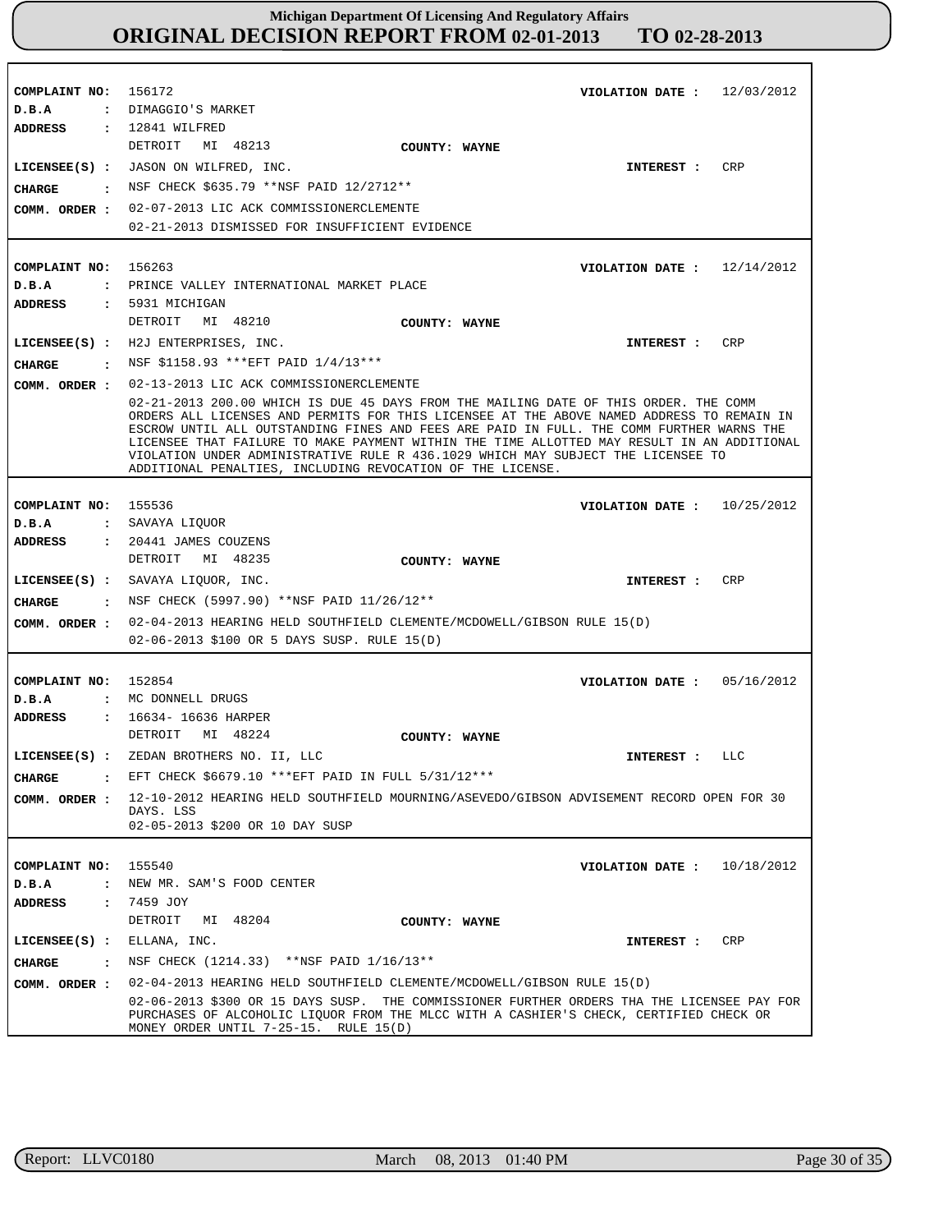# Michigan Department Of Licensing And Regulatory Affairs
## ORIGINAL DECISION REPORT FROM 02-01-2013 TO 02-28-2013

**COMPLAINT NO:** 156172 **VIOLATION DATE :** 12/03/2012
**D.B.A :** DIMAGGIO'S MARKET
**ADDRESS :** 12841 WILFRED
DETROIT MI 48213 **COUNTY: WAYNE**
**LICENSEE(S) :** JASON ON WILFRED, INC. **INTEREST :** CRP
**CHARGE :** NSF CHECK $635.79 **NSF PAID 12/2712**
**COMM. ORDER :** 02-07-2013 LIC ACK COMMISSIONERCLEMENTE
02-21-2013 DISMISSED FOR INSUFFICIENT EVIDENCE

---

**COMPLAINT NO:** 156263 **VIOLATION DATE :** 12/14/2012
**D.B.A :** PRINCE VALLEY INTERNATIONAL MARKET PLACE
**ADDRESS :** 5931 MICHIGAN
DETROIT MI 48210 **COUNTY: WAYNE**
**LICENSEE(S) :** H2J ENTERPRISES, INC. **INTEREST :** CRP
**CHARGE :** NSF $1158.93 ***EFT PAID 1/4/13***
**COMM. ORDER :** 02-13-2013 LIC ACK COMMISSIONERCLEMENTE
02-21-2013 200.00 WHICH IS DUE 45 DAYS FROM THE MAILING DATE OF THIS ORDER. THE COMM ORDERS ALL LICENSES AND PERMITS FOR THIS LICENSEE AT THE ABOVE NAMED ADDRESS TO REMAIN IN ESCROW UNTIL ALL OUTSTANDING FINES AND FEES ARE PAID IN FULL. THE COMM FURTHER WARNS THE LICENSEE THAT FAILURE TO MAKE PAYMENT WITHIN THE TIME ALLOTTED MAY RESULT IN AN ADDITIONAL VIOLATION UNDER ADMINISTRATIVE RULE R 436.1029 WHICH MAY SUBJECT THE LICENSEE TO ADDITIONAL PENALTIES, INCLUDING REVOCATION OF THE LICENSE.

---

**COMPLAINT NO:** 155536 **VIOLATION DATE :** 10/25/2012
**D.B.A :** SAVAYA LIQUOR
**ADDRESS :** 20441 JAMES COUZENS
DETROIT MI 48235 **COUNTY: WAYNE**
**LICENSEE(S) :** SAVAYA LIQUOR, INC. **INTEREST :** CRP
**CHARGE :** NSF CHECK (5997.90) **NSF PAID 11/26/12**
**COMM. ORDER :** 02-04-2013 HEARING HELD SOUTHFIELD CLEMENTE/MCDOWELL/GIBSON RULE 15(D)
02-06-2013 $100 OR 5 DAYS SUSP. RULE 15(D)

---

**COMPLAINT NO:** 152854 **VIOLATION DATE :** 05/16/2012
**D.B.A :** MC DONNELL DRUGS
**ADDRESS :** 16634- 16636 HARPER
DETROIT MI 48224 **COUNTY: WAYNE**
**LICENSEE(S) :** ZEDAN BROTHERS NO. II, LLC **INTEREST :** LLC
**CHARGE :** EFT CHECK $6679.10 ***EFT PAID IN FULL 5/31/12***
**COMM. ORDER :** 12-10-2012 HEARING HELD SOUTHFIELD MOURNING/ASEVEDO/GIBSON ADVISEMENT RECORD OPEN FOR 30 DAYS. LSS
02-05-2013 $200 OR 10 DAY SUSP

---

**COMPLAINT NO:** 155540 **VIOLATION DATE :** 10/18/2012
**D.B.A :** NEW MR. SAM'S FOOD CENTER
**ADDRESS :** 7459 JOY
DETROIT MI 48204 **COUNTY: WAYNE**
**LICENSEE(S) :** ELLANA, INC. **INTEREST :** CRP
**CHARGE :** NSF CHECK (1214.33) **NSF PAID 1/16/13**
**COMM. ORDER :** 02-04-2013 HEARING HELD SOUTHFIELD CLEMENTE/MCDOWELL/GIBSON RULE 15(D)
02-06-2013 $300 OR 15 DAYS SUSP. THE COMMISSIONER FURTHER ORDERS THA THE LICENSEE PAY FOR PURCHASES OF ALCOHOLIC LIQUOR FROM THE MLCC WITH A CASHIER'S CHECK, CERTIFIED CHECK OR MONEY ORDER UNTIL 7-25-15. RULE 15(D)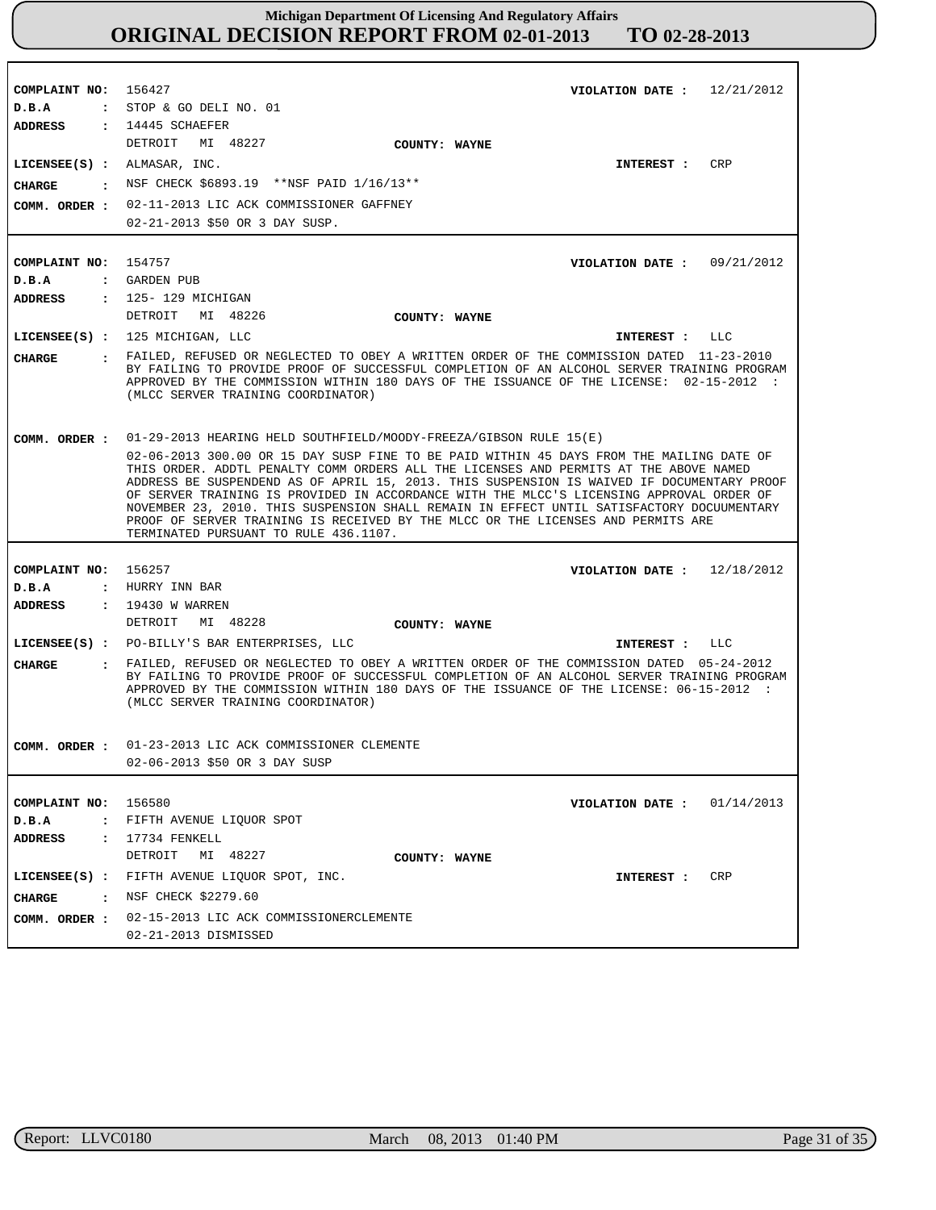# Michigan Department Of Licensing And Regulatory Affairs
# ORIGINAL DECISION REPORT FROM 02-01-2013 TO 02-28-2013

**COMPLAINT NO:** 156427
**VIOLATION DATE :** 12/21/2012
**D.B.A :** STOP & GO DELI NO. 01
**ADDRESS :** 14445 SCHAEFER
DETROIT MI 48227
**COUNTY:** WAYNE
**LICENSEE(S) :** ALMASAR, INC.
**INTEREST :** CRP
**CHARGE :** NSF CHECK $6893.19 **NSF PAID 1/16/13**
**COMM. ORDER :** 02-11-2013 LIC ACK COMMISSIONER GAFFNEY
02-21-2013 $50 OR 3 DAY SUSP.

---

**COMPLAINT NO:** 154757
**VIOLATION DATE :** 09/21/2012
**D.B.A :** GARDEN PUB
**ADDRESS :** 125- 129 MICHIGAN
DETROIT MI 48226
**COUNTY:** WAYNE
**LICENSEE(S) :** 125 MICHIGAN, LLC
**INTEREST :** LLC
**CHARGE :** FAILED, REFUSED OR NEGLECTED TO OBEY A WRITTEN ORDER OF THE COMMISSION DATED 11-23-2010 BY FAILING TO PROVIDE PROOF OF SUCCESSFUL COMPLETION OF AN ALCOHOL SERVER TRAINING PROGRAM APPROVED BY THE COMMISSION WITHIN 180 DAYS OF THE ISSUANCE OF THE LICENSE: 02-15-2012 : (MLCC SERVER TRAINING COORDINATOR)
**COMM. ORDER :** 01-29-2013 HEARING HELD SOUTHFIELD/MOODY-FREEZA/GIBSON RULE 15(E)
02-06-2013 300.00 OR 15 DAY SUSP FINE TO BE PAID WITHIN 45 DAYS FROM THE MAILING DATE OF THIS ORDER. ADDTL PENALTY COMM ORDERS ALL THE LICENSES AND PERMITS AT THE ABOVE NAMED ADDRESS BE SUSPENDEND AS OF APRIL 15, 2013. THIS SUSPENSION IS WAIVED IF DOCUMENTARY PROOF OF SERVER TRAINING IS PROVIDED IN ACCORDANCE WITH THE MLCC'S LICENSING APPROVAL ORDER OF NOVEMBER 23, 2010. THIS SUSPENSION SHALL REMAIN IN EFFECT UNTIL SATISFACTORY DOCUUMENTARY PROOF OF SERVER TRAINING IS RECEIVED BY THE MLCC OR THE LICENSES AND PERMITS ARE TERMINATED PURSUANT TO RULE 436.1107.

---

**COMPLAINT NO:** 156257
**VIOLATION DATE :** 12/18/2012
**D.B.A :** HURRY INN BAR
**ADDRESS :** 19430 W WARREN
DETROIT MI 48228
**COUNTY:** WAYNE
**LICENSEE(S) :** PO-BILLY'S BAR ENTERPRISES, LLC
**INTEREST :** LLC
**CHARGE :** FAILED, REFUSED OR NEGLECTED TO OBEY A WRITTEN ORDER OF THE COMMISSION DATED 05-24-2012 BY FAILING TO PROVIDE PROOF OF SUCCESSFUL COMPLETION OF AN ALCOHOL SERVER TRAINING PROGRAM APPROVED BY THE COMMISSION WITHIN 180 DAYS OF THE ISSUANCE OF THE LICENSE: 06-15-2012 : (MLCC SERVER TRAINING COORDINATOR)
**COMM. ORDER :** 01-23-2013 LIC ACK COMMISSIONER CLEMENTE
02-06-2013 $50 OR 3 DAY SUSP

---

**COMPLAINT NO:** 156580
**VIOLATION DATE :** 01/14/2013
**D.B.A :** FIFTH AVENUE LIQUOR SPOT
**ADDRESS :** 17734 FENKELL
DETROIT MI 48227
**COUNTY:** WAYNE
**LICENSEE(S) :** FIFTH AVENUE LIQUOR SPOT, INC.
**INTEREST :** CRP
**CHARGE :** NSF CHECK $2279.60
**COMM. ORDER :** 02-15-2013 LIC ACK COMMISSIONERCLEMENTE
02-21-2013 DISMISSED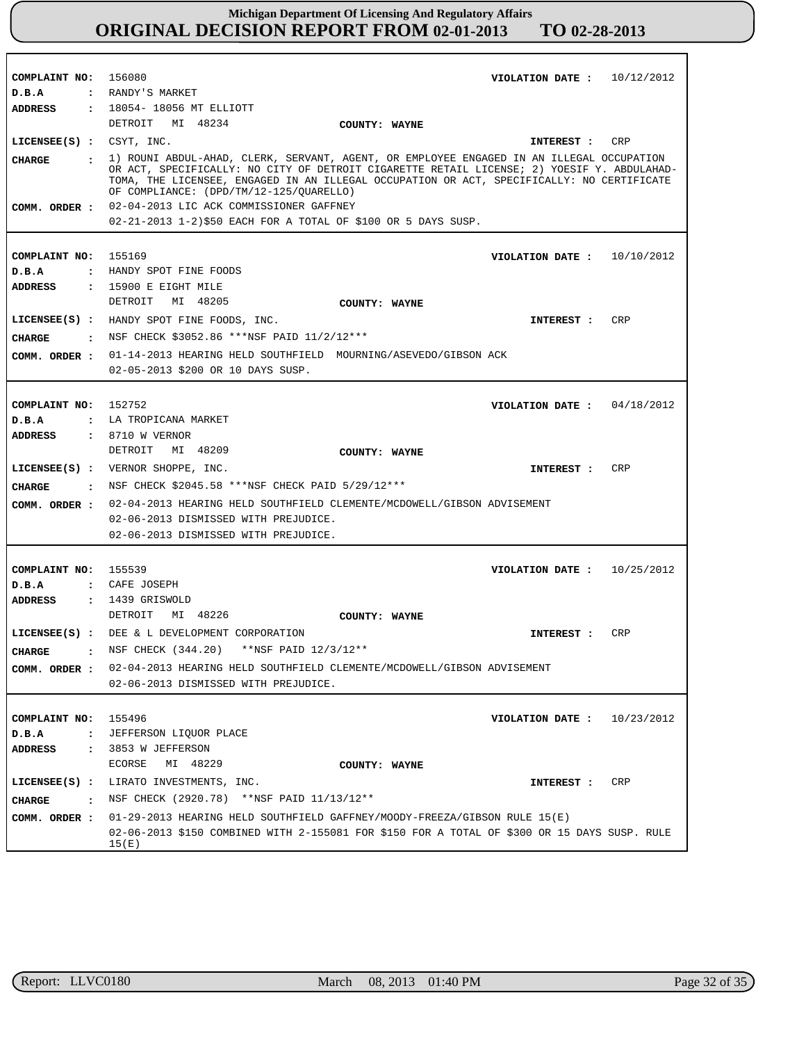# Michigan Department Of Licensing And Regulatory Affairs
## ORIGINAL DECISION REPORT FROM 02-01-2013 TO 02-28-2013

**COMPLAINT NO:** 156080 **VIOLATION DATE :** 10/12/2012
**D.B.A :** RANDY'S MARKET
**ADDRESS :** 18054- 18056 MT ELLIOTT
DETROIT MI 48234 **COUNTY: WAYNE**
**LICENSEE(S) :** CSYT, INC. **INTEREST :** CRP
**CHARGE :** 1) ROUNI ABDUL-AHAD, CLERK, SERVANT, AGENT, OR EMPLOYEE ENGAGED IN AN ILLEGAL OCCUPATION OR ACT, SPECIFICALLY: NO CITY OF DETROIT CIGARETTE RETAIL LICENSE; 2) YOESIF Y. ABDULAHAD-TOMA, THE LICENSEE, ENGAGED IN AN ILLEGAL OCCUPATION OR ACT, SPECIFICALLY: NO CERTIFICATE OF COMPLIANCE: (DPD/TM/12-125/QUARELLO)
**COMM. ORDER :** 02-04-2013 LIC ACK COMMISSIONER GAFFNEY
02-21-2013 1-2)$50 EACH FOR A TOTAL OF $100 OR 5 DAYS SUSP.

---

**COMPLAINT NO:** 155169 **VIOLATION DATE :** 10/10/2012
**D.B.A :** HANDY SPOT FINE FOODS
**ADDRESS :** 15900 E EIGHT MILE
DETROIT MI 48205 **COUNTY: WAYNE**
**LICENSEE(S) :** HANDY SPOT FINE FOODS, INC. **INTEREST :** CRP
**CHARGE :** NSF CHECK $3052.86 ***NSF PAID 11/2/12***
**COMM. ORDER :** 01-14-2013 HEARING HELD SOUTHFIELD MOURNING/ASEVEDO/GIBSON ACK
02-05-2013 $200 OR 10 DAYS SUSP.

---

**COMPLAINT NO:** 152752 **VIOLATION DATE :** 04/18/2012
**D.B.A :** LA TROPICANA MARKET
**ADDRESS :** 8710 W VERNOR
DETROIT MI 48209 **COUNTY: WAYNE**
**LICENSEE(S) :** VERNOR SHOPPE, INC. **INTEREST :** CRP
**CHARGE :** NSF CHECK $2045.58 ***NSF CHECK PAID 5/29/12***
**COMM. ORDER :** 02-04-2013 HEARING HELD SOUTHFIELD CLEMENTE/MCDOWELL/GIBSON ADVISEMENT
02-06-2013 DISMISSED WITH PREJUDICE.
02-06-2013 DISMISSED WITH PREJUDICE.

---

**COMPLAINT NO:** 155539 **VIOLATION DATE :** 10/25/2012
**D.B.A :** CAFE JOSEPH
**ADDRESS :** 1439 GRISWOLD
DETROIT MI 48226 **COUNTY: WAYNE**
**LICENSEE(S) :** DEE & L DEVELOPMENT CORPORATION **INTEREST :** CRP
**CHARGE :** NSF CHECK (344.20) **NSF PAID 12/3/12**
**COMM. ORDER :** 02-04-2013 HEARING HELD SOUTHFIELD CLEMENTE/MCDOWELL/GIBSON ADVISEMENT
02-06-2013 DISMISSED WITH PREJUDICE.

---

**COMPLAINT NO:** 155496 **VIOLATION DATE :** 10/23/2012
**D.B.A :** JEFFERSON LIQUOR PLACE
**ADDRESS :** 3853 W JEFFERSON
ECORSE MI 48229 **COUNTY: WAYNE**
**LICENSEE(S) :** LIRATO INVESTMENTS, INC. **INTEREST :** CRP
**CHARGE :** NSF CHECK (2920.78) **NSF PAID 11/13/12**
**COMM. ORDER :** 01-29-2013 HEARING HELD SOUTHFIELD GAFFNEY/MOODY-FREEZA/GIBSON RULE 15(E)
02-06-2013 $150 COMBINED WITH 2-155081 FOR $150 FOR A TOTAL OF $300 OR 15 DAYS SUSP. RULE 15(E)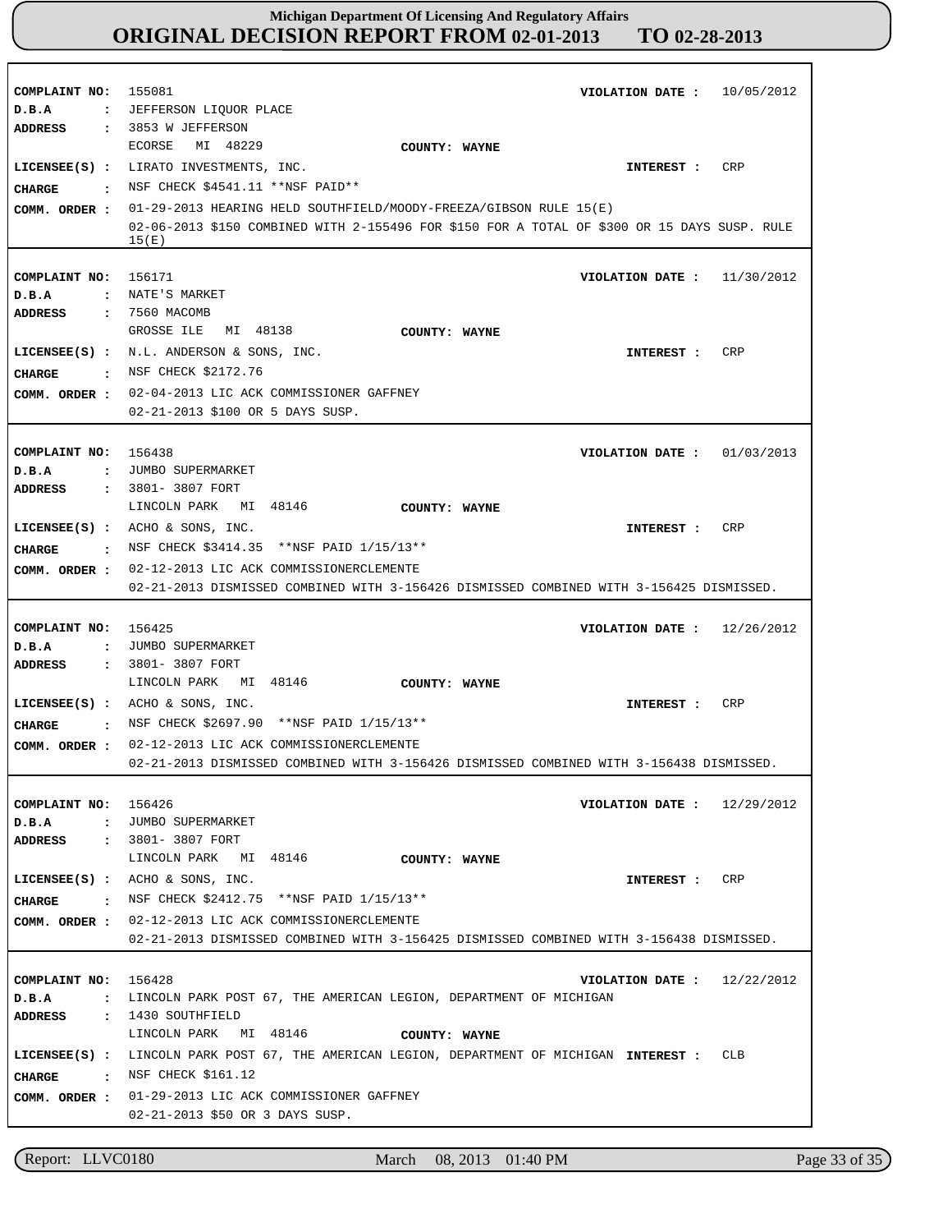**Michigan Department Of Licensing And Regulatory Affairs**
**ORIGINAL DECISION REPORT FROM 02-01-2013 TO 02-28-2013**

**COMPLAINT NO:** 155081 **VIOLATION DATE :** 10/05/2012
**D.B.A :** JEFFERSON LIQUOR PLACE
**ADDRESS :** 3853 W JEFFERSON
ECORSE MI 48229 **COUNTY: WAYNE**
**LICENSEE(S) :** LIRATO INVESTMENTS, INC. **INTEREST :** CRP
**CHARGE :** NSF CHECK $4541.11 **NSF PAID**
**COMM. ORDER :** 01-29-2013 HEARING HELD SOUTHFIELD/MOODY-FREEZA/GIBSON RULE 15(E)
02-06-2013 $150 COMBINED WITH 2-155496 FOR $150 FOR A TOTAL OF $300 OR 15 DAYS SUSP. RULE 15(E)

---

**COMPLAINT NO:** 156171 **VIOLATION DATE :** 11/30/2012
**D.B.A :** NATE'S MARKET
**ADDRESS :** 7560 MACOMB
GROSSE ILE MI 48138 **COUNTY: WAYNE**
**LICENSEE(S) :** N.L. ANDERSON & SONS, INC. **INTEREST :** CRP
**CHARGE :** NSF CHECK $2172.76
**COMM. ORDER :** 02-04-2013 LIC ACK COMMISSIONER GAFFNEY
02-21-2013 $100 OR 5 DAYS SUSP.

---

**COMPLAINT NO:** 156438 **VIOLATION DATE :** 01/03/2013
**D.B.A :** JUMBO SUPERMARKET
**ADDRESS :** 3801- 3807 FORT
LINCOLN PARK MI 48146 **COUNTY: WAYNE**
**LICENSEE(S) :** ACHO & SONS, INC. **INTEREST :** CRP
**CHARGE :** NSF CHECK $3414.35 **NSF PAID 1/15/13**
**COMM. ORDER :** 02-12-2013 LIC ACK COMMISSIONERCLEMENTE
02-21-2013 DISMISSED COMBINED WITH 3-156426 DISMISSED COMBINED WITH 3-156425 DISMISSED.

---

**COMPLAINT NO:** 156425 **VIOLATION DATE :** 12/26/2012
**D.B.A :** JUMBO SUPERMARKET
**ADDRESS :** 3801- 3807 FORT
LINCOLN PARK MI 48146 **COUNTY: WAYNE**
**LICENSEE(S) :** ACHO & SONS, INC. **INTEREST :** CRP
**CHARGE :** NSF CHECK $2697.90 **NSF PAID 1/15/13**
**COMM. ORDER :** 02-12-2013 LIC ACK COMMISSIONERCLEMENTE
02-21-2013 DISMISSED COMBINED WITH 3-156426 DISMISSED COMBINED WITH 3-156438 DISMISSED.

---

**COMPLAINT NO:** 156426 **VIOLATION DATE :** 12/29/2012
**D.B.A :** JUMBO SUPERMARKET
**ADDRESS :** 3801- 3807 FORT
LINCOLN PARK MI 48146 **COUNTY: WAYNE**
**LICENSEE(S) :** ACHO & SONS, INC. **INTEREST :** CRP
**CHARGE :** NSF CHECK $2412.75 **NSF PAID 1/15/13**
**COMM. ORDER :** 02-12-2013 LIC ACK COMMISSIONERCLEMENTE
02-21-2013 DISMISSED COMBINED WITH 3-156425 DISMISSED COMBINED WITH 3-156438 DISMISSED.

---

**COMPLAINT NO:** 156428 **VIOLATION DATE :** 12/22/2012
**D.B.A :** LINCOLN PARK POST 67, THE AMERICAN LEGION, DEPARTMENT OF MICHIGAN
**ADDRESS :** 1430 SOUTHFIELD
LINCOLN PARK MI 48146 **COUNTY: WAYNE**
**LICENSEE(S) :** LINCOLN PARK POST 67, THE AMERICAN LEGION, DEPARTMENT OF MICHIGAN **INTEREST :** CLB
**CHARGE :** NSF CHECK $161.12
**COMM. ORDER :** 01-29-2013 LIC ACK COMMISSIONER GAFFNEY
02-21-2013 $50 OR 3 DAYS SUSP.

Report: LLVC0180 March 08, 2013 01:40 PM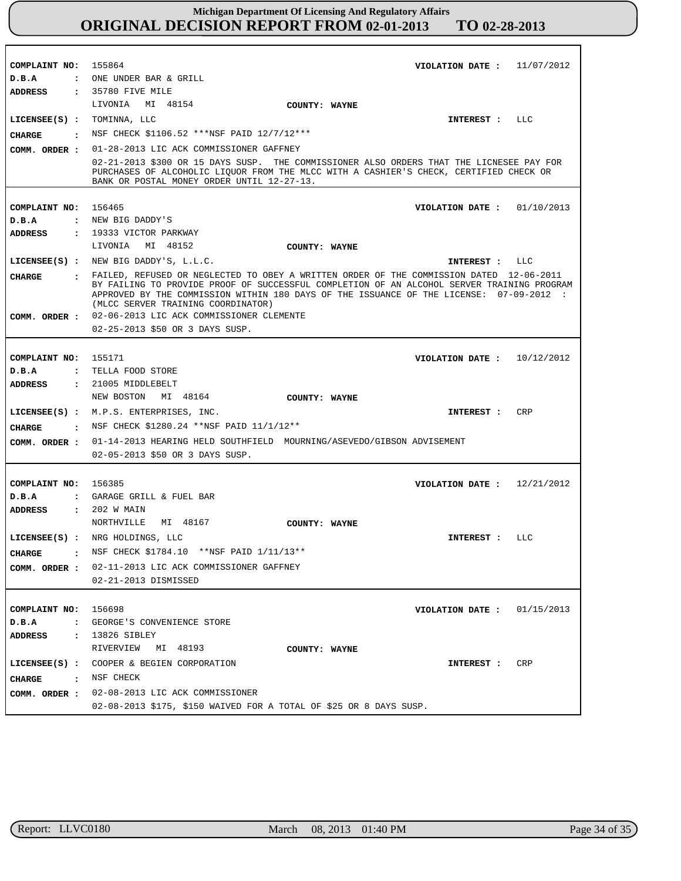**Michigan Department Of Licensing And Regulatory Affairs**

# ORIGINAL DECISION REPORT FROM 02-01-2013 TO 02-28-2013

---

**COMPLAINT NO:** 155864 **VIOLATION DATE :** 11/07/2012
**D.B.A :** ONE UNDER BAR & GRILL
**ADDRESS :** 35780 FIVE MILE
LIVONIA MI 48154 **COUNTY: WAYNE**
**LICENSEE(S) :** TOMINNA, LLC **INTEREST :** LLC
**CHARGE :** NSF CHECK $1106.52 ***NSF PAID 12/7/12***
**COMM. ORDER :** 01-28-2013 LIC ACK COMMISSIONER GAFFNEY
02-21-2013 $300 OR 15 DAYS SUSP. THE COMMISSIONER ALSO ORDERS THAT THE LICNESEE PAY FOR PURCHASES OF ALCOHOLIC LIQUOR FROM THE MLCC WITH A CASHIER'S CHECK, CERTIFIED CHECK OR BANK OR POSTAL MONEY ORDER UNTIL 12-27-13.

---

**COMPLAINT NO:** 156465 **VIOLATION DATE :** 01/10/2013
**D.B.A :** NEW BIG DADDY'S
**ADDRESS :** 19333 VICTOR PARKWAY
LIVONIA MI 48152 **COUNTY: WAYNE**
**LICENSEE(S) :** NEW BIG DADDY'S, L.L.C. **INTEREST :** LLC
**CHARGE :** FAILED, REFUSED OR NEGLECTED TO OBEY A WRITTEN ORDER OF THE COMMISSION DATED 12-06-2011 BY FAILING TO PROVIDE PROOF OF SUCCESSFUL COMPLETION OF AN ALCOHOL SERVER TRAINING PROGRAM APPROVED BY THE COMMISSION WITHIN 180 DAYS OF THE ISSUANCE OF THE LICENSE: 07-09-2012 : (MLCC SERVER TRAINING COORDINATOR)
**COMM. ORDER :** 02-06-2013 LIC ACK COMMISSIONER CLEMENTE
02-25-2013 $50 OR 3 DAYS SUSP.

---

**COMPLAINT NO:** 155171 **VIOLATION DATE :** 10/12/2012
**D.B.A :** TELLA FOOD STORE
**ADDRESS :** 21005 MIDDLEBELT
NEW BOSTON MI 48164 **COUNTY: WAYNE**
**LICENSEE(S) :** M.P.S. ENTERPRISES, INC. **INTEREST :** CRP
**CHARGE :** NSF CHECK $1280.24 **NSF PAID 11/1/12**
**COMM. ORDER :** 01-14-2013 HEARING HELD SOUTHFIELD MOURNING/ASEVEDO/GIBSON ADVISEMENT
02-05-2013 $50 OR 3 DAYS SUSP.

---

**COMPLAINT NO:** 156385 **VIOLATION DATE :** 12/21/2012
**D.B.A :** GARAGE GRILL & FUEL BAR
**ADDRESS :** 202 W MAIN
NORTHVILLE MI 48167 **COUNTY: WAYNE**
**LICENSEE(S) :** NRG HOLDINGS, LLC **INTEREST :** LLC
**CHARGE :** NSF CHECK $1784.10 **NSF PAID 1/11/13**
**COMM. ORDER :** 02-11-2013 LIC ACK COMMISSIONER GAFFNEY
02-21-2013 DISMISSED

---

**COMPLAINT NO:** 156698 **VIOLATION DATE :** 01/15/2013
**D.B.A :** GEORGE'S CONVENIENCE STORE
**ADDRESS :** 13826 SIBLEY
RIVERVIEW MI 48193 **COUNTY: WAYNE**
**LICENSEE(S) :** COOPER & BEGIEN CORPORATION **INTEREST :** CRP
**CHARGE :** NSF CHECK
**COMM. ORDER :** 02-08-2013 LIC ACK COMMISSIONER
02-08-2013 $175, $150 WAIVED FOR A TOTAL OF $25 OR 8 DAYS SUSP.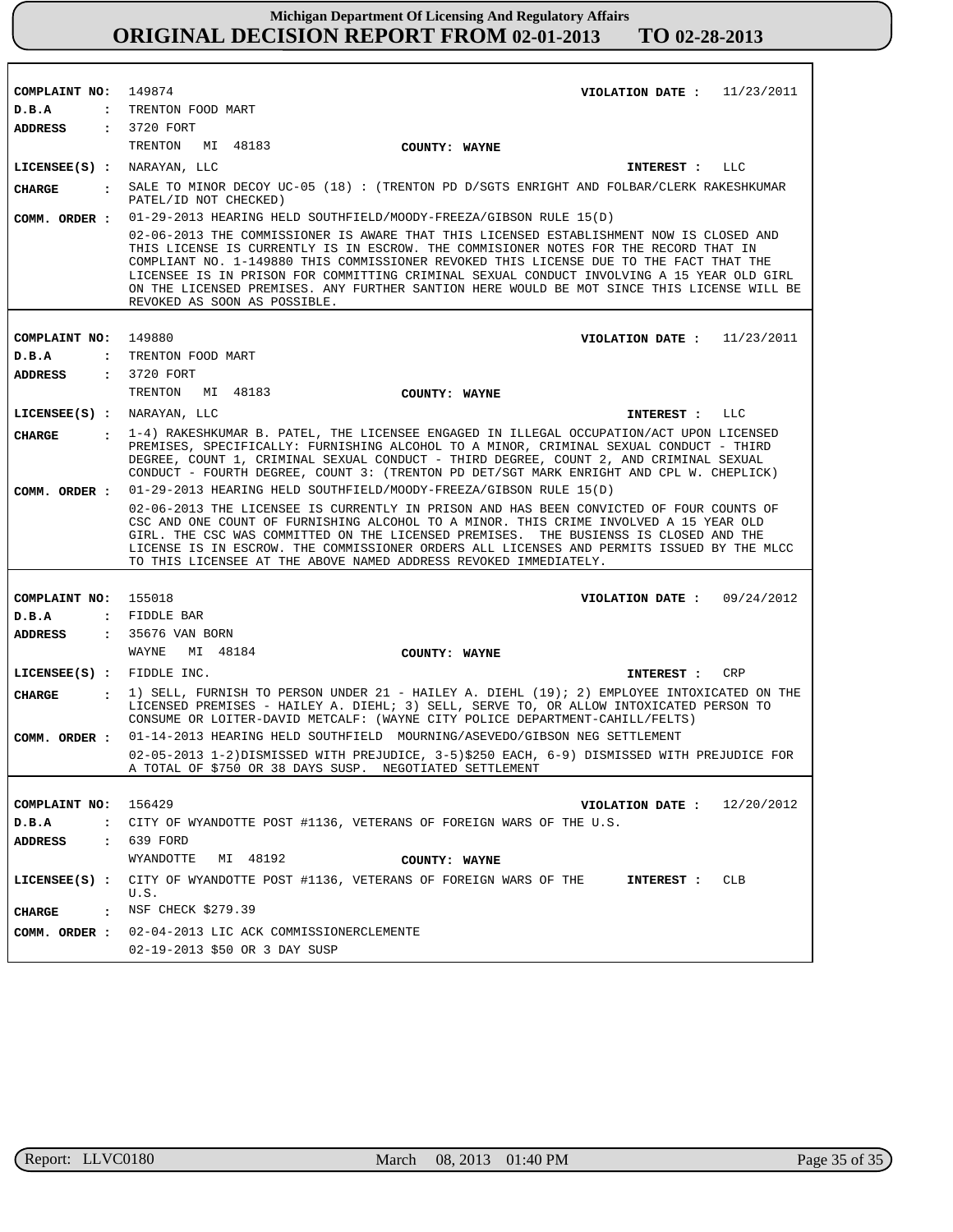# Michigan Department Of Licensing And Regulatory Affairs
## ORIGINAL DECISION REPORT FROM 02-01-2013 TO 02-28-2013

**COMPLAINT NO:** 149874 **VIOLATION DATE :** 11/23/2011
**D.B.A :** TRENTON FOOD MART
**ADDRESS :** 3720 FORT
TRENTON MI 48183 **COUNTY: WAYNE**
**LICENSEE(S) :** NARAYAN, LLC **INTEREST :** LLC
**CHARGE :** SALE TO MINOR DECOY UC-05 (18) : (TRENTON PD D/SGTS ENRIGHT AND FOLBAR/CLERK RAKESHKUMAR PATEL/ID NOT CHECKED)
**COMM. ORDER :** 01-29-2013 HEARING HELD SOUTHFIELD/MOODY-FREEZA/GIBSON RULE 15(D)
02-06-2013 THE COMMISSIONER IS AWARE THAT THIS LICENSED ESTABLISHMENT NOW IS CLOSED AND THIS LICENSE IS CURRENTLY IS IN ESCROW. THE COMMISIONER NOTES FOR THE RECORD THAT IN COMPLIANT NO. 1-149880 THIS COMMISSIONER REVOKED THIS LICENSE DUE TO THE FACT THAT THE LICENSEE IS IN PRISON FOR COMMITTING CRIMINAL SEXUAL CONDUCT INVOLVING A 15 YEAR OLD GIRL ON THE LICENSED PREMISES. ANY FURTHER SANTION HERE WOULD BE MOT SINCE THIS LICENSE WILL BE REVOKED AS SOON AS POSSIBLE.

---

**COMPLAINT NO:** 149880 **VIOLATION DATE :** 11/23/2011
**D.B.A :** TRENTON FOOD MART
**ADDRESS :** 3720 FORT
TRENTON MI 48183 **COUNTY: WAYNE**
**LICENSEE(S) :** NARAYAN, LLC **INTEREST :** LLC
**CHARGE :** 1-4) RAKESHKUMAR B. PATEL, THE LICENSEE ENGAGED IN ILLEGAL OCCUPATION/ACT UPON LICENSED PREMISES, SPECIFICALLY: FURNISHING ALCOHOL TO A MINOR, CRIMINAL SEXUAL CONDUCT - THIRD DEGREE, COUNT 1, CRIMINAL SEXUAL CONDUCT - THIRD DEGREE, COUNT 2, AND CRIMINAL SEXUAL CONDUCT - FOURTH DEGREE, COUNT 3: (TRENTON PD DET/SGT MARK ENRIGHT AND CPL W. CHEPLICK)
**COMM. ORDER :** 01-29-2013 HEARING HELD SOUTHFIELD/MOODY-FREEZA/GIBSON RULE 15(D)
02-06-2013 THE LICENSEE IS CURRENTLY IN PRISON AND HAS BEEN CONVICTED OF FOUR COUNTS OF CSC AND ONE COUNT OF FURNISHING ALCOHOL TO A MINOR. THIS CRIME INVOLVED A 15 YEAR OLD GIRL. THE CSC WAS COMMITTED ON THE LICENSED PREMISES. THE BUSIENSS IS CLOSED AND THE LICENSE IS IN ESCROW. THE COMMISSIONER ORDERS ALL LICENSES AND PERMITS ISSUED BY THE MLCC TO THIS LICENSEE AT THE ABOVE NAMED ADDRESS REVOKED IMMEDIATELY.

---

**COMPLAINT NO:** 155018 **VIOLATION DATE :** 09/24/2012
**D.B.A :** FIDDLE BAR
**ADDRESS :** 35676 VAN BORN
WAYNE MI 48184 **COUNTY: WAYNE**
**LICENSEE(S) :** FIDDLE INC. **INTEREST :** CRP
**CHARGE :** 1) SELL, FURNISH TO PERSON UNDER 21 - HAILEY A. DIEHL (19); 2) EMPLOYEE INTOXICATED ON THE LICENSED PREMISES - HAILEY A. DIEHL; 3) SELL, SERVE TO, OR ALLOW INTOXICATED PERSON TO CONSUME OR LOITER-DAVID METCALF: (WAYNE CITY POLICE DEPARTMENT-CAHILL/FELTS)
**COMM. ORDER :** 01-14-2013 HEARING HELD SOUTHFIELD MOURNING/ASEVEDO/GIBSON NEG SETTLEMENT
02-05-2013 1-2)DISMISSED WITH PREJUDICE, 3-5)$250 EACH, 6-9) DISMISSED WITH PREJUDICE FOR A TOTAL OF $750 OR 38 DAYS SUSP. NEGOTIATED SETTLEMENT

---

**COMPLAINT NO:** 156429 **VIOLATION DATE :** 12/20/2012
**D.B.A :** CITY OF WYANDOTTE POST #1136, VETERANS OF FOREIGN WARS OF THE U.S.
**ADDRESS :** 639 FORD
WYANDOTTE MI 48192 **COUNTY: WAYNE**
**LICENSEE(S) :** CITY OF WYANDOTTE POST #1136, VETERANS OF FOREIGN WARS OF THE U.S. **INTEREST :** CLB
**CHARGE :** NSF CHECK $279.39
**COMM. ORDER :** 02-04-2013 LIC ACK COMMISSIONERCLEMENTE
02-19-2013 $50 OR 3 DAY SUSP

---

Report: LLVC0180 March 08, 2013 01:40 PM